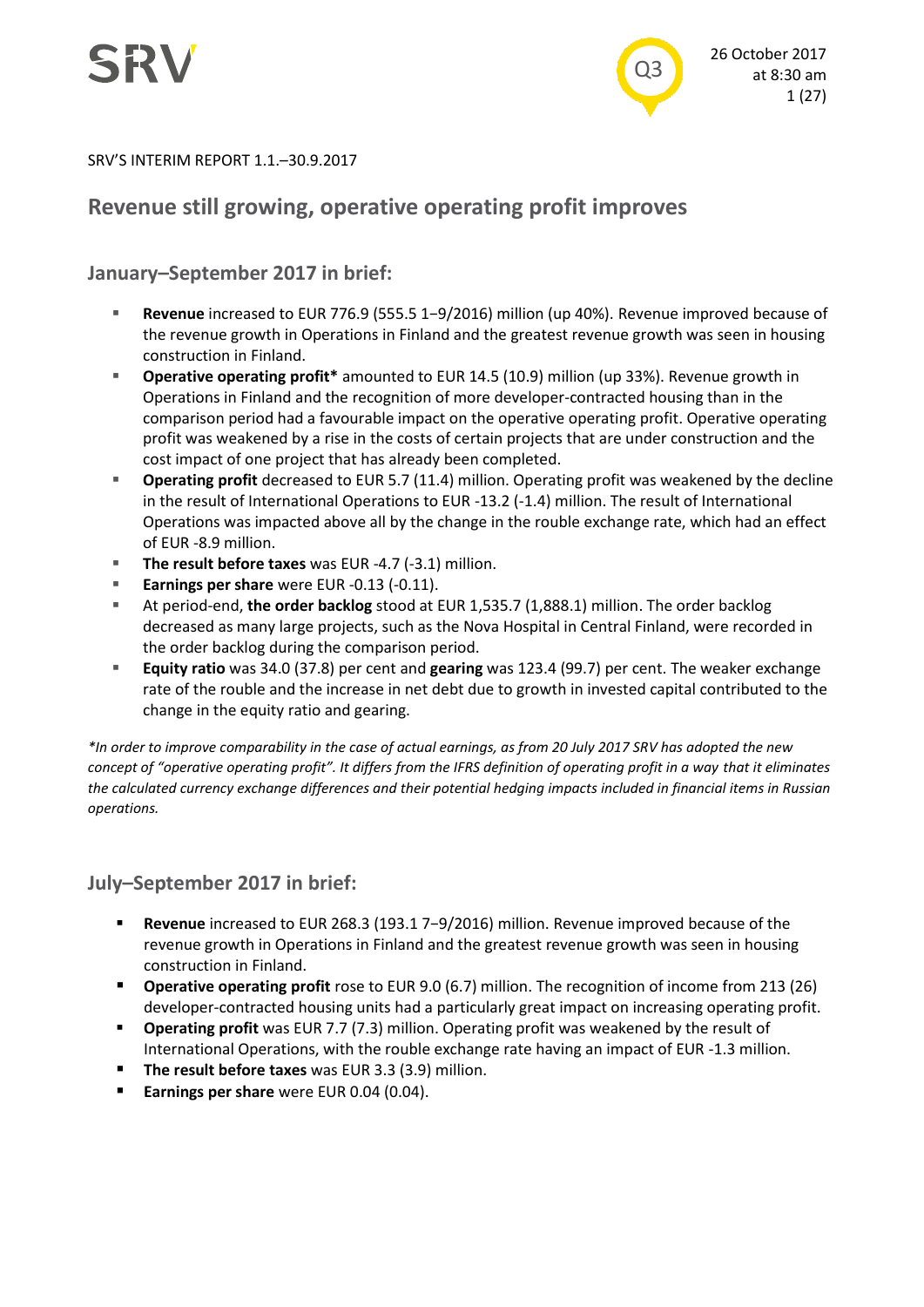SRV'S INTERIM REPORT 1.1.–30.9.2017

# Revenue still growing, operative operating profit improves

## January–September 2017 in brief:

- **Revenue** increased to EUR 776.9 (555.5 1−9/2016) million (up 40%). Revenue improved because of the revenue growth in Operations in Finland and the greatest revenue growth was seen in housing construction in Finland.
- **Operative operating profit*** amounted to EUR 14.5 (10.9) million (up 33%). Revenue growth in Operations in Finland and the recognition of more developer-contracted housing than in the comparison period had a favourable impact on the operative operating profit. Operative operating profit was weakened by a rise in the costs of certain projects that are under construction and the cost impact of one project that has already been completed.
- **Operating profit** decreased to EUR 5.7 (11.4) million. Operating profit was weakened by the decline in the result of International Operations to EUR -13.2 (-1.4) million. The result of International Operations was impacted above all by the change in the rouble exchange rate, which had an effect of EUR -8.9 million.
- **The result before taxes** was EUR -4.7 (-3.1) million.
- **Earnings per share** were EUR -0.13 (-0.11).
- At period-end, **the order backlog** stood at EUR 1,535.7 (1,888.1) million. The order backlog decreased as many large projects, such as the Nova Hospital in Central Finland, were recorded in the order backlog during the comparison period.
- **Equity ratio** was 34.0 (37.8) per cent and **gearing** was 123.4 (99.7) per cent. The weaker exchange rate of the rouble and the increase in net debt due to growth in invested capital contributed to the change in the equity ratio and gearing.

*\*In order to improve comparability in the case of actual earnings, as from 20 July 2017 SRV has adopted the new concept of "operative operating profit". It differs from the IFRS definition of operating profit in a way that it eliminates the calculated currency exchange differences and their potential hedging impacts included in financial items in Russian operations.*

## July–September 2017 in brief:

- **Revenue** increased to EUR 268.3 (193.1 7−9/2016) million. Revenue improved because of the revenue growth in Operations in Finland and the greatest revenue growth was seen in housing construction in Finland.
- **Operative operating profit** rose to EUR 9.0 (6.7) million. The recognition of income from 213 (26) developer-contracted housing units had a particularly great impact on increasing operating profit.
- **Operating profit** was EUR 7.7 (7.3) million. Operating profit was weakened by the result of International Operations, with the rouble exchange rate having an impact of EUR -1.3 million.
- **The result before taxes** was EUR 3.3 (3.9) million.
- **Earnings per share** were EUR 0.04 (0.04).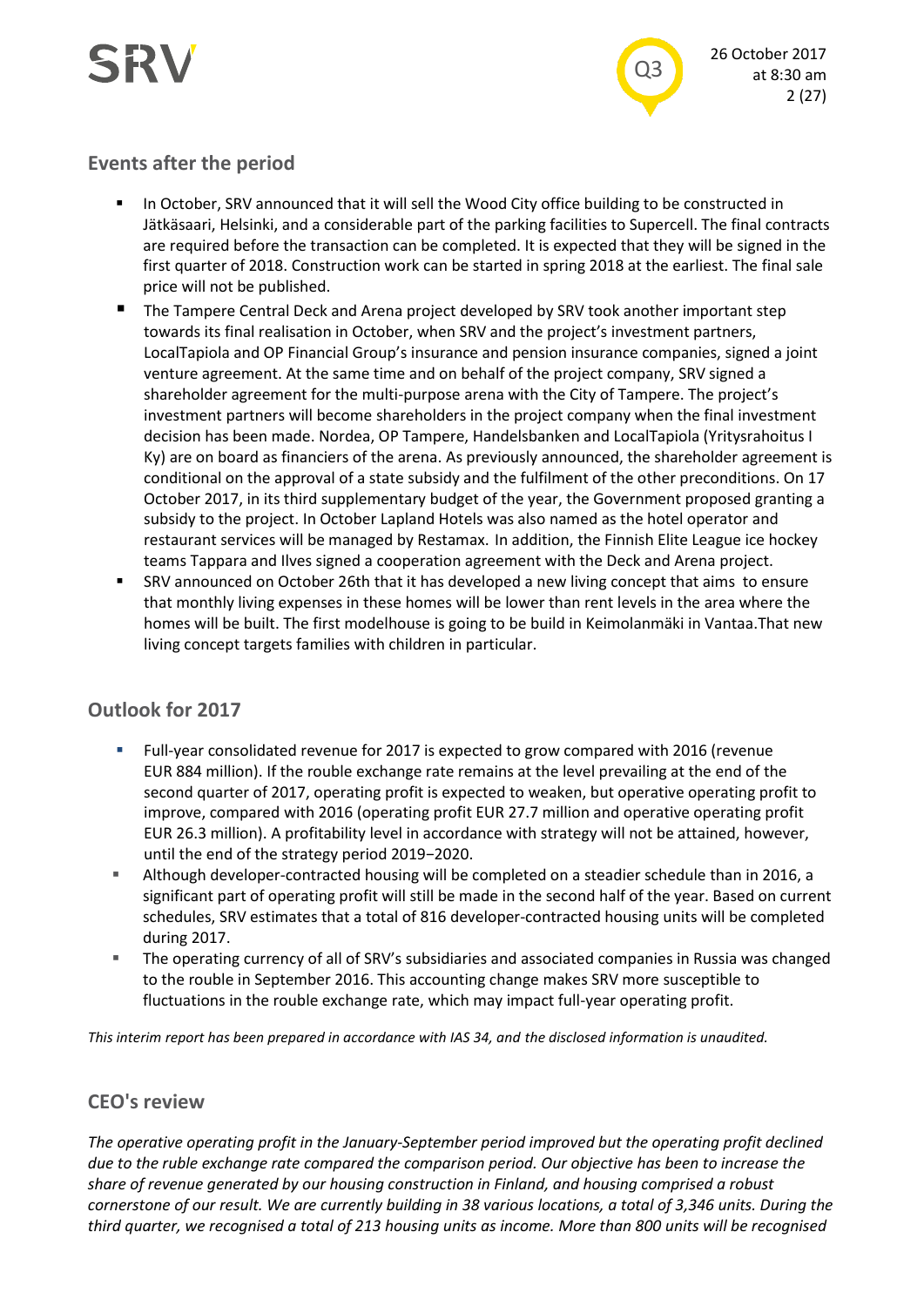## Events after the period

- In October, SRV announced that it will sell the Wood City office building to be constructed in Jätkäsaari, Helsinki, and a considerable part of the parking facilities to Supercell. The final contracts are required before the transaction can be completed. It is expected that they will be signed in the first quarter of 2018. Construction work can be started in spring 2018 at the earliest. The final sale price will not be published.
- The Tampere Central Deck and Arena project developed by SRV took another important step towards its final realisation in October, when SRV and the project's investment partners, LocalTapiola and OP Financial Group's insurance and pension insurance companies, signed a joint venture agreement. At the same time and on behalf of the project company, SRV signed a shareholder agreement for the multi-purpose arena with the City of Tampere. The project's investment partners will become shareholders in the project company when the final investment decision has been made. Nordea, OP Tampere, Handelsbanken and LocalTapiola (Yritysrahoitus I Ky) are on board as financiers of the arena. As previously announced, the shareholder agreement is conditional on the approval of a state subsidy and the fulfilment of the other preconditions. On 17 October 2017, in its third supplementary budget of the year, the Government proposed granting a subsidy to the project. In October Lapland Hotels was also named as the hotel operator and restaurant services will be managed by Restamax. In addition, the Finnish Elite League ice hockey teams Tappara and Ilves signed a cooperation agreement with the Deck and Arena project.
- SRV announced on October 26th that it has developed a new living concept that aims to ensure that monthly living expenses in these homes will be lower than rent levels in the area where the homes will be built. The first modelhouse is going to be build in Keimolanmäki in Vantaa.That new living concept targets families with children in particular.

## Outlook for 2017

- Full-year consolidated revenue for 2017 is expected to grow compared with 2016 (revenue EUR 884 million). If the rouble exchange rate remains at the level prevailing at the end of the second quarter of 2017, operating profit is expected to weaken, but operative operating profit to improve, compared with 2016 (operating profit EUR 27.7 million and operative operating profit EUR 26.3 million). A profitability level in accordance with strategy will not be attained, however, until the end of the strategy period 2019−2020.
- Although developer-contracted housing will be completed on a steadier schedule than in 2016, a significant part of operating profit will still be made in the second half of the year. Based on current schedules, SRV estimates that a total of 816 developer-contracted housing units will be completed during 2017.
- The operating currency of all of SRV's subsidiaries and associated companies in Russia was changed to the rouble in September 2016. This accounting change makes SRV more susceptible to fluctuations in the rouble exchange rate, which may impact full-year operating profit.

*This interim report has been prepared in accordance with IAS 34, and the disclosed information is unaudited.*

## CEO's review

*The operative operating profit in the January-September period improved but the operating profit declined due to the ruble exchange rate compared the comparison period. Our objective has been to increase the share of revenue generated by our housing construction in Finland, and housing comprised a robust cornerstone of our result. We are currently building in 38 various locations, a total of 3,346 units. During the third quarter, we recognised a total of 213 housing units as income. More than 800 units will be recognised*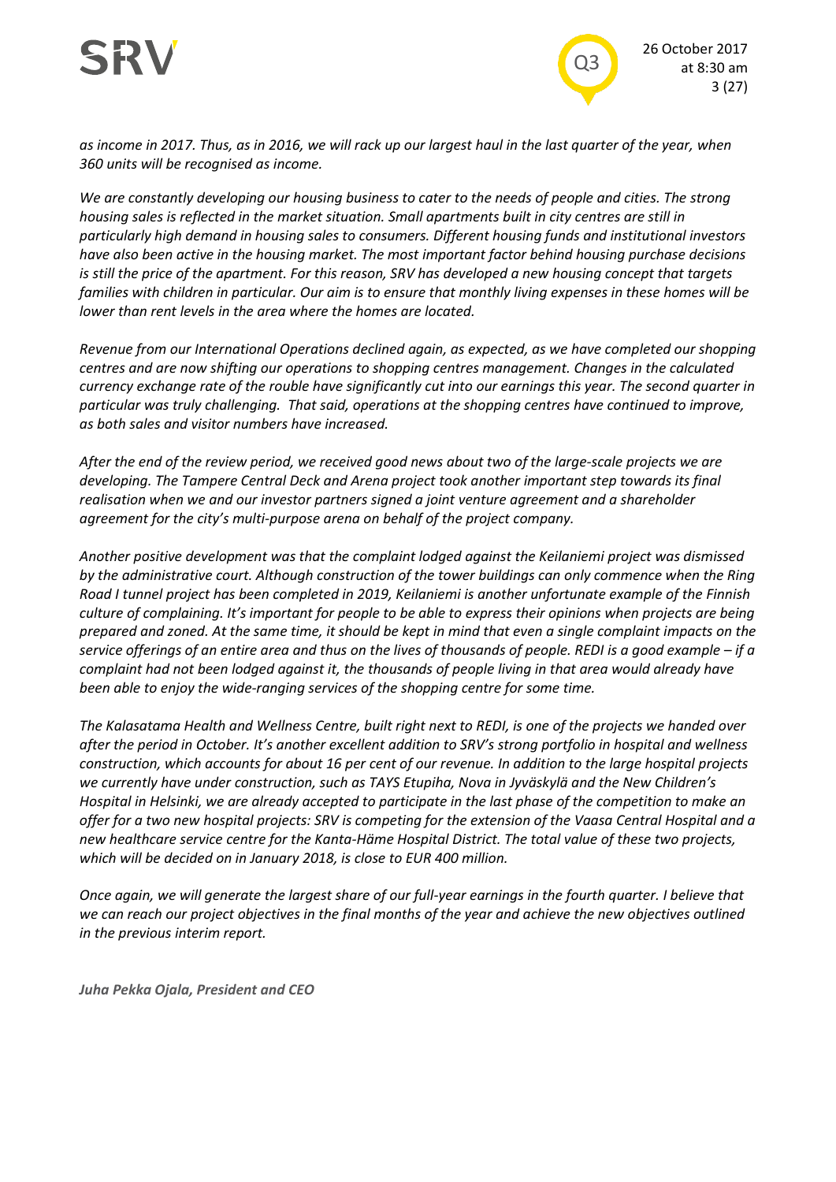*as income in 2017. Thus, as in 2016, we will rack up our largest haul in the last quarter of the year, when 360 units will be recognised as income.*

*We are constantly developing our housing business to cater to the needs of people and cities. The strong housing sales is reflected in the market situation. Small apartments built in city centres are still in particularly high demand in housing sales to consumers. Different housing funds and institutional investors have also been active in the housing market. The most important factor behind housing purchase decisions is still the price of the apartment. For this reason, SRV has developed a new housing concept that targets families with children in particular. Our aim is to ensure that monthly living expenses in these homes will be lower than rent levels in the area where the homes are located.*

*Revenue from our International Operations declined again, as expected, as we have completed our shopping centres and are now shifting our operations to shopping centres management. Changes in the calculated currency exchange rate of the rouble have significantly cut into our earnings this year. The second quarter in particular was truly challenging. That said, operations at the shopping centres have continued to improve, as both sales and visitor numbers have increased.*

*After the end of the review period, we received good news about two of the large-scale projects we are developing. The Tampere Central Deck and Arena project took another important step towards its final realisation when we and our investor partners signed a joint venture agreement and a shareholder agreement for the city's multi-purpose arena on behalf of the project company.*

*Another positive development was that the complaint lodged against the Keilaniemi project was dismissed by the administrative court. Although construction of the tower buildings can only commence when the Ring Road I tunnel project has been completed in 2019, Keilaniemi is another unfortunate example of the Finnish culture of complaining. It's important for people to be able to express their opinions when projects are being prepared and zoned. At the same time, it should be kept in mind that even a single complaint impacts on the service offerings of an entire area and thus on the lives of thousands of people. REDI is a good example – if a complaint had not been lodged against it, the thousands of people living in that area would already have been able to enjoy the wide-ranging services of the shopping centre for some time.*

*The Kalasatama Health and Wellness Centre, built right next to REDI, is one of the projects we handed over after the period in October. It's another excellent addition to SRV's strong portfolio in hospital and wellness construction, which accounts for about 16 per cent of our revenue. In addition to the large hospital projects we currently have under construction, such as TAYS Etupiha, Nova in Jyväskylä and the New Children's Hospital in Helsinki, we are already accepted to participate in the last phase of the competition to make an offer for a two new hospital projects: SRV is competing for the extension of the Vaasa Central Hospital and a new healthcare service centre for the Kanta-Häme Hospital District. The total value of these two projects, which will be decided on in January 2018, is close to EUR 400 million.*

*Once again, we will generate the largest share of our full-year earnings in the fourth quarter. I believe that we can reach our project objectives in the final months of the year and achieve the new objectives outlined in the previous interim report.*

***Juha Pekka Ojala, President and CEO***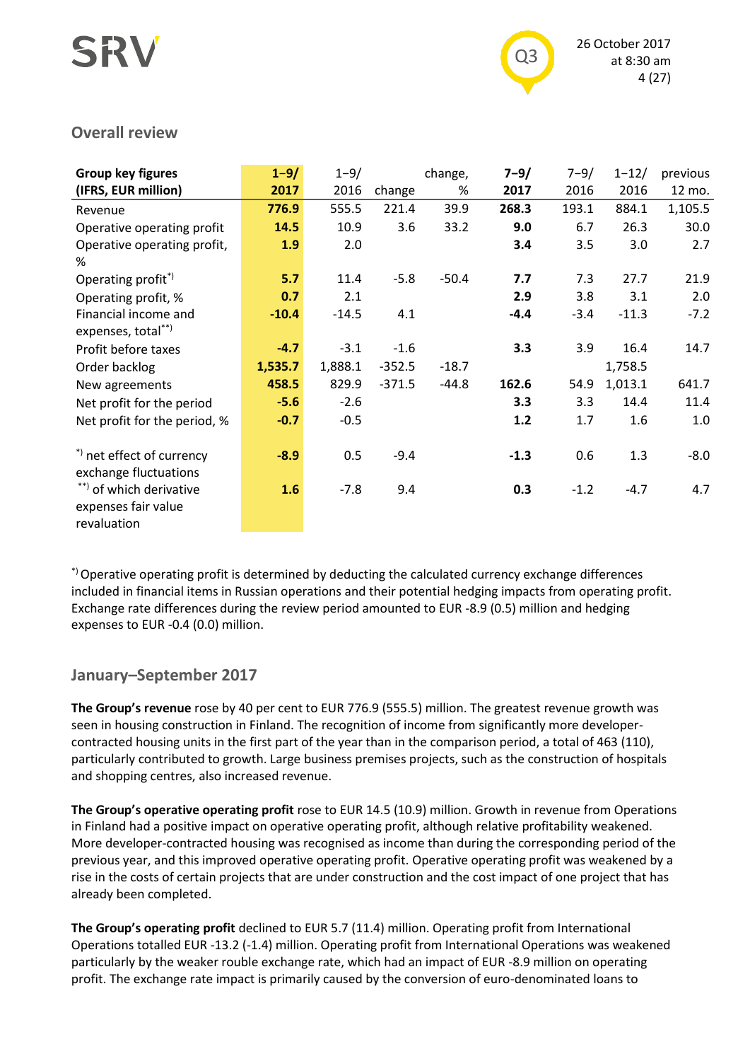## Overall review

| Group key figures (IFRS, EUR million) | 1–9/ 2017 | 1–9/ 2016 | change | change, % | 7–9/ 2017 | 7–9/ 2016 | 1–12/ 2016 | previous 12 mo. |
|---|---|---|---|---|---|---|---|---|
| Revenue | **776.9** | 555.5 | 221.4 | 39.9 | **268.3** | 193.1 | 884.1 | 1,105.5 |
| Operative operating profit | **14.5** | 10.9 | 3.6 | 33.2 | **9.0** | 6.7 | 26.3 | 30.0 |
| Operative operating profit, % | **1.9** | 2.0 | | | **3.4** | 3.5 | 3.0 | 2.7 |
| Operating profit[*)] | **5.7** | 11.4 | -5.8 | -50.4 | **7.7** | 7.3 | 27.7 | 21.9 |
| Operating profit, % | **0.7** | 2.1 | | | **2.9** | 3.8 | 3.1 | 2.0 |
| Financial income and expenses, total[**)] | **-10.4** | -14.5 | 4.1 | | **-4.4** | -3.4 | -11.3 | -7.2 |
| Profit before taxes | **-4.7** | -3.1 | -1.6 | | **3.3** | 3.9 | 16.4 | 14.7 |
| Order backlog | **1,535.7** | 1,888.1 | -352.5 | -18.7 | | | 1,758.5 | |
| New agreements | **458.5** | 829.9 | -371.5 | -44.8 | **162.6** | 54.9 | 1,013.1 | 641.7 |
| Net profit for the period | **-5.6** | -2.6 | | | **3.3** | 3.3 | 14.4 | 11.4 |
| Net profit for the period, % | **-0.7** | -0.5 | | | **1.2** | 1.7 | 1.6 | 1.0 |
| | | | | | | | | |
| [*)] net effect of currency exchange fluctuations | **-8.9** | 0.5 | -9.4 | | **-1.3** | 0.6 | 1.3 | -8.0 |
| [**)] of which derivative expenses fair value revaluation | **1.6** | -7.8 | 9.4 | | **0.3** | -1.2 | -4.7 | 4.7 |

[*)] Operative operating profit is determined by deducting the calculated currency exchange differences included in financial items in Russian operations and their potential hedging impacts from operating profit. Exchange rate differences during the review period amounted to EUR -8.9 (0.5) million and hedging expenses to EUR -0.4 (0.0) million.

## January–September 2017

**The Group's revenue** rose by 40 per cent to EUR 776.9 (555.5) million. The greatest revenue growth was seen in housing construction in Finland. The recognition of income from significantly more developer-contracted housing units in the first part of the year than in the comparison period, a total of 463 (110), particularly contributed to growth. Large business premises projects, such as the construction of hospitals and shopping centres, also increased revenue.

**The Group's operative operating profit** rose to EUR 14.5 (10.9) million. Growth in revenue from Operations in Finland had a positive impact on operative operating profit, although relative profitability weakened. More developer-contracted housing was recognised as income than during the corresponding period of the previous year, and this improved operative operating profit. Operative operating profit was weakened by a rise in the costs of certain projects that are under construction and the cost impact of one project that has already been completed.

**The Group's operating profit** declined to EUR 5.7 (11.4) million. Operating profit from International Operations totalled EUR -13.2 (-1.4) million. Operating profit from International Operations was weakened particularly by the weaker rouble exchange rate, which had an impact of EUR -8.9 million on operating profit. The exchange rate impact is primarily caused by the conversion of euro-denominated loans to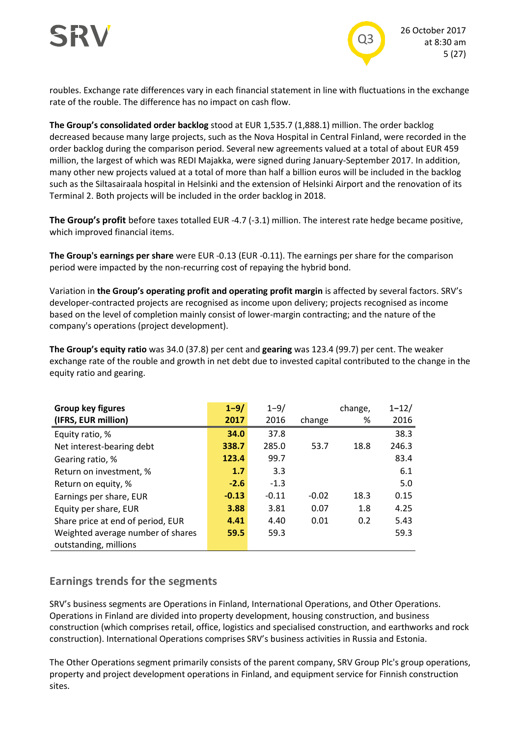roubles. Exchange rate differences vary in each financial statement in line with fluctuations in the exchange rate of the rouble. The difference has no impact on cash flow.

**The Group's consolidated order backlog** stood at EUR 1,535.7 (1,888.1) million. The order backlog decreased because many large projects, such as the Nova Hospital in Central Finland, were recorded in the order backlog during the comparison period. Several new agreements valued at a total of about EUR 459 million, the largest of which was REDI Majakka, were signed during January-September 2017. In addition, many other new projects valued at a total of more than half a billion euros will be included in the backlog such as the Siltasairaala hospital in Helsinki and the extension of Helsinki Airport and the renovation of its Terminal 2. Both projects will be included in the order backlog in 2018.

**The Group's profit** before taxes totalled EUR -4.7 (-3.1) million. The interest rate hedge became positive, which improved financial items.

**The Group's earnings per share** were EUR -0.13 (EUR -0.11). The earnings per share for the comparison period were impacted by the non-recurring cost of repaying the hybrid bond.

Variation in **the Group's operating profit and operating profit margin** is affected by several factors. SRV's developer-contracted projects are recognised as income upon delivery; projects recognised as income based on the level of completion mainly consist of lower-margin contracting; and the nature of the company's operations (project development).

**The Group's equity ratio** was 34.0 (37.8) per cent and **gearing** was 123.4 (99.7) per cent. The weaker exchange rate of the rouble and growth in net debt due to invested capital contributed to the change in the equity ratio and gearing.

| **Group key figures (IFRS, EUR million)** | **1–9/ 2017** | 1–9/ 2016 | change | change, % | 1–12/ 2016 |
|---|---|---|---|---|---|
| Equity ratio, % | **34.0** | 37.8 | | | 38.3 |
| Net interest-bearing debt | **338.7** | 285.0 | 53.7 | 18.8 | 246.3 |
| Gearing ratio, % | **123.4** | 99.7 | | | 83.4 |
| Return on investment, % | **1.7** | 3.3 | | | 6.1 |
| Return on equity, % | **-2.6** | -1.3 | | | 5.0 |
| Earnings per share, EUR | **-0.13** | -0.11 | -0.02 | 18.3 | 0.15 |
| Equity per share, EUR | **3.88** | 3.81 | 0.07 | 1.8 | 4.25 |
| Share price at end of period, EUR | **4.41** | 4.40 | 0.01 | 0.2 | 5.43 |
| Weighted average number of shares outstanding, millions | **59.5** | 59.3 | | | 59.3 |

## Earnings trends for the segments

SRV's business segments are Operations in Finland, International Operations, and Other Operations. Operations in Finland are divided into property development, housing construction, and business construction (which comprises retail, office, logistics and specialised construction, and earthworks and rock construction). International Operations comprises SRV's business activities in Russia and Estonia.

The Other Operations segment primarily consists of the parent company, SRV Group Plc's group operations, property and project development operations in Finland, and equipment service for Finnish construction sites.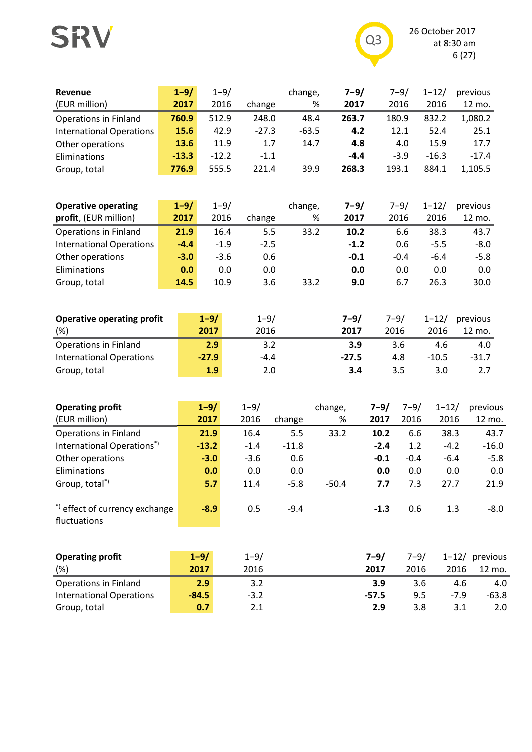| **Revenue** (EUR million) | **1–9/ 2017** | 1–9/ 2016 | change | change, % | **7–9/ 2017** | 7–9/ 2016 | 1–12/ 2016 | previous 12 mo. |
|---|---|---|---|---|---|---|---|---|
| Operations in Finland | **760.9** | 512.9 | 248.0 | 48.4 | **263.7** | 180.9 | 832.2 | 1,080.2 |
| International Operations | **15.6** | 42.9 | -27.3 | -63.5 | **4.2** | 12.1 | 52.4 | 25.1 |
| Other operations | **13.6** | 11.9 | 1.7 | 14.7 | **4.8** | 4.0 | 15.9 | 17.7 |
| Eliminations | **-13.3** | -12.2 | -1.1 | | **-4.4** | -3.9 | -16.3 | -17.4 |
| Group, total | **776.9** | 555.5 | 221.4 | 39.9 | **268.3** | 193.1 | 884.1 | 1,105.5 |

| **Operative operating profit**, (EUR million) | **1–9/ 2017** | 1–9/ 2016 | change | change, % | **7–9/ 2017** | 7–9/ 2016 | 1–12/ 2016 | previous 12 mo. |
|---|---|---|---|---|---|---|---|---|
| Operations in Finland | **21.9** | 16.4 | 5.5 | 33.2 | **10.2** | 6.6 | 38.3 | 43.7 |
| International Operations | **-4.4** | -1.9 | -2.5 | | **-1.2** | 0.6 | -5.5 | -8.0 |
| Other operations | **-3.0** | -3.6 | 0.6 | | **-0.1** | -0.4 | -6.4 | -5.8 |
| Eliminations | **0.0** | 0.0 | 0.0 | | **0.0** | 0.0 | 0.0 | 0.0 |
| Group, total | **14.5** | 10.9 | 3.6 | 33.2 | **9.0** | 6.7 | 26.3 | 30.0 |

| **Operative operating profit** (%) | **1–9/ 2017** | 1–9/ 2016 | **7–9/ 2017** | 7–9/ 2016 | 1–12/ 2016 | previous 12 mo. |
|---|---|---|---|---|---|---|
| Operations in Finland | **2.9** | 3.2 | **3.9** | 3.6 | 4.6 | 4.0 |
| International Operations | **-27.9** | -4.4 | **-27.5** | 4.8 | -10.5 | -31.7 |
| Group, total | **1.9** | 2.0 | **3.4** | 3.5 | 3.0 | 2.7 |

| **Operating profit** (EUR million) | **1–9/ 2017** | 1–9/ 2016 | change | change, % | **7–9/ 2017** | 7–9/ 2016 | 1–12/ 2016 | previous 12 mo. |
|---|---|---|---|---|---|---|---|---|
| Operations in Finland | **21.9** | 16.4 | 5.5 | 33.2 | **10.2** | 6.6 | 38.3 | 43.7 |
| International Operations[*)] | **-13.2** | -1.4 | -11.8 | | **-2.4** | 1.2 | -4.2 | -16.0 |
| Other operations | **-3.0** | -3.6 | 0.6 | | **-0.1** | -0.4 | -6.4 | -5.8 |
| Eliminations | **0.0** | 0.0 | 0.0 | | **0.0** | 0.0 | 0.0 | 0.0 |
| Group, total[*)] | **5.7** | 11.4 | -5.8 | -50.4 | **7.7** | 7.3 | 27.7 | 21.9 |
| [*)] effect of currency exchange fluctuations | **-8.9** | 0.5 | -9.4 | | **-1.3** | 0.6 | 1.3 | -8.0 |

| **Operating profit** (%) | **1–9/ 2017** | 1–9/ 2016 | **7–9/ 2017** | 7–9/ 2016 | 1–12/ 2016 | previous 12 mo. |
|---|---|---|---|---|---|---|
| Operations in Finland | **2.9** | 3.2 | **3.9** | 3.6 | 4.6 | 4.0 |
| International Operations | **-84.5** | -3.2 | **-57.5** | 9.5 | -7.9 | -63.8 |
| Group, total | **0.7** | 2.1 | **2.9** | 3.8 | 3.1 | 2.0 |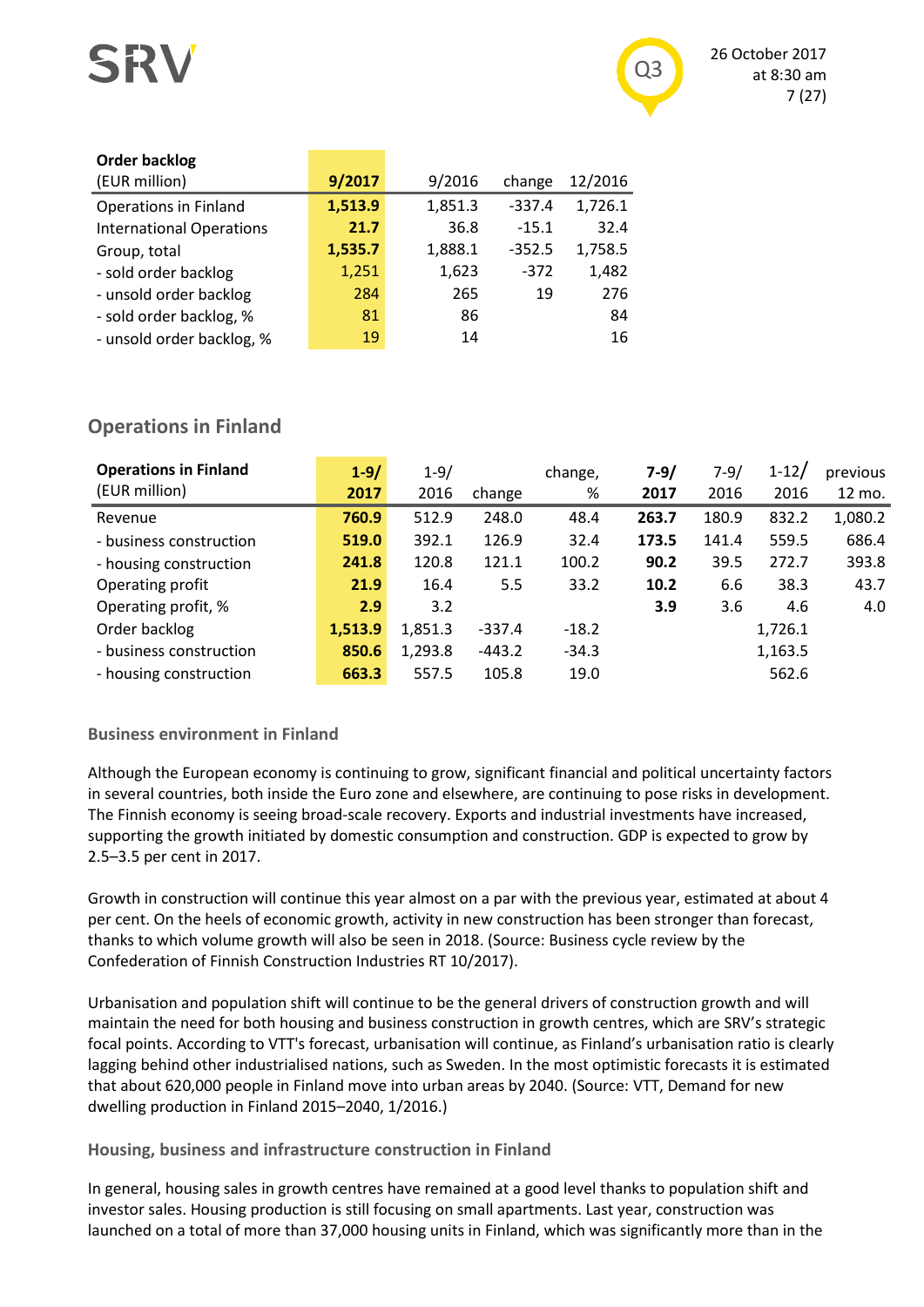| **Order backlog** (EUR million) | **9/2017** | 9/2016 | change | 12/2016 |
|---|---|---|---|---|
| Operations in Finland | **1,513.9** | 1,851.3 | -337.4 | 1,726.1 |
| International Operations | **21.7** | 36.8 | -15.1 | 32.4 |
| Group, total | **1,535.7** | 1,888.1 | -352.5 | 1,758.5 |
| - sold order backlog | 1,251 | 1,623 | -372 | 1,482 |
| - unsold order backlog | 284 | 265 | 19 | 276 |
| - sold order backlog, % | 81 | 86 | | 84 |
| - unsold order backlog, % | 19 | 14 | | 16 |

## Operations in Finland

| **Operations in Finland** (EUR million) | **1-9/ 2017** | 1-9/ 2016 | change | change, % | **7-9/ 2017** | 7-9/ 2016 | 1-12/ 2016 | previous 12 mo. |
|---|---|---|---|---|---|---|---|---|
| Revenue | **760.9** | 512.9 | 248.0 | 48.4 | **263.7** | 180.9 | 832.2 | 1,080.2 |
| - business construction | **519.0** | 392.1 | 126.9 | 32.4 | **173.5** | 141.4 | 559.5 | 686.4 |
| - housing construction | **241.8** | 120.8 | 121.1 | 100.2 | **90.2** | 39.5 | 272.7 | 393.8 |
| Operating profit | **21.9** | 16.4 | 5.5 | 33.2 | **10.2** | 6.6 | 38.3 | 43.7 |
| Operating profit, % | **2.9** | 3.2 | | | **3.9** | 3.6 | 4.6 | 4.0 |
| Order backlog | **1,513.9** | 1,851.3 | -337.4 | -18.2 | | | 1,726.1 | |
| - business construction | **850.6** | 1,293.8 | -443.2 | -34.3 | | | 1,163.5 | |
| - housing construction | **663.3** | 557.5 | 105.8 | 19.0 | | | 562.6 | |

### Business environment in Finland

Although the European economy is continuing to grow, significant financial and political uncertainty factors in several countries, both inside the Euro zone and elsewhere, are continuing to pose risks in development. The Finnish economy is seeing broad-scale recovery. Exports and industrial investments have increased, supporting the growth initiated by domestic consumption and construction. GDP is expected to grow by 2.5–3.5 per cent in 2017.

Growth in construction will continue this year almost on a par with the previous year, estimated at about 4 per cent. On the heels of economic growth, activity in new construction has been stronger than forecast, thanks to which volume growth will also be seen in 2018. (Source: Business cycle review by the Confederation of Finnish Construction Industries RT 10/2017).

Urbanisation and population shift will continue to be the general drivers of construction growth and will maintain the need for both housing and business construction in growth centres, which are SRV's strategic focal points. According to VTT's forecast, urbanisation will continue, as Finland's urbanisation ratio is clearly lagging behind other industrialised nations, such as Sweden. In the most optimistic forecasts it is estimated that about 620,000 people in Finland move into urban areas by 2040. (Source: VTT, Demand for new dwelling production in Finland 2015–2040, 1/2016.)

### Housing, business and infrastructure construction in Finland

In general, housing sales in growth centres have remained at a good level thanks to population shift and investor sales. Housing production is still focusing on small apartments. Last year, construction was launched on a total of more than 37,000 housing units in Finland, which was significantly more than in the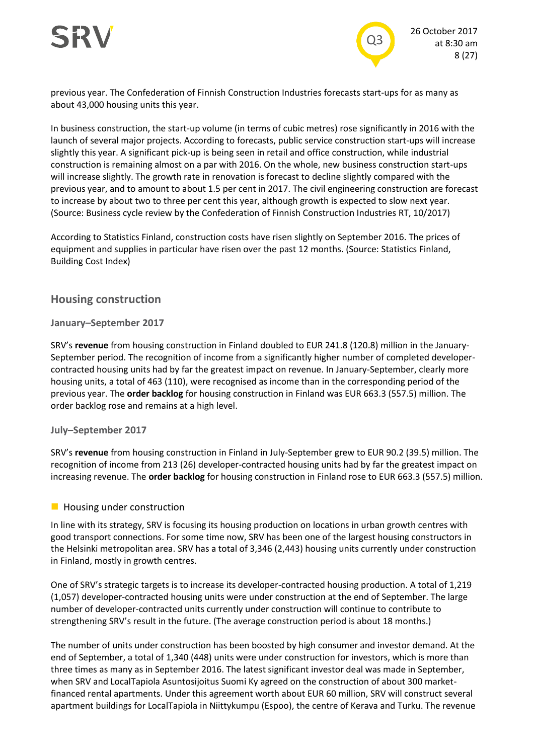previous year. The Confederation of Finnish Construction Industries forecasts start-ups for as many as about 43,000 housing units this year.

In business construction, the start-up volume (in terms of cubic metres) rose significantly in 2016 with the launch of several major projects. According to forecasts, public service construction start-ups will increase slightly this year. A significant pick-up is being seen in retail and office construction, while industrial construction is remaining almost on a par with 2016. On the whole, new business construction start-ups will increase slightly. The growth rate in renovation is forecast to decline slightly compared with the previous year, and to amount to about 1.5 per cent in 2017. The civil engineering construction are forecast to increase by about two to three per cent this year, although growth is expected to slow next year. (Source: Business cycle review by the Confederation of Finnish Construction Industries RT, 10/2017)

According to Statistics Finland, construction costs have risen slightly on September 2016. The prices of equipment and supplies in particular have risen over the past 12 months. (Source: Statistics Finland, Building Cost Index)

## Housing construction

### January–September 2017

SRV's **revenue** from housing construction in Finland doubled to EUR 241.8 (120.8) million in the January-September period. The recognition of income from a significantly higher number of completed developer-contracted housing units had by far the greatest impact on revenue. In January-September, clearly more housing units, a total of 463 (110), were recognised as income than in the corresponding period of the previous year. The **order backlog** for housing construction in Finland was EUR 663.3 (557.5) million. The order backlog rose and remains at a high level.

### July–September 2017

SRV's **revenue** from housing construction in Finland in July-September grew to EUR 90.2 (39.5) million. The recognition of income from 213 (26) developer-contracted housing units had by far the greatest impact on increasing revenue. The **order backlog** for housing construction in Finland rose to EUR 663.3 (557.5) million.

### Housing under construction

In line with its strategy, SRV is focusing its housing production on locations in urban growth centres with good transport connections. For some time now, SRV has been one of the largest housing constructors in the Helsinki metropolitan area. SRV has a total of 3,346 (2,443) housing units currently under construction in Finland, mostly in growth centres.

One of SRV's strategic targets is to increase its developer-contracted housing production. A total of 1,219 (1,057) developer-contracted housing units were under construction at the end of September. The large number of developer-contracted units currently under construction will continue to contribute to strengthening SRV's result in the future. (The average construction period is about 18 months.)

The number of units under construction has been boosted by high consumer and investor demand. At the end of September, a total of 1,340 (448) units were under construction for investors, which is more than three times as many as in September 2016. The latest significant investor deal was made in September, when SRV and LocalTapiola Asuntosijoitus Suomi Ky agreed on the construction of about 300 market-financed rental apartments. Under this agreement worth about EUR 60 million, SRV will construct several apartment buildings for LocalTapiola in Niittykumpu (Espoo), the centre of Kerava and Turku. The revenue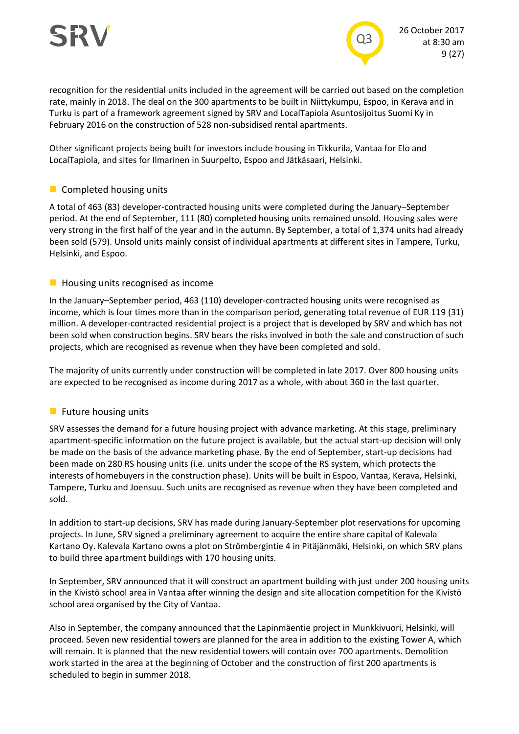recognition for the residential units included in the agreement will be carried out based on the completion rate, mainly in 2018. The deal on the 300 apartments to be built in Niittykumpu, Espoo, in Kerava and in Turku is part of a framework agreement signed by SRV and LocalTapiola Asuntosijoitus Suomi Ky in February 2016 on the construction of 528 non-subsidised rental apartments.

Other significant projects being built for investors include housing in Tikkurila, Vantaa for Elo and LocalTapiola, and sites for Ilmarinen in Suurpelto, Espoo and Jätkäsaari, Helsinki.

## Completed housing units

A total of 463 (83) developer-contracted housing units were completed during the January–September period. At the end of September, 111 (80) completed housing units remained unsold. Housing sales were very strong in the first half of the year and in the autumn. By September, a total of 1,374 units had already been sold (579). Unsold units mainly consist of individual apartments at different sites in Tampere, Turku, Helsinki, and Espoo.

## Housing units recognised as income

In the January–September period, 463 (110) developer-contracted housing units were recognised as income, which is four times more than in the comparison period, generating total revenue of EUR 119 (31) million. A developer-contracted residential project is a project that is developed by SRV and which has not been sold when construction begins. SRV bears the risks involved in both the sale and construction of such projects, which are recognised as revenue when they have been completed and sold.

The majority of units currently under construction will be completed in late 2017. Over 800 housing units are expected to be recognised as income during 2017 as a whole, with about 360 in the last quarter.

## Future housing units

SRV assesses the demand for a future housing project with advance marketing. At this stage, preliminary apartment-specific information on the future project is available, but the actual start-up decision will only be made on the basis of the advance marketing phase. By the end of September, start-up decisions had been made on 280 RS housing units (i.e. units under the scope of the RS system, which protects the interests of homebuyers in the construction phase). Units will be built in Espoo, Vantaa, Kerava, Helsinki, Tampere, Turku and Joensuu. Such units are recognised as revenue when they have been completed and sold.

In addition to start-up decisions, SRV has made during January-September plot reservations for upcoming projects. In June, SRV signed a preliminary agreement to acquire the entire share capital of Kalevala Kartano Oy. Kalevala Kartano owns a plot on Strömbergintie 4 in Pitäjänmäki, Helsinki, on which SRV plans to build three apartment buildings with 170 housing units.

In September, SRV announced that it will construct an apartment building with just under 200 housing units in the Kivistö school area in Vantaa after winning the design and site allocation competition for the Kivistö school area organised by the City of Vantaa.

Also in September, the company announced that the Lapinmäentie project in Munkkivuori, Helsinki, will proceed. Seven new residential towers are planned for the area in addition to the existing Tower A, which will remain. It is planned that the new residential towers will contain over 700 apartments. Demolition work started in the area at the beginning of October and the construction of first 200 apartments is scheduled to begin in summer 2018.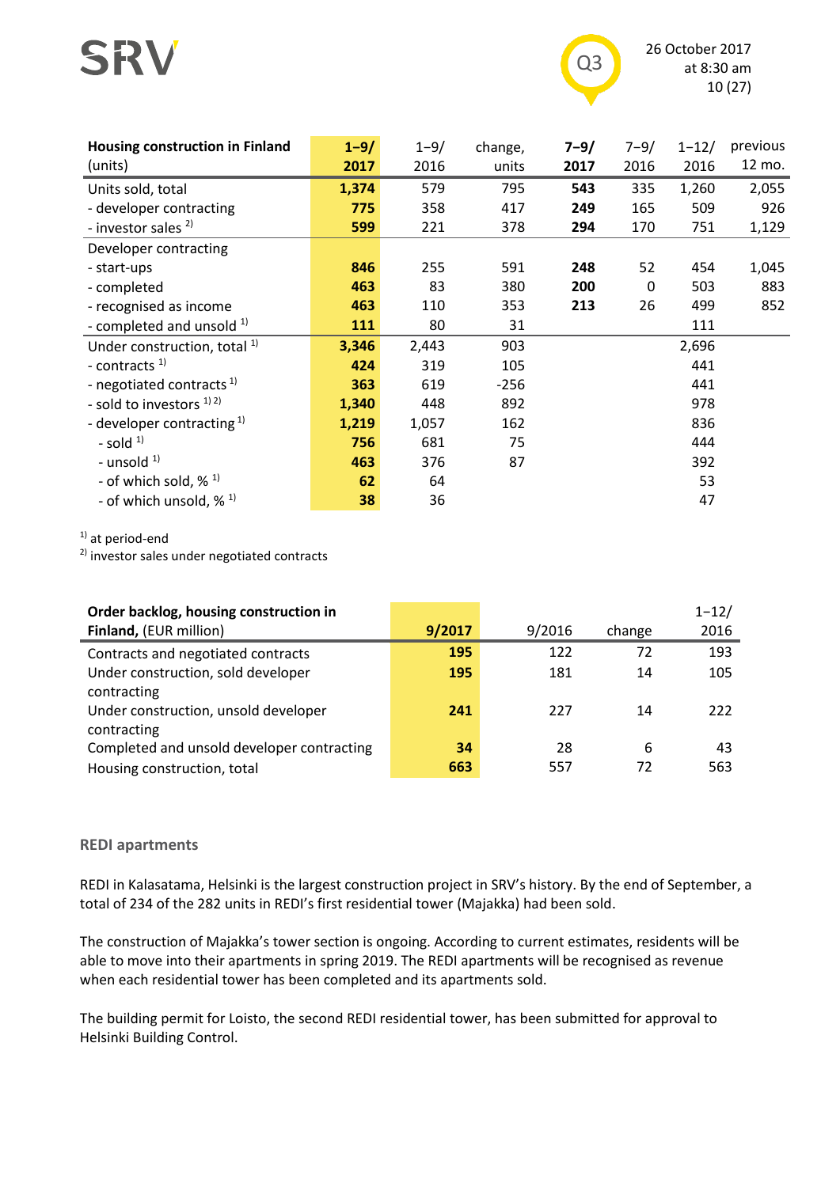| **Housing construction in Finland** (units) | **1–9/ 2017** | 1–9/ 2016 | change, units | **7–9/ 2017** | 7–9/ 2016 | 1–12/ 2016 | previous 12 mo. |
|---|---|---|---|---|---|---|---|
| Units sold, total | **1,374** | 579 | 795 | **543** | 335 | 1,260 | 2,055 |
| - developer contracting | **775** | 358 | 417 | **249** | 165 | 509 | 926 |
| - investor sales [2] | **599** | 221 | 378 | **294** | 170 | 751 | 1,129 |
| Developer contracting | | | | | | | |
| - start-ups | **846** | 255 | 591 | **248** | 52 | 454 | 1,045 |
| - completed | **463** | 83 | 380 | **200** | 0 | 503 | 883 |
| - recognised as income | **463** | 110 | 353 | **213** | 26 | 499 | 852 |
| - completed and unsold [1] | **111** | 80 | 31 | | | 111 | |
| Under construction, total [1] | **3,346** | 2,443 | 903 | | | 2,696 | |
| - contracts [1] | **424** | 319 | 105 | | | 441 | |
| - negotiated contracts [1] | **363** | 619 | -256 | | | 441 | |
| - sold to investors [1] [2] | **1,340** | 448 | 892 | | | 978 | |
| - developer contracting [1] | **1,219** | 1,057 | 162 | | | 836 | |
| - sold [1] | **756** | 681 | 75 | | | 444 | |
| - unsold [1] | **463** | 376 | 87 | | | 392 | |
| - of which sold, % [1] | **62** | 64 | | | | 53 | |
| - of which unsold, % [1] | **38** | 36 | | | | 47 | |

[1] at period-end
[2] investor sales under negotiated contracts

| **Order backlog, housing construction in Finland,** (EUR million) | **9/2017** | 9/2016 | change | 1–12/ 2016 |
|---|---|---|---|---|
| Contracts and negotiated contracts | **195** | 122 | 72 | 193 |
| Under construction, sold developer contracting | **195** | 181 | 14 | 105 |
| Under construction, unsold developer contracting | **241** | 227 | 14 | 222 |
| Completed and unsold developer contracting | **34** | 28 | 6 | 43 |
| Housing construction, total | **663** | 557 | 72 | 563 |

### REDI apartments

REDI in Kalasatama, Helsinki is the largest construction project in SRV's history. By the end of September, a total of 234 of the 282 units in REDI's first residential tower (Majakka) had been sold.

The construction of Majakka's tower section is ongoing. According to current estimates, residents will be able to move into their apartments in spring 2019. The REDI apartments will be recognised as revenue when each residential tower has been completed and its apartments sold.

The building permit for Loisto, the second REDI residential tower, has been submitted for approval to Helsinki Building Control.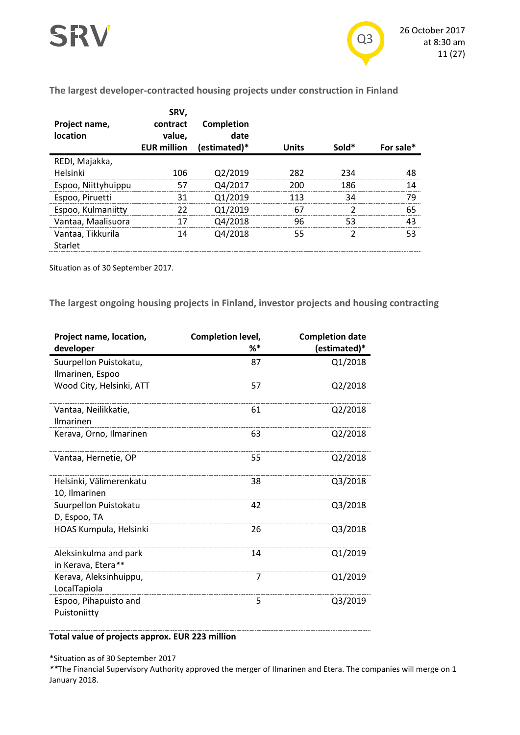### The largest developer-contracted housing projects under construction in Finland

| Project name, location | SRV, contract value, EUR million | Completion date (estimated)* | Units | Sold* | For sale* |
|---|---|---|---|---|---|
| REDI, Majakka, Helsinki | 106 | Q2/2019 | 282 | 234 | 48 |
| Espoo, Niittyhuippu | 57 | Q4/2017 | 200 | 186 | 14 |
| Espoo, Piruetti | 31 | Q1/2019 | 113 | 34 | 79 |
| Espoo, Kulmaniitty | 22 | Q1/2019 | 67 | 2 | 65 |
| Vantaa, Maalisuora | 17 | Q4/2018 | 96 | 53 | 43 |
| Vantaa, Tikkurila Starlet | 14 | Q4/2018 | 55 | 2 | 53 |

Situation as of 30 September 2017.

### The largest ongoing housing projects in Finland, investor projects and housing contracting

| Project name, location, developer | Completion level, %* | Completion date (estimated)* |
|---|---|---|
| Suurpellon Puistokatu, Ilmarinen, Espoo | 87 | Q1/2018 |
| Wood City, Helsinki, ATT | 57 | Q2/2018 |
| Vantaa, Neilikkatie, Ilmarinen | 61 | Q2/2018 |
| Kerava, Orno, Ilmarinen | 63 | Q2/2018 |
| Vantaa, Hernetie, OP | 55 | Q2/2018 |
| Helsinki, Välimerenkatu 10, Ilmarinen | 38 | Q3/2018 |
| Suurpellon Puistokatu D, Espoo, TA | 42 | Q3/2018 |
| HOAS Kumpula, Helsinki | 26 | Q3/2018 |
| Aleksinkulma and park in Kerava, Etera** | 14 | Q1/2019 |
| Kerava, Aleksinhuippu, LocalTapiola | 7 | Q1/2019 |
| Espoo, Pihapuisto and Puistoniitty | 5 | Q3/2019 |

**Total value of projects approx. EUR 223 million**

*Situation as of 30 September 2017
**The Financial Supervisory Authority approved the merger of Ilmarinen and Etera. The companies will merge on 1 January 2018.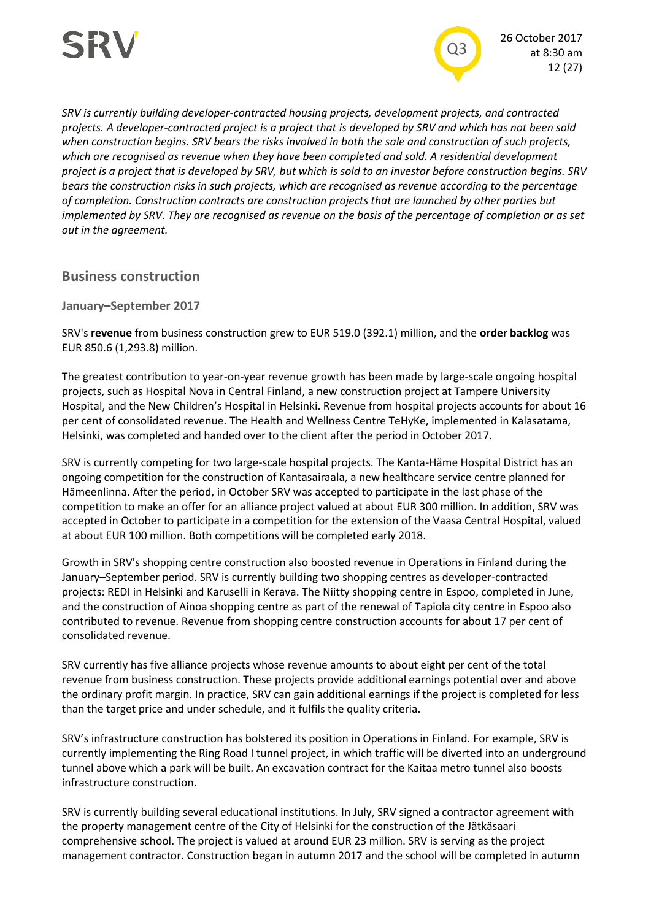*SRV is currently building developer-contracted housing projects, development projects, and contracted projects. A developer-contracted project is a project that is developed by SRV and which has not been sold when construction begins. SRV bears the risks involved in both the sale and construction of such projects, which are recognised as revenue when they have been completed and sold. A residential development project is a project that is developed by SRV, but which is sold to an investor before construction begins. SRV bears the construction risks in such projects, which are recognised as revenue according to the percentage of completion. Construction contracts are construction projects that are launched by other parties but implemented by SRV. They are recognised as revenue on the basis of the percentage of completion or as set out in the agreement.*

## Business construction

### January–September 2017

SRV's **revenue** from business construction grew to EUR 519.0 (392.1) million, and the **order backlog** was EUR 850.6 (1,293.8) million.

The greatest contribution to year-on-year revenue growth has been made by large-scale ongoing hospital projects, such as Hospital Nova in Central Finland, a new construction project at Tampere University Hospital, and the New Children's Hospital in Helsinki. Revenue from hospital projects accounts for about 16 per cent of consolidated revenue. The Health and Wellness Centre TeHyKe, implemented in Kalasatama, Helsinki, was completed and handed over to the client after the period in October 2017.

SRV is currently competing for two large-scale hospital projects. The Kanta-Häme Hospital District has an ongoing competition for the construction of Kantasairaala, a new healthcare service centre planned for Hämeenlinna. After the period, in October SRV was accepted to participate in the last phase of the competition to make an offer for an alliance project valued at about EUR 300 million. In addition, SRV was accepted in October to participate in a competition for the extension of the Vaasa Central Hospital, valued at about EUR 100 million. Both competitions will be completed early 2018.

Growth in SRV's shopping centre construction also boosted revenue in Operations in Finland during the January–September period. SRV is currently building two shopping centres as developer-contracted projects: REDI in Helsinki and Karuselli in Kerava. The Niitty shopping centre in Espoo, completed in June, and the construction of Ainoa shopping centre as part of the renewal of Tapiola city centre in Espoo also contributed to revenue. Revenue from shopping centre construction accounts for about 17 per cent of consolidated revenue.

SRV currently has five alliance projects whose revenue amounts to about eight per cent of the total revenue from business construction. These projects provide additional earnings potential over and above the ordinary profit margin. In practice, SRV can gain additional earnings if the project is completed for less than the target price and under schedule, and it fulfils the quality criteria.

SRV's infrastructure construction has bolstered its position in Operations in Finland. For example, SRV is currently implementing the Ring Road I tunnel project, in which traffic will be diverted into an underground tunnel above which a park will be built. An excavation contract for the Kaitaa metro tunnel also boosts infrastructure construction.

SRV is currently building several educational institutions. In July, SRV signed a contractor agreement with the property management centre of the City of Helsinki for the construction of the Jätkäsaari comprehensive school. The project is valued at around EUR 23 million. SRV is serving as the project management contractor. Construction began in autumn 2017 and the school will be completed in autumn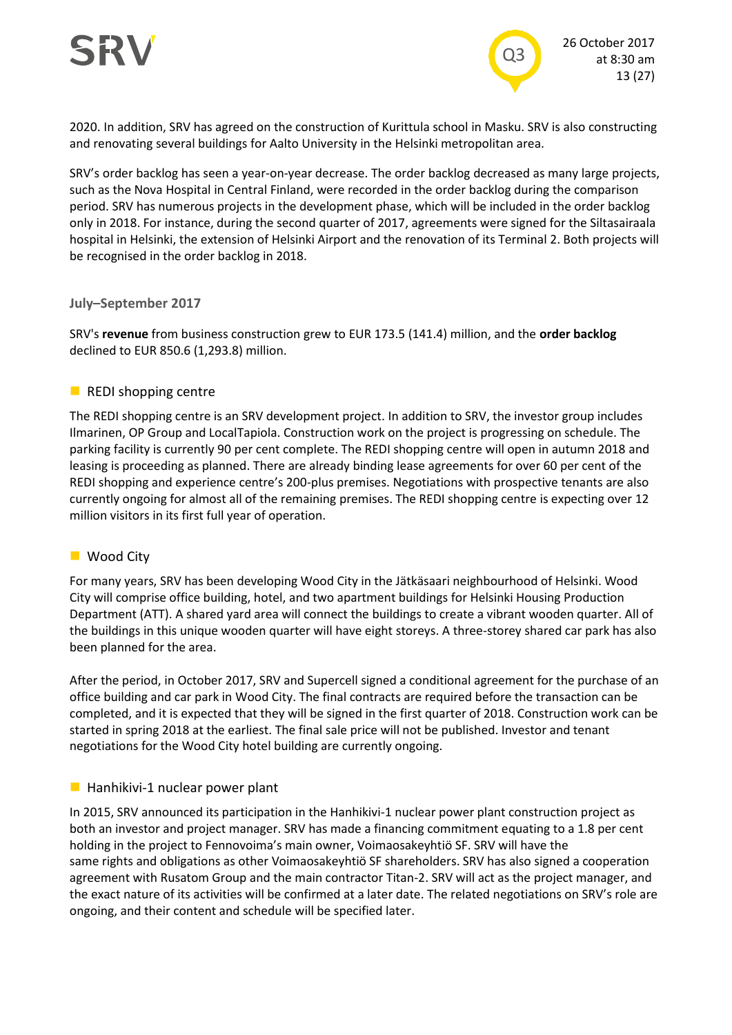2020. In addition, SRV has agreed on the construction of Kurittula school in Masku. SRV is also constructing and renovating several buildings for Aalto University in the Helsinki metropolitan area.

SRV's order backlog has seen a year-on-year decrease. The order backlog decreased as many large projects, such as the Nova Hospital in Central Finland, were recorded in the order backlog during the comparison period. SRV has numerous projects in the development phase, which will be included in the order backlog only in 2018. For instance, during the second quarter of 2017, agreements were signed for the Siltasairaala hospital in Helsinki, the extension of Helsinki Airport and the renovation of its Terminal 2. Both projects will be recognised in the order backlog in 2018.

### July–September 2017

SRV's **revenue** from business construction grew to EUR 173.5 (141.4) million, and the **order backlog** declined to EUR 850.6 (1,293.8) million.

#### REDI shopping centre

The REDI shopping centre is an SRV development project. In addition to SRV, the investor group includes Ilmarinen, OP Group and LocalTapiola. Construction work on the project is progressing on schedule. The parking facility is currently 90 per cent complete. The REDI shopping centre will open in autumn 2018 and leasing is proceeding as planned. There are already binding lease agreements for over 60 per cent of the REDI shopping and experience centre's 200-plus premises. Negotiations with prospective tenants are also currently ongoing for almost all of the remaining premises. The REDI shopping centre is expecting over 12 million visitors in its first full year of operation.

#### Wood City

For many years, SRV has been developing Wood City in the Jätkäsaari neighbourhood of Helsinki. Wood City will comprise office building, hotel, and two apartment buildings for Helsinki Housing Production Department (ATT). A shared yard area will connect the buildings to create a vibrant wooden quarter. All of the buildings in this unique wooden quarter will have eight storeys. A three-storey shared car park has also been planned for the area.

After the period, in October 2017, SRV and Supercell signed a conditional agreement for the purchase of an office building and car park in Wood City. The final contracts are required before the transaction can be completed, and it is expected that they will be signed in the first quarter of 2018. Construction work can be started in spring 2018 at the earliest. The final sale price will not be published. Investor and tenant negotiations for the Wood City hotel building are currently ongoing.

#### Hanhikivi-1 nuclear power plant

In 2015, SRV announced its participation in the Hanhikivi-1 nuclear power plant construction project as both an investor and project manager. SRV has made a financing commitment equating to a 1.8 per cent holding in the project to Fennovoima's main owner, Voimaosakeyhtiö SF. SRV will have the same rights and obligations as other Voimaosakeyhtiö SF shareholders. SRV has also signed a cooperation agreement with Rusatom Group and the main contractor Titan-2. SRV will act as the project manager, and the exact nature of its activities will be confirmed at a later date. The related negotiations on SRV's role are ongoing, and their content and schedule will be specified later.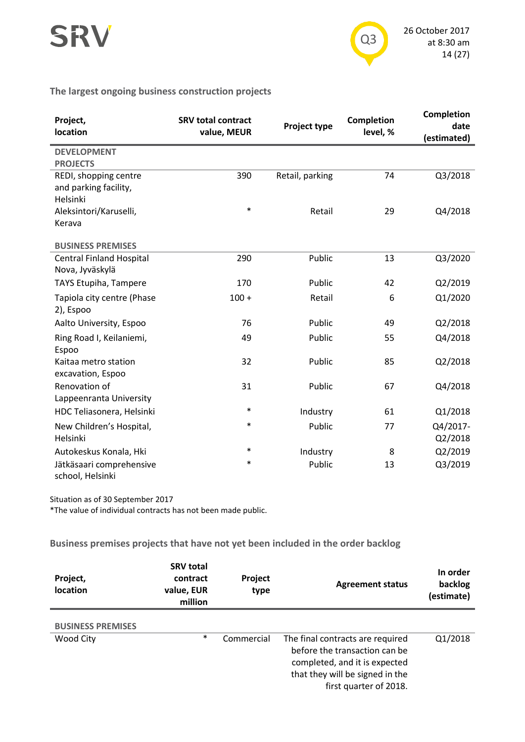### The largest ongoing business construction projects

| Project, location | SRV total contract value, MEUR | Project type | Completion level, % | Completion date (estimated) |
|---|---|---|---|---|
| **DEVELOPMENT PROJECTS** | | | | |
| REDI, shopping centre and parking facility, Helsinki | 390 | Retail, parking | 74 | Q3/2018 |
| Aleksintori/Karuselli, Kerava | * | Retail | 29 | Q4/2018 |
| **BUSINESS PREMISES** | | | | |
| Central Finland Hospital Nova, Jyväskylä | 290 | Public | 13 | Q3/2020 |
| TAYS Etupiha, Tampere | 170 | Public | 42 | Q2/2019 |
| Tapiola city centre (Phase 2), Espoo | 100 + | Retail | 6 | Q1/2020 |
| Aalto University, Espoo | 76 | Public | 49 | Q2/2018 |
| Ring Road I, Keilaniemi, Espoo | 49 | Public | 55 | Q4/2018 |
| Kaitaa metro station excavation, Espoo | 32 | Public | 85 | Q2/2018 |
| Renovation of Lappeenranta University | 31 | Public | 67 | Q4/2018 |
| HDC Teliasonera, Helsinki | * | Industry | 61 | Q1/2018 |
| New Children's Hospital, Helsinki | * | Public | 77 | Q4/2017-Q2/2018 |
| Autokeskus Konala, Hki | * | Industry | 8 | Q2/2019 |
| Jätkäsaari comprehensive school, Helsinki | * | Public | 13 | Q3/2019 |

Situation as of 30 September 2017
*The value of individual contracts has not been made public.

### Business premises projects that have not yet been included in the order backlog

| Project, location | SRV total contract value, EUR million | Project type | Agreement status | In order backlog (estimate) |
|---|---|---|---|---|
| **BUSINESS PREMISES** | | | | |
| Wood City | * | Commercial | The final contracts are required before the transaction can be completed, and it is expected that they will be signed in the first quarter of 2018. | Q1/2018 |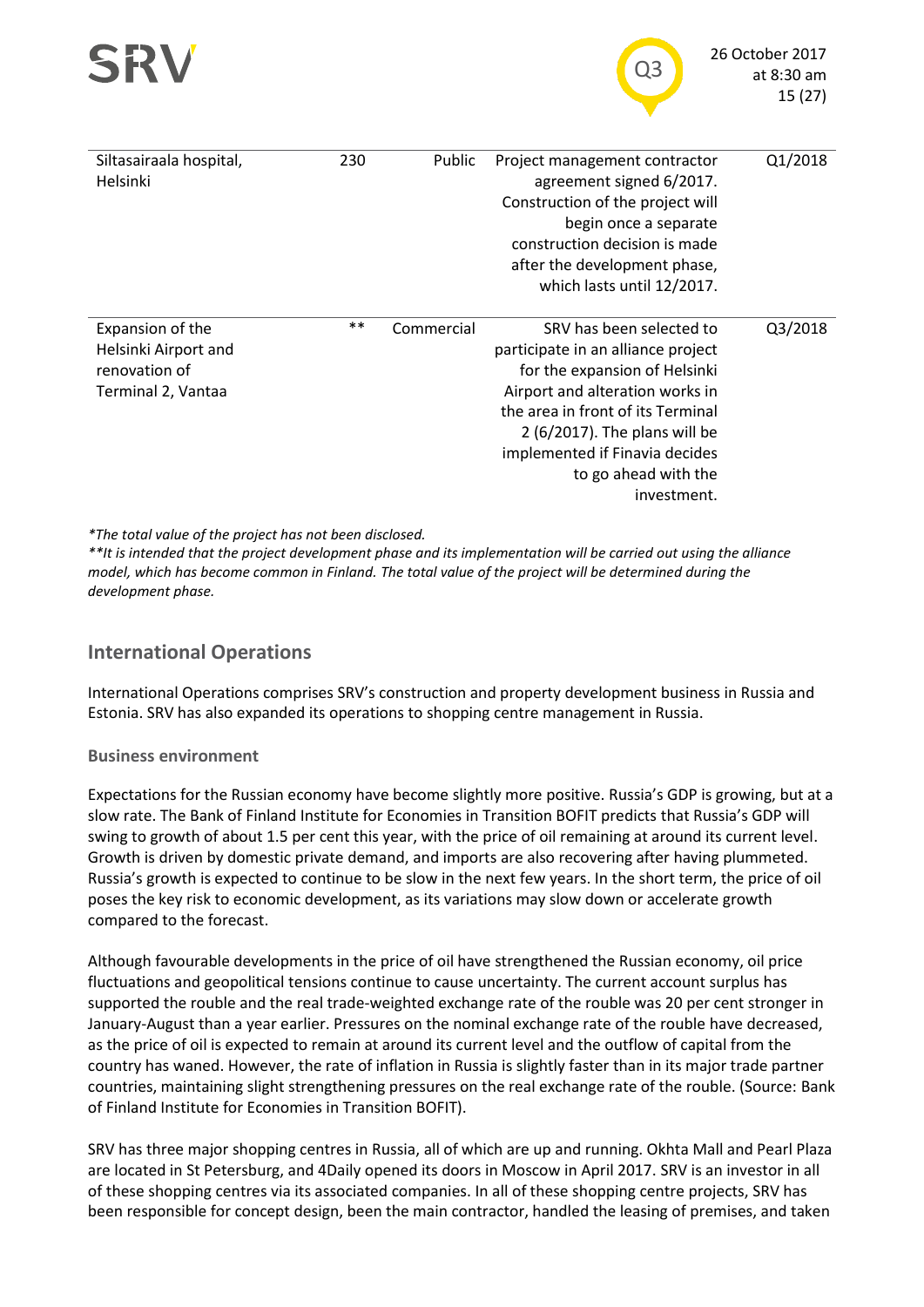| | | | | |
|---|---|---|---|---|
| Siltasairaala hospital, Helsinki | 230 | Public | Project management contractor agreement signed 6/2017. Construction of the project will begin once a separate construction decision is made after the development phase, which lasts until 12/2017. | Q1/2018 |
| Expansion of the Helsinki Airport and renovation of Terminal 2, Vantaa | ** | Commercial | SRV has been selected to participate in an alliance project for the expansion of Helsinki Airport and alteration works in the area in front of its Terminal 2 (6/2017). The plans will be implemented if Finavia decides to go ahead with the investment. | Q3/2018 |

*\*The total value of the project has not been disclosed.*
*\*\*It is intended that the project development phase and its implementation will be carried out using the alliance model, which has become common in Finland. The total value of the project will be determined during the development phase.*

## International Operations

International Operations comprises SRV's construction and property development business in Russia and Estonia. SRV has also expanded its operations to shopping centre management in Russia.

### Business environment

Expectations for the Russian economy have become slightly more positive. Russia's GDP is growing, but at a slow rate. The Bank of Finland Institute for Economies in Transition BOFIT predicts that Russia's GDP will swing to growth of about 1.5 per cent this year, with the price of oil remaining at around its current level. Growth is driven by domestic private demand, and imports are also recovering after having plummeted. Russia's growth is expected to continue to be slow in the next few years. In the short term, the price of oil poses the key risk to economic development, as its variations may slow down or accelerate growth compared to the forecast.

Although favourable developments in the price of oil have strengthened the Russian economy, oil price fluctuations and geopolitical tensions continue to cause uncertainty. The current account surplus has supported the rouble and the real trade-weighted exchange rate of the rouble was 20 per cent stronger in January-August than a year earlier. Pressures on the nominal exchange rate of the rouble have decreased, as the price of oil is expected to remain at around its current level and the outflow of capital from the country has waned. However, the rate of inflation in Russia is slightly faster than in its major trade partner countries, maintaining slight strengthening pressures on the real exchange rate of the rouble. (Source: Bank of Finland Institute for Economies in Transition BOFIT).

SRV has three major shopping centres in Russia, all of which are up and running. Okhta Mall and Pearl Plaza are located in St Petersburg, and 4Daily opened its doors in Moscow in April 2017. SRV is an investor in all of these shopping centres via its associated companies. In all of these shopping centre projects, SRV has been responsible for concept design, been the main contractor, handled the leasing of premises, and taken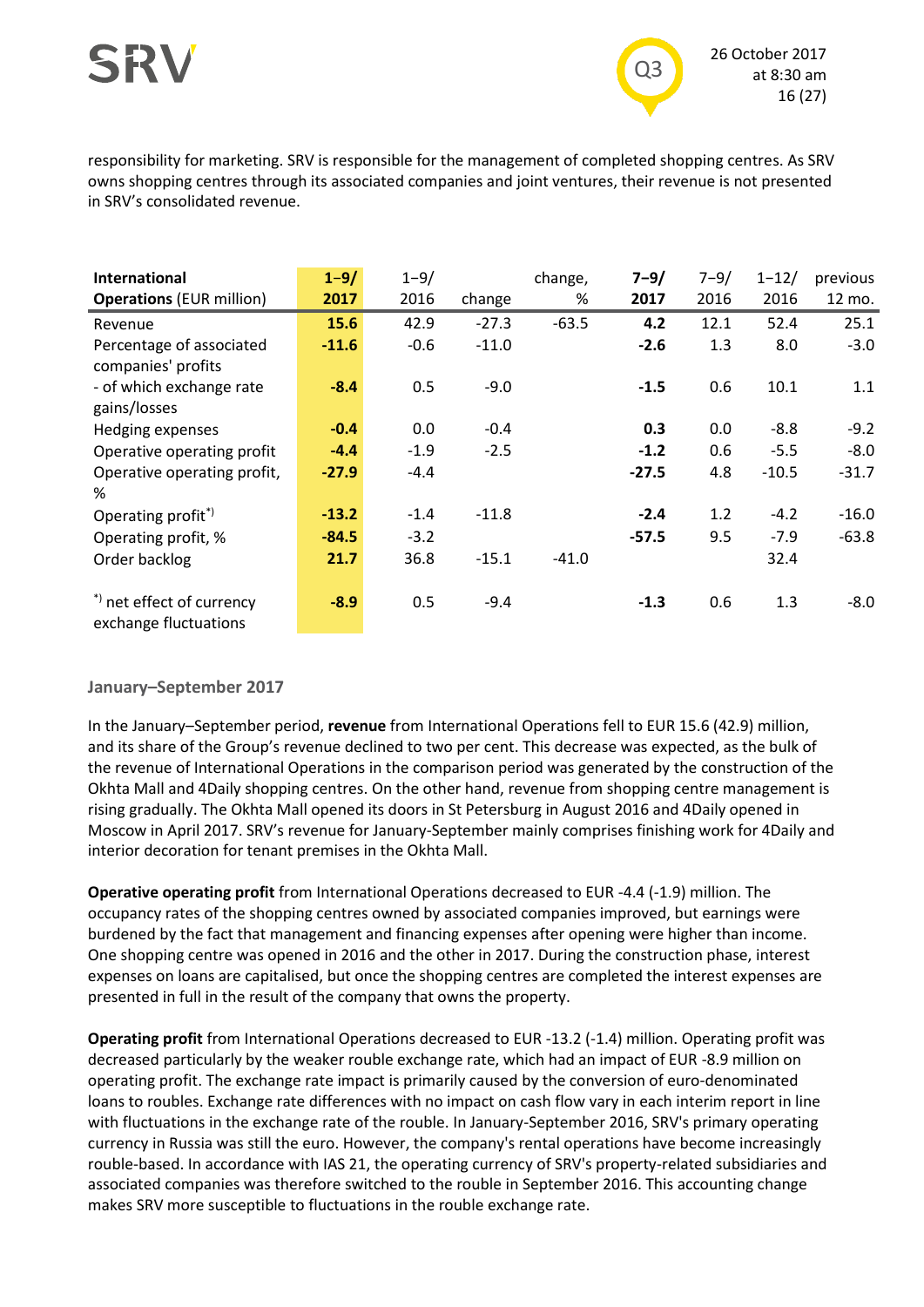responsibility for marketing. SRV is responsible for the management of completed shopping centres. As SRV owns shopping centres through its associated companies and joint ventures, their revenue is not presented in SRV's consolidated revenue.

| **International Operations** (EUR million) | **1–9/ 2017** | 1–9/ 2016 | change | change, % | **7–9/ 2017** | 7–9/ 2016 | 1–12/ 2016 | previous 12 mo. |
|---|---|---|---|---|---|---|---|---|
| Revenue | **15.6** | 42.9 | -27.3 | -63.5 | **4.2** | 12.1 | 52.4 | 25.1 |
| Percentage of associated companies' profits | **-11.6** | -0.6 | -11.0 | | **-2.6** | 1.3 | 8.0 | -3.0 |
| - of which exchange rate gains/losses | **-8.4** | 0.5 | -9.0 | | **-1.5** | 0.6 | 10.1 | 1.1 |
| Hedging expenses | **-0.4** | 0.0 | -0.4 | | **0.3** | 0.0 | -8.8 | -9.2 |
| Operative operating profit | **-4.4** | -1.9 | -2.5 | | **-1.2** | 0.6 | -5.5 | -8.0 |
| Operative operating profit, % | **-27.9** | -4.4 | | | **-27.5** | 4.8 | -10.5 | -31.7 |
| Operating profit*) | **-13.2** | -1.4 | -11.8 | | **-2.4** | 1.2 | -4.2 | -16.0 |
| Operating profit, % | **-84.5** | -3.2 | | | **-57.5** | 9.5 | -7.9 | -63.8 |
| Order backlog | **21.7** | 36.8 | -15.1 | -41.0 | | | 32.4 | |
| *) net effect of currency exchange fluctuations | **-8.9** | 0.5 | -9.4 | | **-1.3** | 0.6 | 1.3 | -8.0 |

### January–September 2017

In the January–September period, **revenue** from International Operations fell to EUR 15.6 (42.9) million, and its share of the Group's revenue declined to two per cent. This decrease was expected, as the bulk of the revenue of International Operations in the comparison period was generated by the construction of the Okhta Mall and 4Daily shopping centres. On the other hand, revenue from shopping centre management is rising gradually. The Okhta Mall opened its doors in St Petersburg in August 2016 and 4Daily opened in Moscow in April 2017. SRV's revenue for January-September mainly comprises finishing work for 4Daily and interior decoration for tenant premises in the Okhta Mall.

**Operative operating profit** from International Operations decreased to EUR -4.4 (-1.9) million. The occupancy rates of the shopping centres owned by associated companies improved, but earnings were burdened by the fact that management and financing expenses after opening were higher than income. One shopping centre was opened in 2016 and the other in 2017. During the construction phase, interest expenses on loans are capitalised, but once the shopping centres are completed the interest expenses are presented in full in the result of the company that owns the property.

**Operating profit** from International Operations decreased to EUR -13.2 (-1.4) million. Operating profit was decreased particularly by the weaker rouble exchange rate, which had an impact of EUR -8.9 million on operating profit. The exchange rate impact is primarily caused by the conversion of euro-denominated loans to roubles. Exchange rate differences with no impact on cash flow vary in each interim report in line with fluctuations in the exchange rate of the rouble. In January-September 2016, SRV's primary operating currency in Russia was still the euro. However, the company's rental operations have become increasingly rouble-based. In accordance with IAS 21, the operating currency of SRV's property-related subsidiaries and associated companies was therefore switched to the rouble in September 2016. This accounting change makes SRV more susceptible to fluctuations in the rouble exchange rate.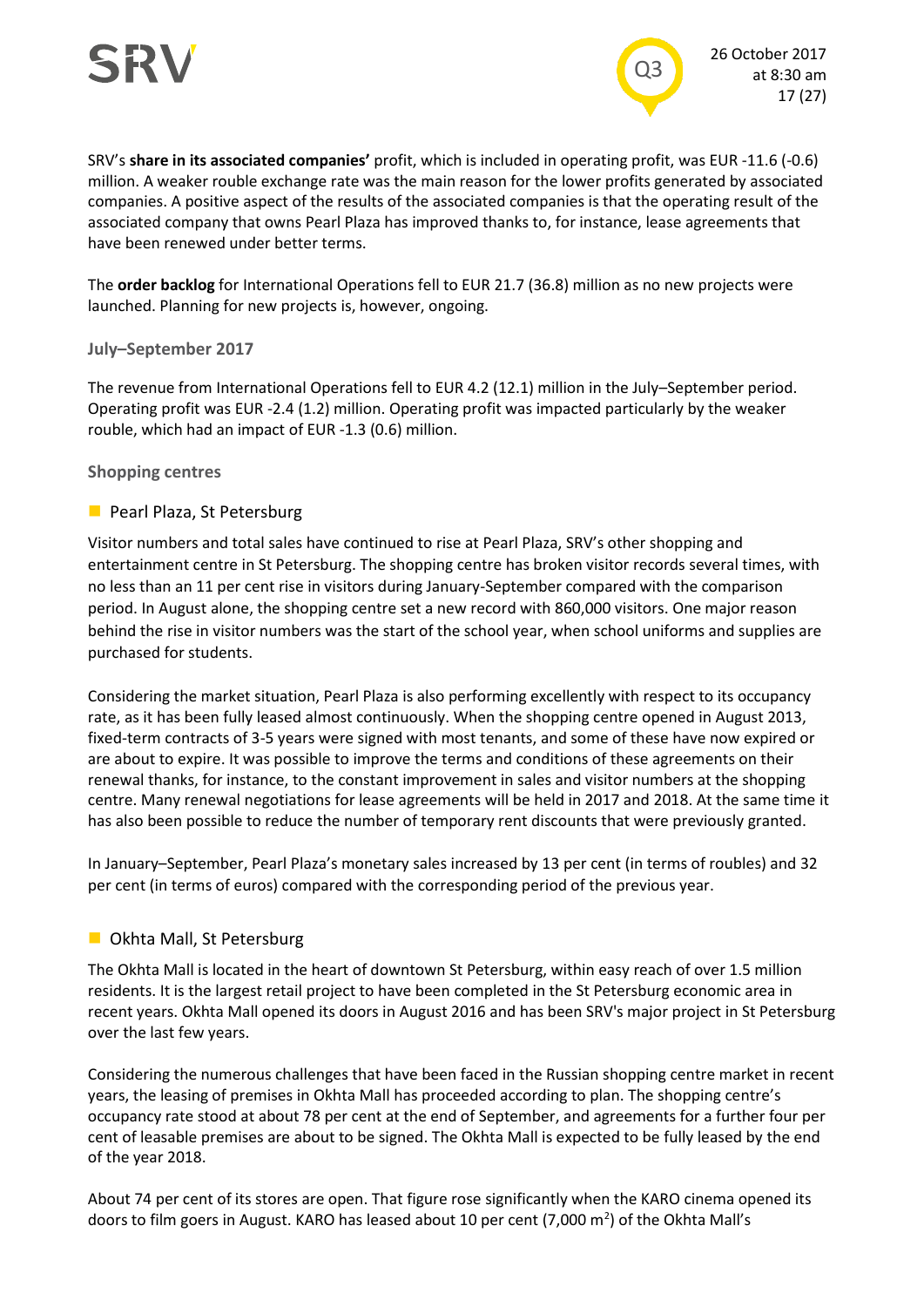SRV's **share in its associated companies'** profit, which is included in operating profit, was EUR -11.6 (-0.6) million. A weaker rouble exchange rate was the main reason for the lower profits generated by associated companies. A positive aspect of the results of the associated companies is that the operating result of the associated company that owns Pearl Plaza has improved thanks to, for instance, lease agreements that have been renewed under better terms.

The **order backlog** for International Operations fell to EUR 21.7 (36.8) million as no new projects were launched. Planning for new projects is, however, ongoing.

### July–September 2017

The revenue from International Operations fell to EUR 4.2 (12.1) million in the July–September period. Operating profit was EUR -2.4 (1.2) million. Operating profit was impacted particularly by the weaker rouble, which had an impact of EUR -1.3 (0.6) million.

### Shopping centres

#### Pearl Plaza, St Petersburg

Visitor numbers and total sales have continued to rise at Pearl Plaza, SRV's other shopping and entertainment centre in St Petersburg. The shopping centre has broken visitor records several times, with no less than an 11 per cent rise in visitors during January-September compared with the comparison period. In August alone, the shopping centre set a new record with 860,000 visitors. One major reason behind the rise in visitor numbers was the start of the school year, when school uniforms and supplies are purchased for students.

Considering the market situation, Pearl Plaza is also performing excellently with respect to its occupancy rate, as it has been fully leased almost continuously. When the shopping centre opened in August 2013, fixed-term contracts of 3-5 years were signed with most tenants, and some of these have now expired or are about to expire. It was possible to improve the terms and conditions of these agreements on their renewal thanks, for instance, to the constant improvement in sales and visitor numbers at the shopping centre. Many renewal negotiations for lease agreements will be held in 2017 and 2018. At the same time it has also been possible to reduce the number of temporary rent discounts that were previously granted.

In January–September, Pearl Plaza's monetary sales increased by 13 per cent (in terms of roubles) and 32 per cent (in terms of euros) compared with the corresponding period of the previous year.

#### Okhta Mall, St Petersburg

The Okhta Mall is located in the heart of downtown St Petersburg, within easy reach of over 1.5 million residents. It is the largest retail project to have been completed in the St Petersburg economic area in recent years. Okhta Mall opened its doors in August 2016 and has been SRV's major project in St Petersburg over the last few years.

Considering the numerous challenges that have been faced in the Russian shopping centre market in recent years, the leasing of premises in Okhta Mall has proceeded according to plan. The shopping centre's occupancy rate stood at about 78 per cent at the end of September, and agreements for a further four per cent of leasable premises are about to be signed. The Okhta Mall is expected to be fully leased by the end of the year 2018.

About 74 per cent of its stores are open. That figure rose significantly when the KARO cinema opened its doors to film goers in August. KARO has leased about 10 per cent (7,000 m$^2$) of the Okhta Mall's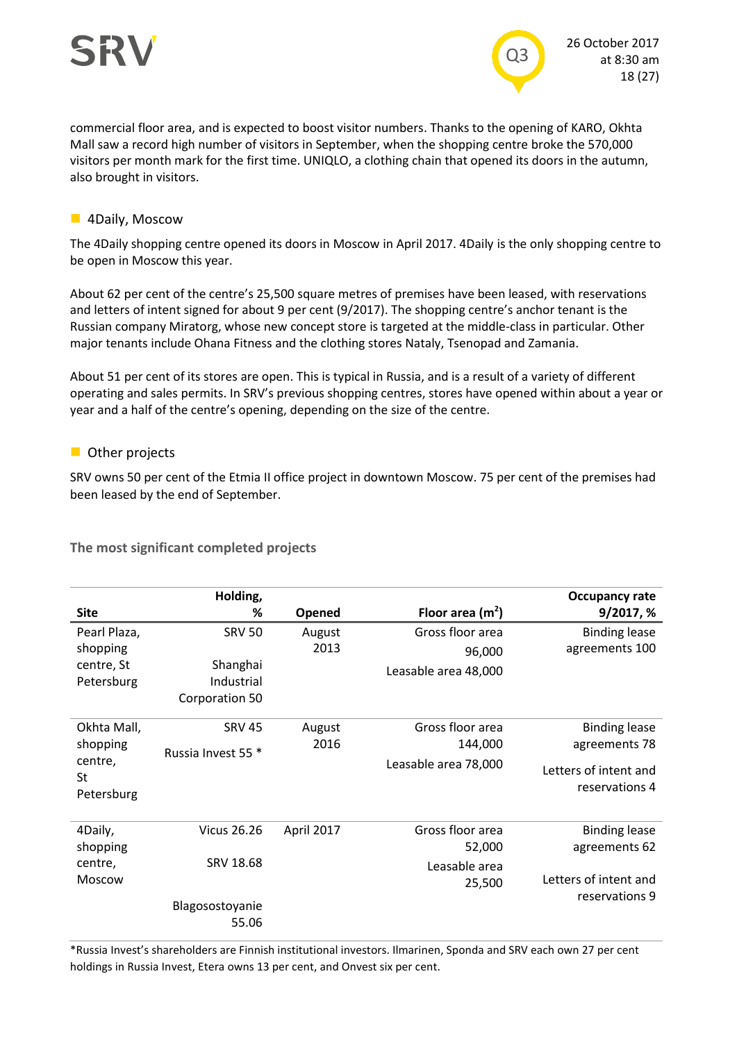commercial floor area, and is expected to boost visitor numbers. Thanks to the opening of KARO, Okhta Mall saw a record high number of visitors in September, when the shopping centre broke the 570,000 visitors per month mark for the first time. UNIQLO, a clothing chain that opened its doors in the autumn, also brought in visitors.

### 4Daily, Moscow

The 4Daily shopping centre opened its doors in Moscow in April 2017. 4Daily is the only shopping centre to be open in Moscow this year.

About 62 per cent of the centre's 25,500 square metres of premises have been leased, with reservations and letters of intent signed for about 9 per cent (9/2017). The shopping centre's anchor tenant is the Russian company Miratorg, whose new concept store is targeted at the middle-class in particular. Other major tenants include Ohana Fitness and the clothing stores Nataly, Tsenopad and Zamania.

About 51 per cent of its stores are open. This is typical in Russia, and is a result of a variety of different operating and sales permits. In SRV's previous shopping centres, stores have opened within about a year or year and a half of the centre's opening, depending on the size of the centre.

### Other projects

SRV owns 50 per cent of the Etmia II office project in downtown Moscow. 75 per cent of the premises had been leased by the end of September.

**The most significant completed projects**

| Site | Holding, % | Opened | Floor area ($m^2$) | Occupancy rate 9/2017, % |
|---|---|---|---|---|
| Pearl Plaza, shopping centre, St Petersburg | SRV 50<br>Shanghai Industrial Corporation 50 | August 2013 | Gross floor area 96,000<br>Leasable area 48,000 | Binding lease agreements 100 |
| Okhta Mall, shopping centre, St Petersburg | SRV 45<br>Russia Invest 55 * | August 2016 | Gross floor area 144,000<br>Leasable area 78,000 | Binding lease agreements 78<br>Letters of intent and reservations 4 |
| 4Daily, shopping centre, Moscow | Vicus 26.26<br>SRV 18.68<br>Blagosostoyanie 55.06 | April 2017 | Gross floor area 52,000<br>Leasable area 25,500 | Binding lease agreements 62<br>Letters of intent and reservations 9 |

*Russia Invest's shareholders are Finnish institutional investors. Ilmarinen, Sponda and SRV each own 27 per cent holdings in Russia Invest, Etera owns 13 per cent, and Onvest six per cent.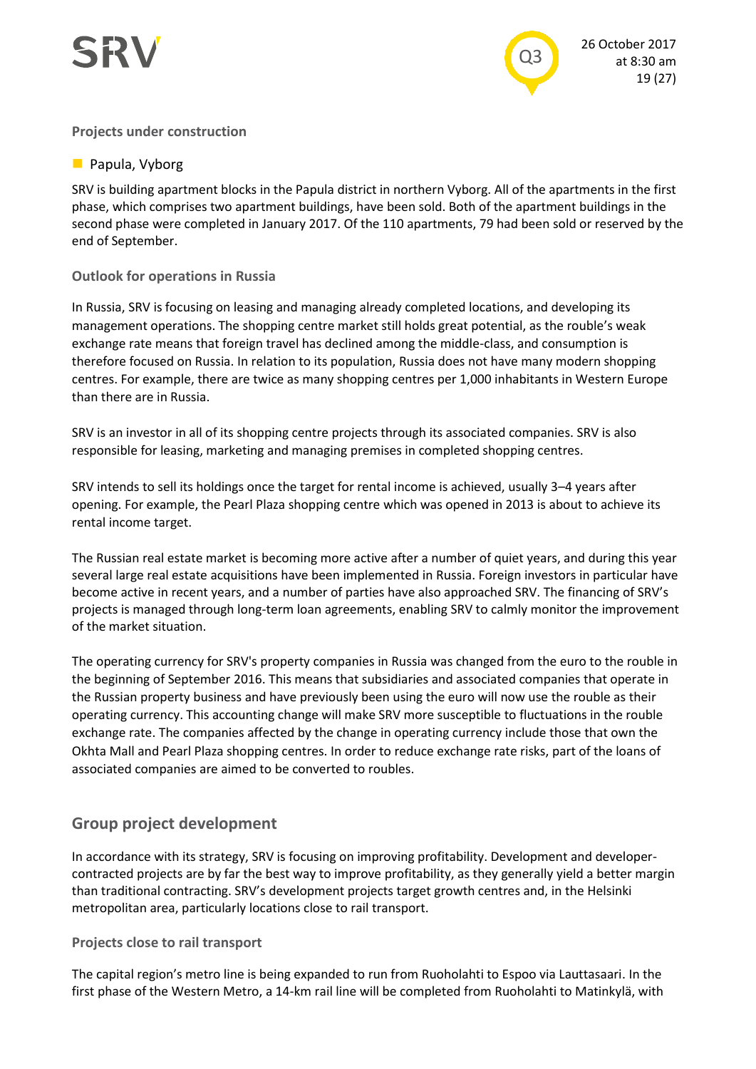### Projects under construction

- Papula, Vyborg

SRV is building apartment blocks in the Papula district in northern Vyborg. All of the apartments in the first phase, which comprises two apartment buildings, have been sold. Both of the apartment buildings in the second phase were completed in January 2017. Of the 110 apartments, 79 had been sold or reserved by the end of September.

### Outlook for operations in Russia

In Russia, SRV is focusing on leasing and managing already completed locations, and developing its management operations. The shopping centre market still holds great potential, as the rouble's weak exchange rate means that foreign travel has declined among the middle-class, and consumption is therefore focused on Russia. In relation to its population, Russia does not have many modern shopping centres. For example, there are twice as many shopping centres per 1,000 inhabitants in Western Europe than there are in Russia.

SRV is an investor in all of its shopping centre projects through its associated companies. SRV is also responsible for leasing, marketing and managing premises in completed shopping centres.

SRV intends to sell its holdings once the target for rental income is achieved, usually 3–4 years after opening. For example, the Pearl Plaza shopping centre which was opened in 2013 is about to achieve its rental income target.

The Russian real estate market is becoming more active after a number of quiet years, and during this year several large real estate acquisitions have been implemented in Russia. Foreign investors in particular have become active in recent years, and a number of parties have also approached SRV. The financing of SRV's projects is managed through long-term loan agreements, enabling SRV to calmly monitor the improvement of the market situation.

The operating currency for SRV's property companies in Russia was changed from the euro to the rouble in the beginning of September 2016. This means that subsidiaries and associated companies that operate in the Russian property business and have previously been using the euro will now use the rouble as their operating currency. This accounting change will make SRV more susceptible to fluctuations in the rouble exchange rate. The companies affected by the change in operating currency include those that own the Okhta Mall and Pearl Plaza shopping centres. In order to reduce exchange rate risks, part of the loans of associated companies are aimed to be converted to roubles.

## Group project development

In accordance with its strategy, SRV is focusing on improving profitability. Development and developer-contracted projects are by far the best way to improve profitability, as they generally yield a better margin than traditional contracting. SRV's development projects target growth centres and, in the Helsinki metropolitan area, particularly locations close to rail transport.

### Projects close to rail transport

The capital region's metro line is being expanded to run from Ruoholahti to Espoo via Lauttasaari. In the first phase of the Western Metro, a 14-km rail line will be completed from Ruoholahti to Matinkylä, with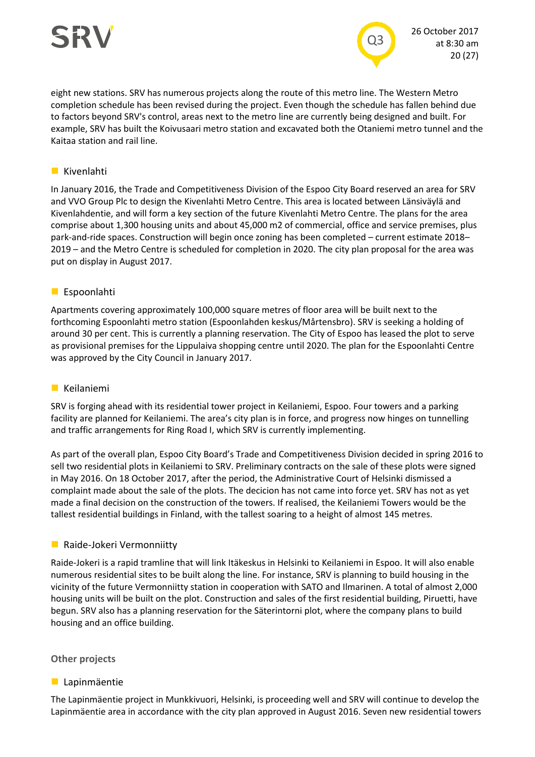eight new stations. SRV has numerous projects along the route of this metro line. The Western Metro completion schedule has been revised during the project. Even though the schedule has fallen behind due to factors beyond SRV's control, areas next to the metro line are currently being designed and built. For example, SRV has built the Koivusaari metro station and excavated both the Otaniemi metro tunnel and the Kaitaa station and rail line.

### Kivenlahti

In January 2016, the Trade and Competitiveness Division of the Espoo City Board reserved an area for SRV and VVO Group Plc to design the Kivenlahti Metro Centre. This area is located between Länsiväylä and Kivenlahdentie, and will form a key section of the future Kivenlahti Metro Centre. The plans for the area comprise about 1,300 housing units and about 45,000 m2 of commercial, office and service premises, plus park-and-ride spaces. Construction will begin once zoning has been completed – current estimate 2018–2019 – and the Metro Centre is scheduled for completion in 2020. The city plan proposal for the area was put on display in August 2017.

### Espoonlahti

Apartments covering approximately 100,000 square metres of floor area will be built next to the forthcoming Espoonlahti metro station (Espoonlahden keskus/Mårtensbro). SRV is seeking a holding of around 30 per cent. This is currently a planning reservation. The City of Espoo has leased the plot to serve as provisional premises for the Lippulaiva shopping centre until 2020. The plan for the Espoonlahti Centre was approved by the City Council in January 2017.

### Keilaniemi

SRV is forging ahead with its residential tower project in Keilaniemi, Espoo. Four towers and a parking facility are planned for Keilaniemi. The area's city plan is in force, and progress now hinges on tunnelling and traffic arrangements for Ring Road I, which SRV is currently implementing.

As part of the overall plan, Espoo City Board's Trade and Competitiveness Division decided in spring 2016 to sell two residential plots in Keilaniemi to SRV. Preliminary contracts on the sale of these plots were signed in May 2016. On 18 October 2017, after the period, the Administrative Court of Helsinki dismissed a complaint made about the sale of the plots. The decicion has not came into force yet. SRV has not as yet made a final decision on the construction of the towers. If realised, the Keilaniemi Towers would be the tallest residential buildings in Finland, with the tallest soaring to a height of almost 145 metres.

### Raide-Jokeri Vermonniitty

Raide-Jokeri is a rapid tramline that will link Itäkeskus in Helsinki to Keilaniemi in Espoo. It will also enable numerous residential sites to be built along the line. For instance, SRV is planning to build housing in the vicinity of the future Vermonniitty station in cooperation with SATO and Ilmarinen. A total of almost 2,000 housing units will be built on the plot. Construction and sales of the first residential building, Piruetti, have begun. SRV also has a planning reservation for the Säterintorni plot, where the company plans to build housing and an office building.

## Other projects

### Lapinmäentie

The Lapinmäentie project in Munkkivuori, Helsinki, is proceeding well and SRV will continue to develop the Lapinmäentie area in accordance with the city plan approved in August 2016. Seven new residential towers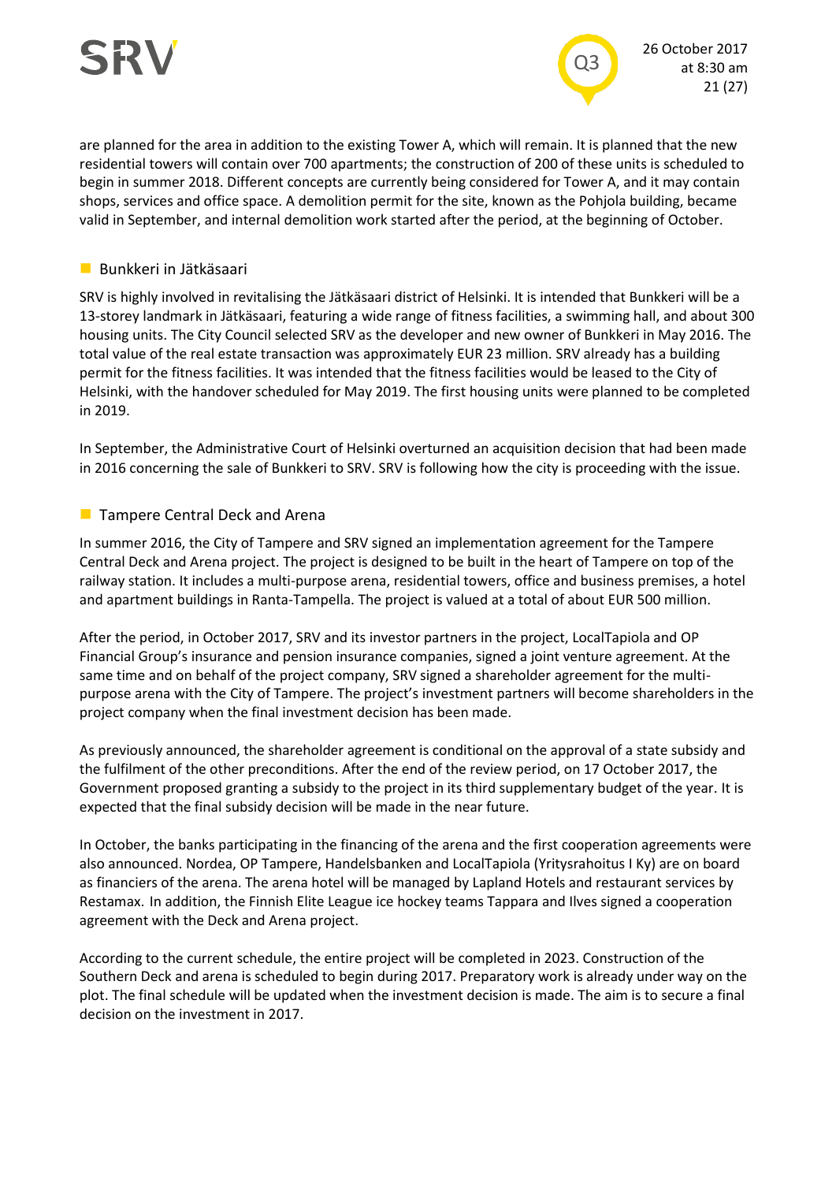are planned for the area in addition to the existing Tower A, which will remain. It is planned that the new residential towers will contain over 700 apartments; the construction of 200 of these units is scheduled to begin in summer 2018. Different concepts are currently being considered for Tower A, and it may contain shops, services and office space. A demolition permit for the site, known as the Pohjola building, became valid in September, and internal demolition work started after the period, at the beginning of October.

### Bunkkeri in Jätkäsaari

SRV is highly involved in revitalising the Jätkäsaari district of Helsinki. It is intended that Bunkkeri will be a 13-storey landmark in Jätkäsaari, featuring a wide range of fitness facilities, a swimming hall, and about 300 housing units. The City Council selected SRV as the developer and new owner of Bunkkeri in May 2016. The total value of the real estate transaction was approximately EUR 23 million. SRV already has a building permit for the fitness facilities. It was intended that the fitness facilities would be leased to the City of Helsinki, with the handover scheduled for May 2019. The first housing units were planned to be completed in 2019.

In September, the Administrative Court of Helsinki overturned an acquisition decision that had been made in 2016 concerning the sale of Bunkkeri to SRV. SRV is following how the city is proceeding with the issue.

### Tampere Central Deck and Arena

In summer 2016, the City of Tampere and SRV signed an implementation agreement for the Tampere Central Deck and Arena project. The project is designed to be built in the heart of Tampere on top of the railway station. It includes a multi-purpose arena, residential towers, office and business premises, a hotel and apartment buildings in Ranta-Tampella. The project is valued at a total of about EUR 500 million.

After the period, in October 2017, SRV and its investor partners in the project, LocalTapiola and OP Financial Group's insurance and pension insurance companies, signed a joint venture agreement. At the same time and on behalf of the project company, SRV signed a shareholder agreement for the multi-purpose arena with the City of Tampere. The project's investment partners will become shareholders in the project company when the final investment decision has been made.

As previously announced, the shareholder agreement is conditional on the approval of a state subsidy and the fulfilment of the other preconditions. After the end of the review period, on 17 October 2017, the Government proposed granting a subsidy to the project in its third supplementary budget of the year. It is expected that the final subsidy decision will be made in the near future.

In October, the banks participating in the financing of the arena and the first cooperation agreements were also announced. Nordea, OP Tampere, Handelsbanken and LocalTapiola (Yritysrahoitus I Ky) are on board as financiers of the arena. The arena hotel will be managed by Lapland Hotels and restaurant services by Restamax. In addition, the Finnish Elite League ice hockey teams Tappara and Ilves signed a cooperation agreement with the Deck and Arena project.

According to the current schedule, the entire project will be completed in 2023. Construction of the Southern Deck and arena is scheduled to begin during 2017. Preparatory work is already under way on the plot. The final schedule will be updated when the investment decision is made. The aim is to secure a final decision on the investment in 2017.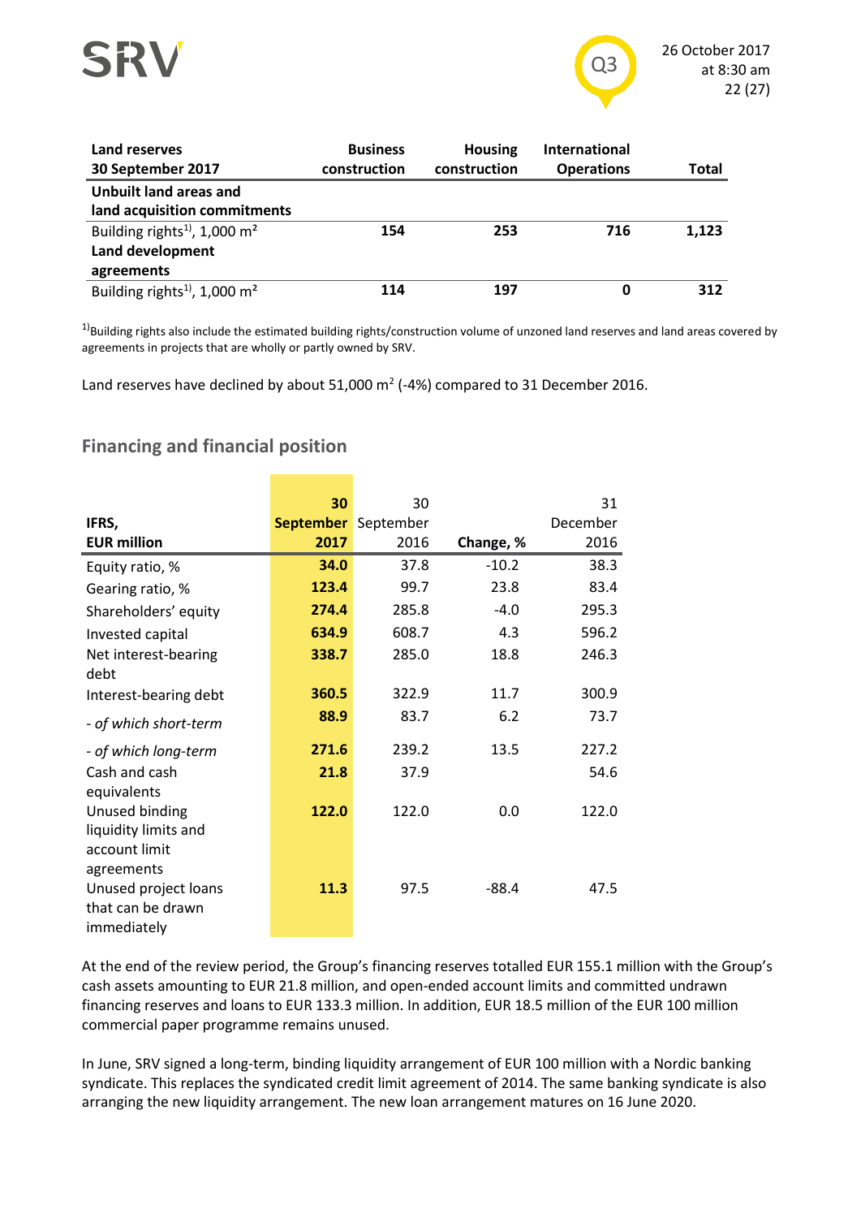| Land reserves 30 September 2017 | Business construction | Housing construction | International Operations | Total |
|---|---|---|---|---|
| **Unbuilt land areas and land acquisition commitments** | | | | |
| Building rights[1)], 1,000 $m^2$ | **154** | **253** | **716** | **1,123** |
| **Land development agreements** | | | | |
| Building rights[1)], 1,000 $m^2$ | **114** | **197** | **0** | **312** |

[1)]Building rights also include the estimated building rights/construction volume of unzoned land reserves and land areas covered by agreements in projects that are wholly or partly owned by SRV.

Land reserves have declined by about 51,000 $m^2$ (-4%) compared to 31 December 2016.

## Financing and financial position

| IFRS, EUR million | 30 September 2017 | 30 September 2016 | Change, % | 31 December 2016 |
|---|---|---|---|---|
| Equity ratio, % | **34.0** | 37.8 | -10.2 | 38.3 |
| Gearing ratio, % | **123.4** | 99.7 | 23.8 | 83.4 |
| Shareholders' equity | **274.4** | 285.8 | -4.0 | 295.3 |
| Invested capital | **634.9** | 608.7 | 4.3 | 596.2 |
| Net interest-bearing debt | **338.7** | 285.0 | 18.8 | 246.3 |
| Interest-bearing debt | **360.5** | 322.9 | 11.7 | 300.9 |
| *- of which short-term* | **88.9** | 83.7 | 6.2 | 73.7 |
| *- of which long-term* | **271.6** | 239.2 | 13.5 | 227.2 |
| Cash and cash equivalents | **21.8** | 37.9 | | 54.6 |
| Unused binding liquidity limits and account limit agreements | **122.0** | 122.0 | 0.0 | 122.0 |
| Unused project loans that can be drawn immediately | **11.3** | 97.5 | -88.4 | 47.5 |

At the end of the review period, the Group's financing reserves totalled EUR 155.1 million with the Group's cash assets amounting to EUR 21.8 million, and open-ended account limits and committed undrawn financing reserves and loans to EUR 133.3 million. In addition, EUR 18.5 million of the EUR 100 million commercial paper programme remains unused.

In June, SRV signed a long-term, binding liquidity arrangement of EUR 100 million with a Nordic banking syndicate. This replaces the syndicated credit limit agreement of 2014. The same banking syndicate is also arranging the new liquidity arrangement. The new loan arrangement matures on 16 June 2020.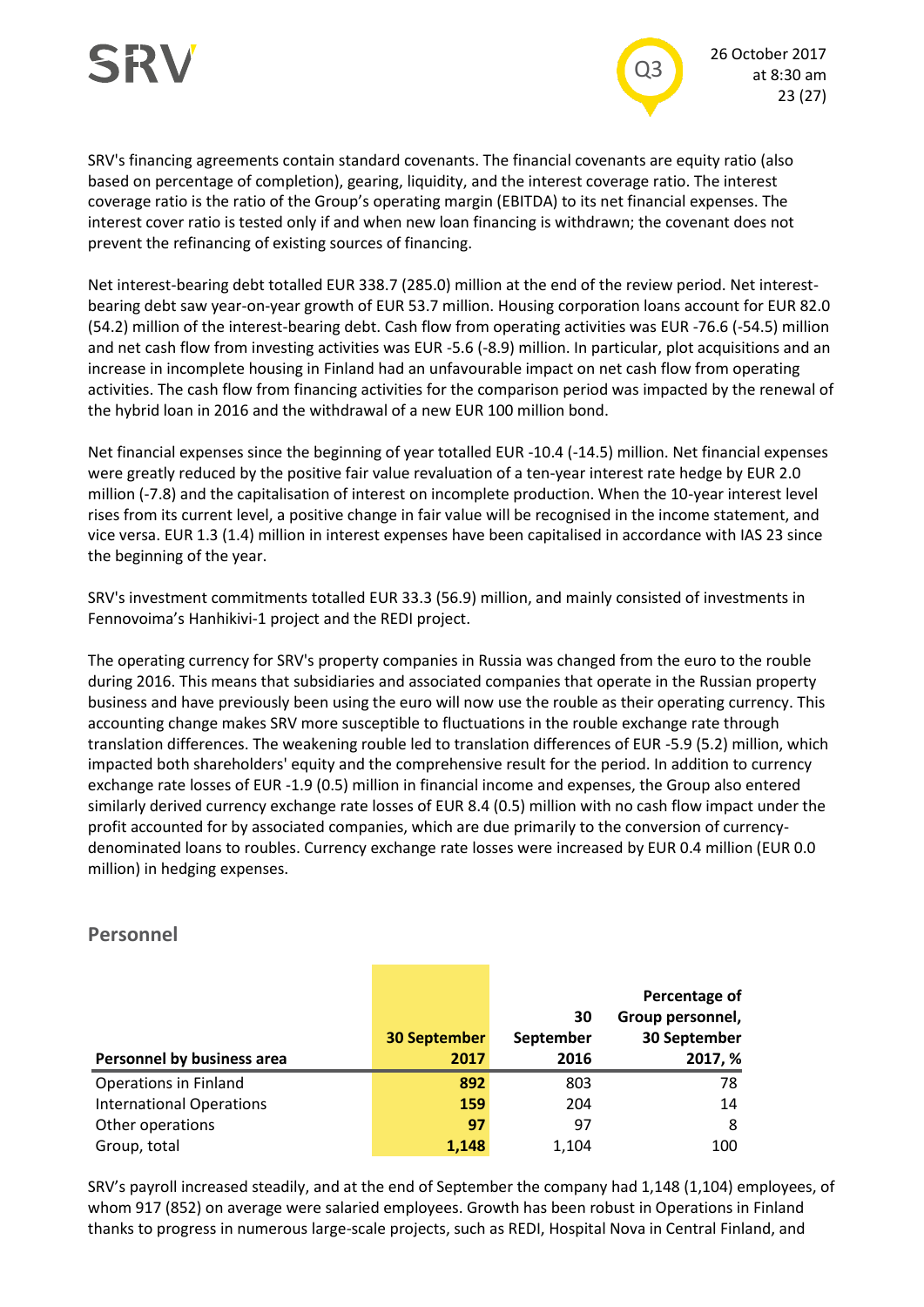SRV's financing agreements contain standard covenants. The financial covenants are equity ratio (also based on percentage of completion), gearing, liquidity, and the interest coverage ratio. The interest coverage ratio is the ratio of the Group's operating margin (EBITDA) to its net financial expenses. The interest cover ratio is tested only if and when new loan financing is withdrawn; the covenant does not prevent the refinancing of existing sources of financing.

Net interest-bearing debt totalled EUR 338.7 (285.0) million at the end of the review period. Net interest-bearing debt saw year-on-year growth of EUR 53.7 million. Housing corporation loans account for EUR 82.0 (54.2) million of the interest-bearing debt. Cash flow from operating activities was EUR -76.6 (-54.5) million and net cash flow from investing activities was EUR -5.6 (-8.9) million. In particular, plot acquisitions and an increase in incomplete housing in Finland had an unfavourable impact on net cash flow from operating activities. The cash flow from financing activities for the comparison period was impacted by the renewal of the hybrid loan in 2016 and the withdrawal of a new EUR 100 million bond.

Net financial expenses since the beginning of year totalled EUR -10.4 (-14.5) million. Net financial expenses were greatly reduced by the positive fair value revaluation of a ten-year interest rate hedge by EUR 2.0 million (-7.8) and the capitalisation of interest on incomplete production. When the 10-year interest level rises from its current level, a positive change in fair value will be recognised in the income statement, and vice versa. EUR 1.3 (1.4) million in interest expenses have been capitalised in accordance with IAS 23 since the beginning of the year.

SRV's investment commitments totalled EUR 33.3 (56.9) million, and mainly consisted of investments in Fennovoima's Hanhikivi-1 project and the REDI project.

The operating currency for SRV's property companies in Russia was changed from the euro to the rouble during 2016. This means that subsidiaries and associated companies that operate in the Russian property business and have previously been using the euro will now use the rouble as their operating currency. This accounting change makes SRV more susceptible to fluctuations in the rouble exchange rate through translation differences. The weakening rouble led to translation differences of EUR -5.9 (5.2) million, which impacted both shareholders' equity and the comprehensive result for the period. In addition to currency exchange rate losses of EUR -1.9 (0.5) million in financial income and expenses, the Group also entered similarly derived currency exchange rate losses of EUR 8.4 (0.5) million with no cash flow impact under the profit accounted for by associated companies, which are due primarily to the conversion of currency-denominated loans to roubles. Currency exchange rate losses were increased by EUR 0.4 million (EUR 0.0 million) in hedging expenses.

## Personnel

| Personnel by business area | 30 September 2017 | 30 September 2016 | Percentage of Group personnel, 30 September 2017, % |
|---|---|---|---|
| Operations in Finland | **892** | 803 | 78 |
| International Operations | **159** | 204 | 14 |
| Other operations | **97** | 97 | 8 |
| Group, total | **1,148** | 1,104 | 100 |

SRV's payroll increased steadily, and at the end of September the company had 1,148 (1,104) employees, of whom 917 (852) on average were salaried employees. Growth has been robust in Operations in Finland thanks to progress in numerous large-scale projects, such as REDI, Hospital Nova in Central Finland, and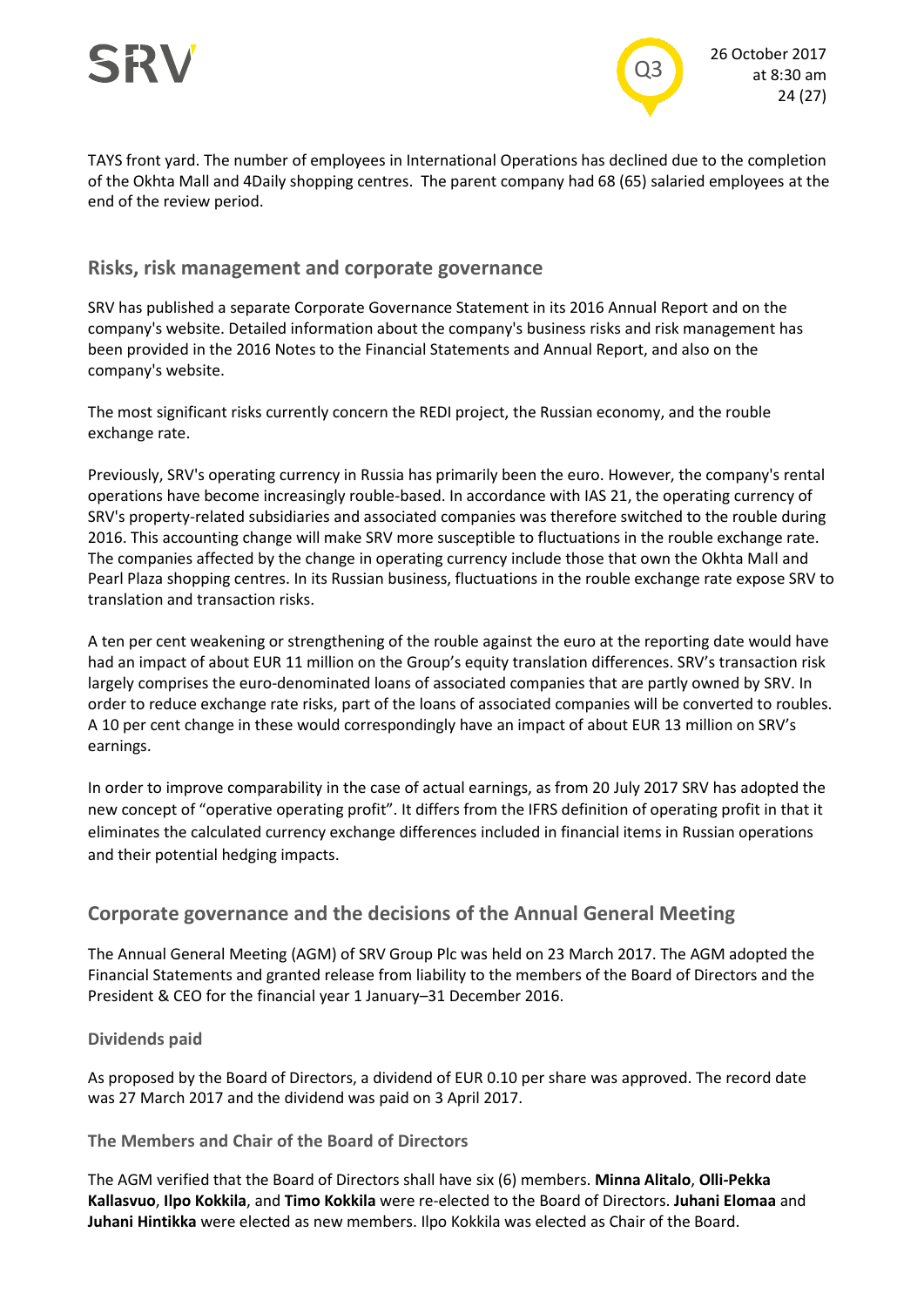TAYS front yard. The number of employees in International Operations has declined due to the completion of the Okhta Mall and 4Daily shopping centres. The parent company had 68 (65) salaried employees at the end of the review period.

## Risks, risk management and corporate governance

SRV has published a separate Corporate Governance Statement in its 2016 Annual Report and on the company's website. Detailed information about the company's business risks and risk management has been provided in the 2016 Notes to the Financial Statements and Annual Report, and also on the company's website.

The most significant risks currently concern the REDI project, the Russian economy, and the rouble exchange rate.

Previously, SRV's operating currency in Russia has primarily been the euro. However, the company's rental operations have become increasingly rouble-based. In accordance with IAS 21, the operating currency of SRV's property-related subsidiaries and associated companies was therefore switched to the rouble during 2016. This accounting change will make SRV more susceptible to fluctuations in the rouble exchange rate. The companies affected by the change in operating currency include those that own the Okhta Mall and Pearl Plaza shopping centres. In its Russian business, fluctuations in the rouble exchange rate expose SRV to translation and transaction risks.

A ten per cent weakening or strengthening of the rouble against the euro at the reporting date would have had an impact of about EUR 11 million on the Group's equity translation differences. SRV's transaction risk largely comprises the euro-denominated loans of associated companies that are partly owned by SRV. In order to reduce exchange rate risks, part of the loans of associated companies will be converted to roubles. A 10 per cent change in these would correspondingly have an impact of about EUR 13 million on SRV's earnings.

In order to improve comparability in the case of actual earnings, as from 20 July 2017 SRV has adopted the new concept of "operative operating profit". It differs from the IFRS definition of operating profit in that it eliminates the calculated currency exchange differences included in financial items in Russian operations and their potential hedging impacts.

## Corporate governance and the decisions of the Annual General Meeting

The Annual General Meeting (AGM) of SRV Group Plc was held on 23 March 2017. The AGM adopted the Financial Statements and granted release from liability to the members of the Board of Directors and the President & CEO for the financial year 1 January–31 December 2016.

### Dividends paid

As proposed by the Board of Directors, a dividend of EUR 0.10 per share was approved. The record date was 27 March 2017 and the dividend was paid on 3 April 2017.

### The Members and Chair of the Board of Directors

The AGM verified that the Board of Directors shall have six (6) members. **Minna Alitalo**, **Olli-Pekka Kallasvuo**, **Ilpo Kokkila**, and **Timo Kokkila** were re-elected to the Board of Directors. **Juhani Elomaa** and **Juhani Hintikka** were elected as new members. Ilpo Kokkila was elected as Chair of the Board.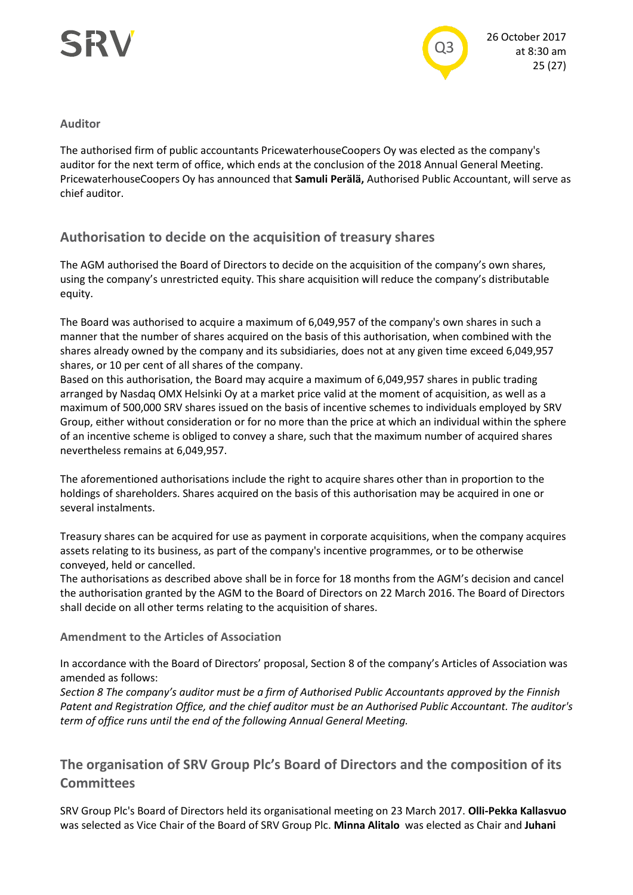### Auditor

The authorised firm of public accountants PricewaterhouseCoopers Oy was elected as the company's auditor for the next term of office, which ends at the conclusion of the 2018 Annual General Meeting. PricewaterhouseCoopers Oy has announced that **Samuli Perälä,** Authorised Public Accountant, will serve as chief auditor.

## Authorisation to decide on the acquisition of treasury shares

The AGM authorised the Board of Directors to decide on the acquisition of the company's own shares, using the company's unrestricted equity. This share acquisition will reduce the company's distributable equity.

The Board was authorised to acquire a maximum of 6,049,957 of the company's own shares in such a manner that the number of shares acquired on the basis of this authorisation, when combined with the shares already owned by the company and its subsidiaries, does not at any given time exceed 6,049,957 shares, or 10 per cent of all shares of the company.
Based on this authorisation, the Board may acquire a maximum of 6,049,957 shares in public trading arranged by Nasdaq OMX Helsinki Oy at a market price valid at the moment of acquisition, as well as a maximum of 500,000 SRV shares issued on the basis of incentive schemes to individuals employed by SRV Group, either without consideration or for no more than the price at which an individual within the sphere of an incentive scheme is obliged to convey a share, such that the maximum number of acquired shares nevertheless remains at 6,049,957.

The aforementioned authorisations include the right to acquire shares other than in proportion to the holdings of shareholders. Shares acquired on the basis of this authorisation may be acquired in one or several instalments.

Treasury shares can be acquired for use as payment in corporate acquisitions, when the company acquires assets relating to its business, as part of the company's incentive programmes, or to be otherwise conveyed, held or cancelled.
The authorisations as described above shall be in force for 18 months from the AGM's decision and cancel the authorisation granted by the AGM to the Board of Directors on 22 March 2016. The Board of Directors shall decide on all other terms relating to the acquisition of shares.

### Amendment to the Articles of Association

In accordance with the Board of Directors' proposal, Section 8 of the company's Articles of Association was amended as follows:
*Section 8 The company's auditor must be a firm of Authorised Public Accountants approved by the Finnish Patent and Registration Office, and the chief auditor must be an Authorised Public Accountant. The auditor's term of office runs until the end of the following Annual General Meeting.*

## The organisation of SRV Group Plc's Board of Directors and the composition of its Committees

SRV Group Plc's Board of Directors held its organisational meeting on 23 March 2017. **Olli-Pekka Kallasvuo** was selected as Vice Chair of the Board of SRV Group Plc. **Minna Alitalo** was elected as Chair and **Juhani**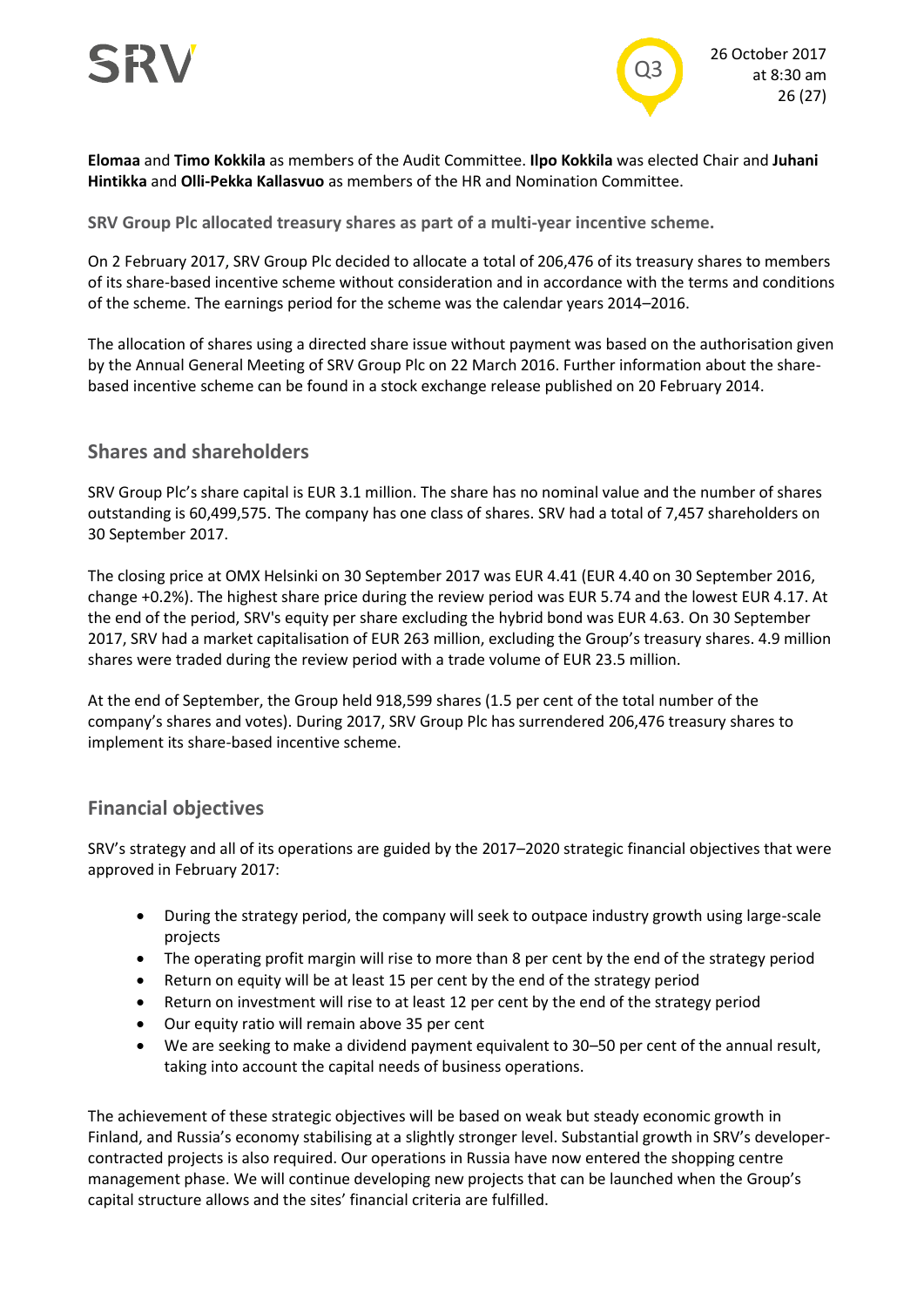**Elomaa** and **Timo Kokkila** as members of the Audit Committee. **Ilpo Kokkila** was elected Chair and **Juhani Hintikka** and **Olli-Pekka Kallasvuo** as members of the HR and Nomination Committee.

**SRV Group Plc allocated treasury shares as part of a multi-year incentive scheme.**

On 2 February 2017, SRV Group Plc decided to allocate a total of 206,476 of its treasury shares to members of its share-based incentive scheme without consideration and in accordance with the terms and conditions of the scheme. The earnings period for the scheme was the calendar years 2014–2016.

The allocation of shares using a directed share issue without payment was based on the authorisation given by the Annual General Meeting of SRV Group Plc on 22 March 2016. Further information about the share-based incentive scheme can be found in a stock exchange release published on 20 February 2014.

## Shares and shareholders

SRV Group Plc's share capital is EUR 3.1 million. The share has no nominal value and the number of shares outstanding is 60,499,575. The company has one class of shares. SRV had a total of 7,457 shareholders on 30 September 2017.

The closing price at OMX Helsinki on 30 September 2017 was EUR 4.41 (EUR 4.40 on 30 September 2016, change +0.2%). The highest share price during the review period was EUR 5.74 and the lowest EUR 4.17. At the end of the period, SRV's equity per share excluding the hybrid bond was EUR 4.63. On 30 September 2017, SRV had a market capitalisation of EUR 263 million, excluding the Group's treasury shares. 4.9 million shares were traded during the review period with a trade volume of EUR 23.5 million.

At the end of September, the Group held 918,599 shares (1.5 per cent of the total number of the company's shares and votes). During 2017, SRV Group Plc has surrendered 206,476 treasury shares to implement its share-based incentive scheme.

## Financial objectives

SRV's strategy and all of its operations are guided by the 2017–2020 strategic financial objectives that were approved in February 2017:

- During the strategy period, the company will seek to outpace industry growth using large-scale projects
- The operating profit margin will rise to more than 8 per cent by the end of the strategy period
- Return on equity will be at least 15 per cent by the end of the strategy period
- Return on investment will rise to at least 12 per cent by the end of the strategy period
- Our equity ratio will remain above 35 per cent
- We are seeking to make a dividend payment equivalent to 30–50 per cent of the annual result, taking into account the capital needs of business operations.

The achievement of these strategic objectives will be based on weak but steady economic growth in Finland, and Russia's economy stabilising at a slightly stronger level. Substantial growth in SRV's developer-contracted projects is also required. Our operations in Russia have now entered the shopping centre management phase. We will continue developing new projects that can be launched when the Group's capital structure allows and the sites' financial criteria are fulfilled.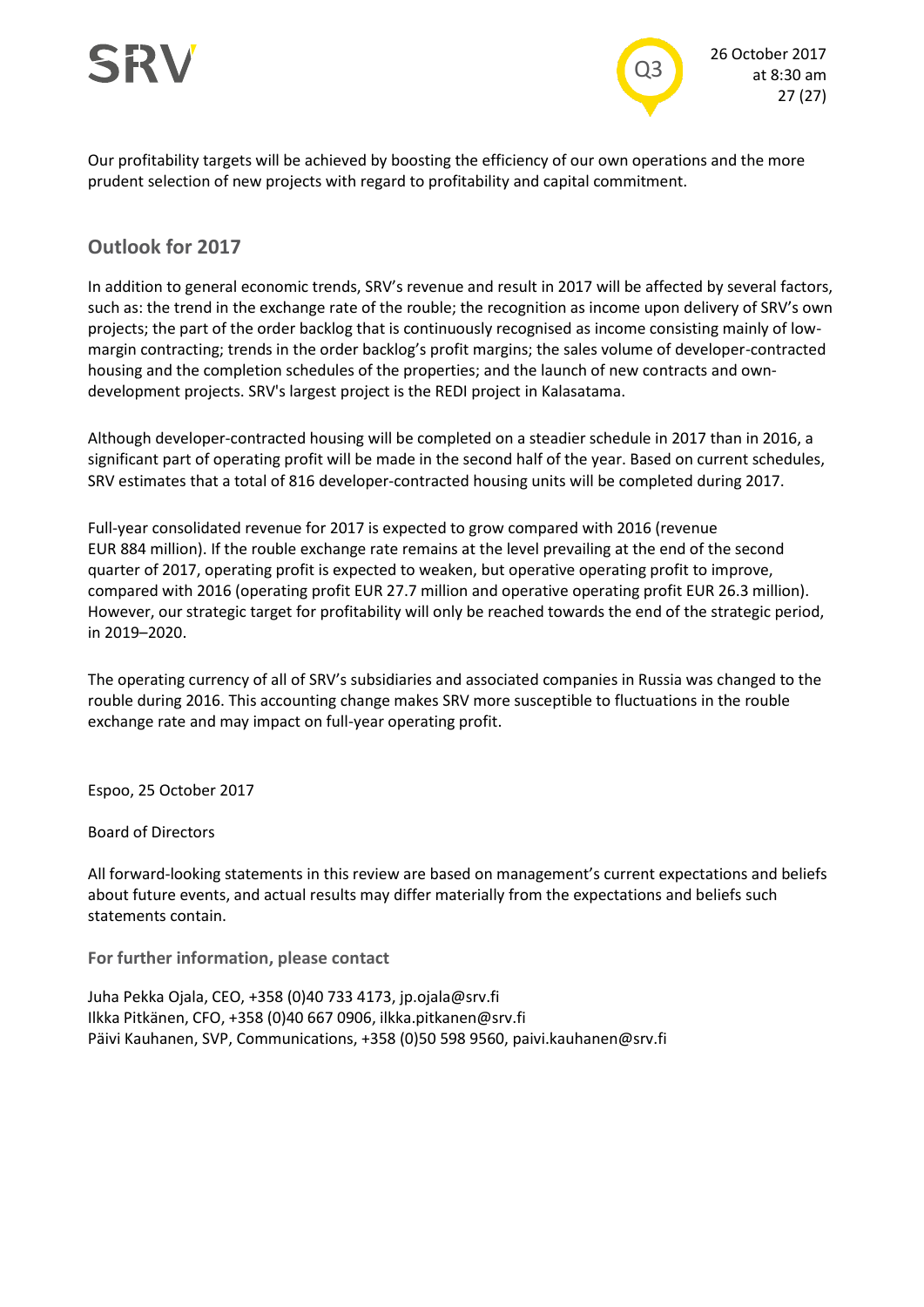Our profitability targets will be achieved by boosting the efficiency of our own operations and the more prudent selection of new projects with regard to profitability and capital commitment.

## Outlook for 2017

In addition to general economic trends, SRV's revenue and result in 2017 will be affected by several factors, such as: the trend in the exchange rate of the rouble; the recognition as income upon delivery of SRV's own projects; the part of the order backlog that is continuously recognised as income consisting mainly of low-margin contracting; trends in the order backlog's profit margins; the sales volume of developer-contracted housing and the completion schedules of the properties; and the launch of new contracts and own-development projects. SRV's largest project is the REDI project in Kalasatama.

Although developer-contracted housing will be completed on a steadier schedule in 2017 than in 2016, a significant part of operating profit will be made in the second half of the year. Based on current schedules, SRV estimates that a total of 816 developer-contracted housing units will be completed during 2017.

Full-year consolidated revenue for 2017 is expected to grow compared with 2016 (revenue EUR 884 million). If the rouble exchange rate remains at the level prevailing at the end of the second quarter of 2017, operating profit is expected to weaken, but operative operating profit to improve, compared with 2016 (operating profit EUR 27.7 million and operative operating profit EUR 26.3 million). However, our strategic target for profitability will only be reached towards the end of the strategic period, in 2019–2020.

The operating currency of all of SRV's subsidiaries and associated companies in Russia was changed to the rouble during 2016. This accounting change makes SRV more susceptible to fluctuations in the rouble exchange rate and may impact on full-year operating profit.

Espoo, 25 October 2017

Board of Directors

All forward-looking statements in this review are based on management's current expectations and beliefs about future events, and actual results may differ materially from the expectations and beliefs such statements contain.

### For further information, please contact

Juha Pekka Ojala, CEO, +358 (0)40 733 4173, jp.ojala@srv.fi
Ilkka Pitkänen, CFO, +358 (0)40 667 0906, ilkka.pitkanen@srv.fi
Päivi Kauhanen, SVP, Communications, +358 (0)50 598 9560, paivi.kauhanen@srv.fi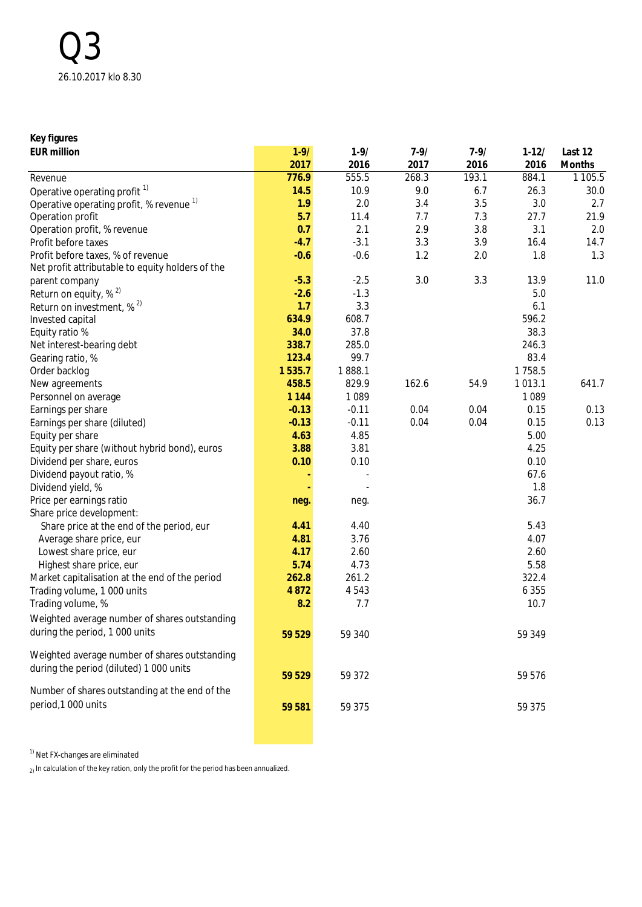# Q3

26.10.2017 klo 8.30

**Key figures**

| EUR million | 1-9/ 2017 | 1-9/ 2016 | 7-9/ 2017 | 7-9/ 2016 | 1-12/ 2016 | Last 12 Months |
|---|---|---|---|---|---|---|
| Revenue | **776.9** | 555.5 | 268.3 | 193.1 | 884.1 | 1 105.5 |
| Operative operating profit [1] | **14.5** | 10.9 | 9.0 | 6.7 | 26.3 | 30.0 |
| Operative operating profit, % revenue [1] | **1.9** | 2.0 | 3.4 | 3.5 | 3.0 | 2.7 |
| Operation profit | **5.7** | 11.4 | 7.7 | 7.3 | 27.7 | 21.9 |
| Operation profit, % revenue | **0.7** | 2.1 | 2.9 | 3.8 | 3.1 | 2.0 |
| Profit before taxes | **-4.7** | -3.1 | 3.3 | 3.9 | 16.4 | 14.7 |
| Profit before taxes, % of revenue | **-0.6** | -0.6 | 1.2 | 2.0 | 1.8 | 1.3 |
| Net profit attributable to equity holders of the parent company | **-5.3** | -2.5 | 3.0 | 3.3 | 13.9 | 11.0 |
| Return on equity, % [2] | **-2.6** | -1.3 | | | 5.0 | |
| Return on investment, % [2] | **1.7** | 3.3 | | | 6.1 | |
| Invested capital | **634.9** | 608.7 | | | 596.2 | |
| Equity ratio % | **34.0** | 37.8 | | | 38.3 | |
| Net interest-bearing debt | **338.7** | 285.0 | | | 246.3 | |
| Gearing ratio, % | **123.4** | 99.7 | | | 83.4 | |
| Order backlog | **1 535.7** | 1 888.1 | | | 1 758.5 | |
| New agreements | **458.5** | 829.9 | 162.6 | 54.9 | 1 013.1 | 641.7 |
| Personnel on average | **1 144** | 1 089 | | | 1 089 | |
| Earnings per share | **-0.13** | -0.11 | 0.04 | 0.04 | 0.15 | 0.13 |
| Earnings per share (diluted) | **-0.13** | -0.11 | 0.04 | 0.04 | 0.15 | 0.13 |
| Equity per share | **4.63** | 4.85 | | | 5.00 | |
| Equity per share (without hybrid bond), euros | **3.88** | 3.81 | | | 4.25 | |
| Dividend per share, euros | **0.10** | 0.10 | | | 0.10 | |
| Dividend payout ratio, % | **-** | - | | | 67.6 | |
| Dividend yield, % | **-** | - | | | 1.8 | |
| Price per earnings ratio | **neg.** | neg. | | | 36.7 | |
| Share price development: | | | | | | |
| Share price at the end of the period, eur | **4.41** | 4.40 | | | 5.43 | |
| Average share price, eur | **4.81** | 3.76 | | | 4.07 | |
| Lowest share price, eur | **4.17** | 2.60 | | | 2.60 | |
| Highest share price, eur | **5.74** | 4.73 | | | 5.58 | |
| Market capitalisation at the end of the period | **262.8** | 261.2 | | | 322.4 | |
| Trading volume, 1 000 units | **4 872** | 4 543 | | | 6 355 | |
| Trading volume, % | **8.2** | 7.7 | | | 10.7 | |
| Weighted average number of shares outstanding during the period, 1 000 units | **59 529** | 59 340 | | | 59 349 | |
| Weighted average number of shares outstanding during the period (diluted) 1 000 units | **59 529** | 59 372 | | | 59 576 | |
| Number of shares outstanding at the end of the period,1 000 units | **59 581** | 59 375 | | | 59 375 | |

[1] Net FX-changes are eliminated

[2] In calculation of the key ration, only the profit for the period has been annualized.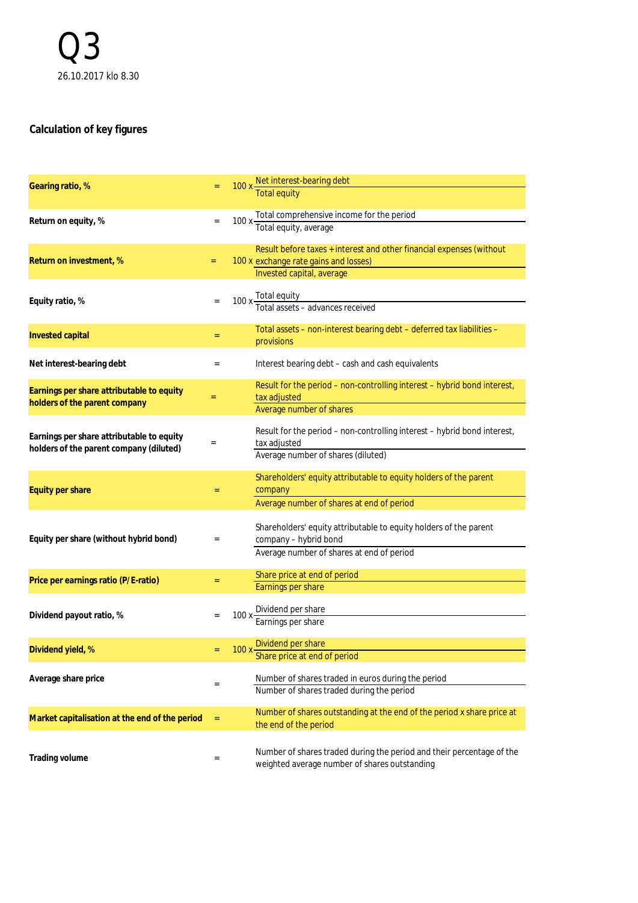Q3

26.10.2017 klo 8.30

## Calculation of key figures

| Key figure | | Formula |
|---|---|---|
| **Gearing ratio, %** | = | 100 x Net interest-bearing debt / Total equity |
| **Return on equity, %** | = | 100 x Total comprehensive income for the period / Total equity, average |
| **Return on investment, %** | = | 100 x Result before taxes + interest and other financial expenses (without exchange rate gains and losses) / Invested capital, average |
| **Equity ratio, %** | = | 100 x Total equity / Total assets – advances received |
| **Invested capital** | = | Total assets – non-interest bearing debt – deferred tax liabilities – provisions |
| **Net interest-bearing debt** | = | Interest bearing debt – cash and cash equivalents |
| **Earnings per share attributable to equity holders of the parent company** | = | Result for the period – non-controlling interest – hybrid bond interest, tax adjusted / Average number of shares |
| **Earnings per share attributable to equity holders of the parent company (diluted)** | = | Result for the period – non-controlling interest – hybrid bond interest, tax adjusted / Average number of shares (diluted) |
| **Equity per share** | = | Shareholders' equity attributable to equity holders of the parent company / Average number of shares at end of period |
| **Equity per share (without hybrid bond)** | = | Shareholders' equity attributable to equity holders of the parent company – hybrid bond / Average number of shares at end of period |
| **Price per earnings ratio (P/E-ratio)** | = | Share price at end of period / Earnings per share |
| **Dividend payout ratio, %** | = | 100 x Dividend per share / Earnings per share |
| **Dividend yield, %** | = | 100 x Dividend per share / Share price at end of period |
| **Average share price** | = | Number of shares traded in euros during the period / Number of shares traded during the period |
| **Market capitalisation at the end of the period** | = | Number of shares outstanding at the end of the period x share price at the end of the period |
| **Trading volume** | = | Number of shares traded during the period and their percentage of the weighted average number of shares outstanding |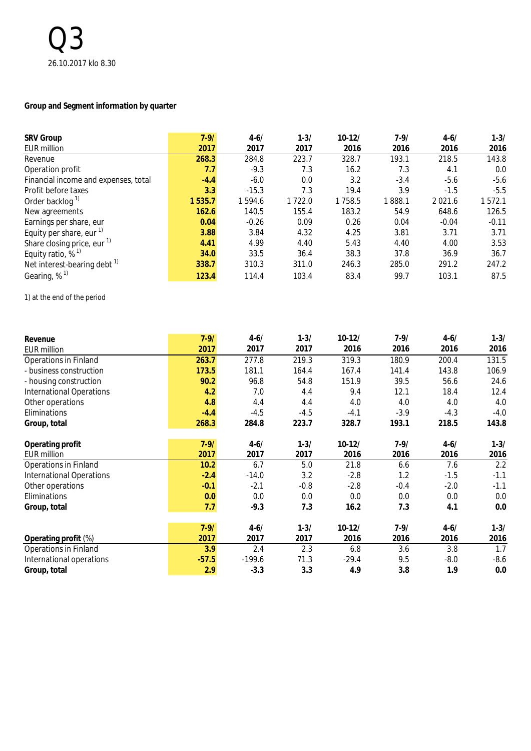Q3

26.10.2017 klo 8.30

**Group and Segment information by quarter**

| **SRV Group** EUR million | **7-9/ 2017** | **4-6/ 2017** | **1-3/ 2017** | **10-12/ 2016** | **7-9/ 2016** | **4-6/ 2016** | **1-3/ 2016** |
|---|---|---|---|---|---|---|---|
| Revenue | **268.3** | 284.8 | 223.7 | 328.7 | 193.1 | 218.5 | 143.8 |
| Operation profit | **7.7** | -9.3 | 7.3 | 16.2 | 7.3 | 4.1 | 0.0 |
| Financial income and expenses, total | **-4.4** | -6.0 | 0.0 | 3.2 | -3.4 | -5.6 | -5.6 |
| Profit before taxes | **3.3** | -15.3 | 7.3 | 19.4 | 3.9 | -1.5 | -5.5 |
| Order backlog [1] | **1 535.7** | 1 594.6 | 1 722.0 | 1 758.5 | 1 888.1 | 2 021.6 | 1 572.1 |
| New agreements | **162.6** | 140.5 | 155.4 | 183.2 | 54.9 | 648.6 | 126.5 |
| Earnings per share, eur | **0.04** | -0.26 | 0.09 | 0.26 | 0.04 | -0.04 | -0.11 |
| Equity per share, eur [1] | **3.88** | 3.84 | 4.32 | 4.25 | 3.81 | 3.71 | 3.71 |
| Share closing price, eur [1] | **4.41** | 4.99 | 4.40 | 5.43 | 4.40 | 4.00 | 3.53 |
| Equity ratio, % [1] | **34.0** | 33.5 | 36.4 | 38.3 | 37.8 | 36.9 | 36.7 |
| Net interest-bearing debt [1] | **338.7** | 310.3 | 311.0 | 246.3 | 285.0 | 291.2 | 247.2 |
| Gearing, % [1] | **123.4** | 114.4 | 103.4 | 83.4 | 99.7 | 103.1 | 87.5 |

1) at the end of the period

| **Revenue** EUR million | **7-9/ 2017** | **4-6/ 2017** | **1-3/ 2017** | **10-12/ 2016** | **7-9/ 2016** | **4-6/ 2016** | **1-3/ 2016** |
|---|---|---|---|---|---|---|---|
| Operations in Finland | **263.7** | 277.8 | 219.3 | 319.3 | 180.9 | 200.4 | 131.5 |
| - business construction | **173.5** | 181.1 | 164.4 | 167.4 | 141.4 | 143.8 | 106.9 |
| - housing construction | **90.2** | 96.8 | 54.8 | 151.9 | 39.5 | 56.6 | 24.6 |
| International Operations | **4.2** | 7.0 | 4.4 | 9.4 | 12.1 | 18.4 | 12.4 |
| Other operations | **4.8** | 4.4 | 4.4 | 4.0 | 4.0 | 4.0 | 4.0 |
| Eliminations | **-4.4** | -4.5 | -4.5 | -4.1 | -3.9 | -4.3 | -4.0 |
| **Group, total** | **268.3** | **284.8** | **223.7** | **328.7** | **193.1** | **218.5** | **143.8** |

| **Operating profit** EUR million | **7-9/ 2017** | **4-6/ 2017** | **1-3/ 2017** | **10-12/ 2016** | **7-9/ 2016** | **4-6/ 2016** | **1-3/ 2016** |
|---|---|---|---|---|---|---|---|
| Operations in Finland | **10.2** | 6.7 | 5.0 | 21.8 | 6.6 | 7.6 | 2.2 |
| International Operations | **-2.4** | -14.0 | 3.2 | -2.8 | 1.2 | -1.5 | -1.1 |
| Other operations | **-0.1** | -2.1 | -0.8 | -2.8 | -0.4 | -2.0 | -1.1 |
| Eliminations | **0.0** | 0.0 | 0.0 | 0.0 | 0.0 | 0.0 | 0.0 |
| **Group, total** | **7.7** | **-9.3** | **7.3** | **16.2** | **7.3** | **4.1** | **0.0** |

| **Operating profit** (%) | **7-9/ 2017** | **4-6/ 2017** | **1-3/ 2017** | **10-12/ 2016** | **7-9/ 2016** | **4-6/ 2016** | **1-3/ 2016** |
|---|---|---|---|---|---|---|---|
| Operations in Finland | **3.9** | 2.4 | 2.3 | 6.8 | 3.6 | 3.8 | 1.7 |
| International operations | **-57.5** | -199.6 | 71.3 | -29.4 | 9.5 | -8.0 | -8.6 |
| **Group, total** | **2.9** | **-3.3** | **3.3** | **4.9** | **3.8** | **1.9** | **0.0** |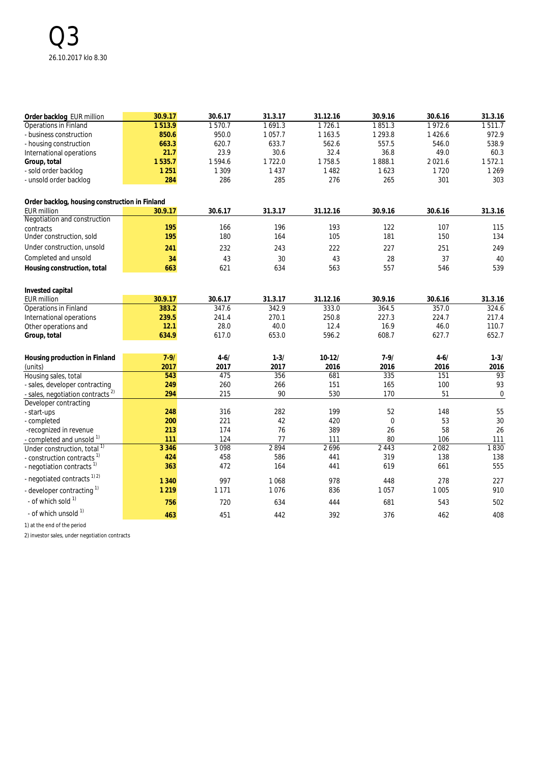# Q3

26.10.2017 klo 8.30

| Order backlog EUR million | 30.9.17 | 30.6.17 | 31.3.17 | 31.12.16 | 30.9.16 | 30.6.16 | 31.3.16 |
|---|---|---|---|---|---|---|---|
| Operations in Finland | 1 513.9 | 1 570.7 | 1 691.3 | 1 726.1 | 1 851.3 | 1 972.6 | 1 511.7 |
| - business construction | 850.6 | 950.0 | 1 057.7 | 1 163.5 | 1 293.8 | 1 426.6 | 972.9 |
| - housing construction | 663.3 | 620.7 | 633.7 | 562.6 | 557.5 | 546.0 | 538.9 |
| International operations | 21.7 | 23.9 | 30.6 | 32.4 | 36.8 | 49.0 | 60.3 |
| **Group, total** | 1 535.7 | 1 594.6 | 1 722.0 | 1 758.5 | 1 888.1 | 2 021.6 | 1 572.1 |
| - sold order backlog | 1 251 | 1 309 | 1 437 | 1 482 | 1 623 | 1 720 | 1 269 |
| - unsold order backlog | 284 | 286 | 285 | 276 | 265 | 301 | 303 |

| Order backlog, housing construction in Finland EUR million | 30.9.17 | 30.6.17 | 31.3.17 | 31.12.16 | 30.9.16 | 30.6.16 | 31.3.16 |
|---|---|---|---|---|---|---|---|
| Negotiation and construction contracts | 195 | 166 | 196 | 193 | 122 | 107 | 115 |
| Under construction, sold | 195 | 180 | 164 | 105 | 181 | 150 | 134 |
| Under construction, unsold | 241 | 232 | 243 | 222 | 227 | 251 | 249 |
| Completed and unsold | 34 | 43 | 30 | 43 | 28 | 37 | 40 |
| **Housing construction, total** | 663 | 621 | 634 | 563 | 557 | 546 | 539 |

| Invested capital EUR million | 30.9.17 | 30.6.17 | 31.3.17 | 31.12.16 | 30.9.16 | 30.6.16 | 31.3.16 |
|---|---|---|---|---|---|---|---|
| Operations in Finland | 383.2 | 347.6 | 342.9 | 333.0 | 364.5 | 357.0 | 324.6 |
| International operations | 239.5 | 241.4 | 270.1 | 250.8 | 227.3 | 224.7 | 217.4 |
| Other operations and | 12.1 | 28.0 | 40.0 | 12.4 | 16.9 | 46.0 | 110.7 |
| **Group, total** | 634.9 | 617.0 | 653.0 | 596.2 | 608.7 | 627.7 | 652.7 |

| Housing production in Finland (units) | 7-9/ 2017 | 4-6/ 2017 | 1-3/ 2017 | 10-12/ 2016 | 7-9/ 2016 | 4-6/ 2016 | 1-3/ 2016 |
|---|---|---|---|---|---|---|---|
| Housing sales, total | 543 | 475 | 356 | 681 | 335 | 151 | 93 |
| - sales, developer contracting | 249 | 260 | 266 | 151 | 165 | 100 | 93 |
| - sales, negotiation contracts [2] | 294 | 215 | 90 | 530 | 170 | 51 | 0 |
| Developer contracting | | | | | | | |
| - start-ups | 248 | 316 | 282 | 199 | 52 | 148 | 55 |
| - completed | 200 | 221 | 42 | 420 | 0 | 53 | 30 |
| -recognized in revenue | 213 | 174 | 76 | 389 | 26 | 58 | 26 |
| - completed and unsold [1] | 111 | 124 | 77 | 111 | 80 | 106 | 111 |
| Under construction, total [1] | 3 346 | 3 098 | 2 894 | 2 696 | 2 443 | 2 082 | 1 830 |
| - construction contracts [1] | 424 | 458 | 586 | 441 | 319 | 138 | 138 |
| - negotiation contracts [1] | 363 | 472 | 164 | 441 | 619 | 661 | 555 |
| - negotiated contracts [1] [2] | 1 340 | 997 | 1 068 | 978 | 448 | 278 | 227 |
| - developer contracting [1] | 1 219 | 1 171 | 1 076 | 836 | 1 057 | 1 005 | 910 |
| - of which sold [1] | 756 | 720 | 634 | 444 | 681 | 543 | 502 |
| - of which unsold [1] | 463 | 451 | 442 | 392 | 376 | 462 | 408 |

1) at the end of the period

2) investor sales, under negotiation contracts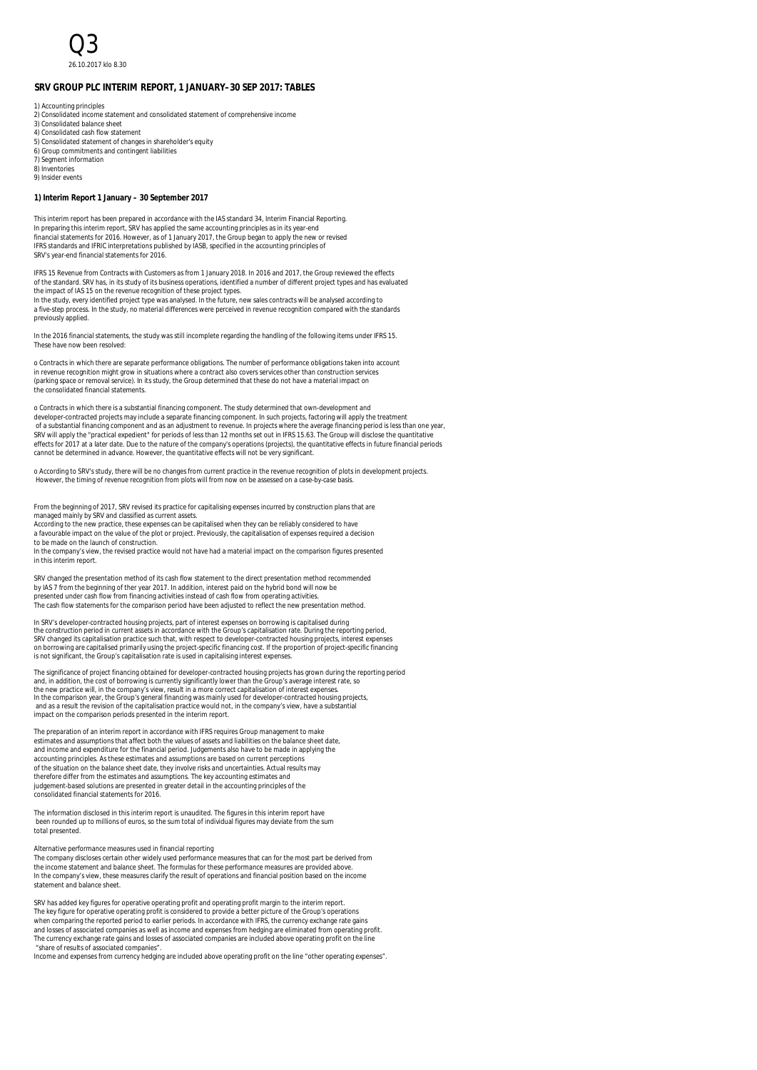# Q3

26.10.2017 klo 8.30

## SRV GROUP PLC INTERIM REPORT, 1 JANUARY–30 SEP 2017: TABLES

1) Accounting principles
2) Consolidated income statement and consolidated statement of comprehensive income
3) Consolidated balance sheet
4) Consolidated cash flow statement
5) Consolidated statement of changes in shareholder's equity
6) Group commitments and contingent liabilities
7) Segment information
8) Inventories
9) Insider events

### 1) Interim Report 1 January – 30 September 2017

This interim report has been prepared in accordance with the IAS standard 34, Interim Financial Reporting. In preparing this interim report, SRV has applied the same accounting principles as in its year-end financial statements for 2016. However, as of 1 January 2017, the Group began to apply the new or revised IFRS standards and IFRIC interpretations published by IASB, specified in the accounting principles of SRV's year-end financial statements for 2016.

IFRS 15 Revenue from Contracts with Customers as from 1 January 2018. In 2016 and 2017, the Group reviewed the effects of the standard. SRV has, in its study of its business operations, identified a number of different project types and has evaluated the impact of IAS 15 on the revenue recognition of these project types.
In the study, every identified project type was analysed. In the future, new sales contracts will be analysed according to a five-step process. In the study, no material differences were perceived in revenue recognition compared with the standards previously applied.

In the 2016 financial statements, the study was still incomplete regarding the handling of the following items under IFRS 15. These have now been resolved:

o Contracts in which there are separate performance obligations. The number of performance obligations taken into account in revenue recognition might grow in situations where a contract also covers services other than construction services (parking space or removal service). In its study, the Group determined that these do not have a material impact on the consolidated financial statements.

o Contracts in which there is a substantial financing component. The study determined that own-development and developer-contracted projects may include a separate financing component. In such projects, factoring will apply the treatment of a substantial financing component and as an adjustment to revenue. In projects where the average financing period is less than one year, SRV will apply the "practical expedient" for periods of less than 12 months set out in IFRS 15.63. The Group will disclose the quantitative effects for 2017 at a later date. Due to the nature of the company's operations (projects), the quantitative effects in future financial periods cannot be determined in advance. However, the quantitative effects will not be very significant.

o According to SRV's study, there will be no changes from current practice in the revenue recognition of plots in development projects. However, the timing of revenue recognition from plots will from now on be assessed on a case-by-case basis.

From the beginning of 2017, SRV revised its practice for capitalising expenses incurred by construction plans that are managed mainly by SRV and classified as current assets.
According to the new practice, these expenses can be capitalised when they can be reliably considered to have a favourable impact on the value of the plot or project. Previously, the capitalisation of expenses required a decision to be made on the launch of construction.
In the company's view, the revised practice would not have had a material impact on the comparison figures presented in this interim report.

SRV changed the presentation method of its cash flow statement to the direct presentation method recommended by IAS 7 from the beginning of ther year 2017. In addition, interest paid on the hybrid bond will now be presented under cash flow from financing activities instead of cash flow from operating activities.
The cash flow statements for the comparison period have been adjusted to reflect the new presentation method.

In SRV's developer-contracted housing projects, part of interest expenses on borrowing is capitalised during the construction period in current assets in accordance with the Group's capitalisation rate. During the reporting period, SRV changed its capitalisation practice such that, with respect to developer-contracted housing projects, interest expenses on borrowing are capitalised primarily using the project-specific financing cost. If the proportion of project-specific financing is not significant, the Group's capitalisation rate is used in capitalising interest expenses.

The significance of project financing obtained for developer-contracted housing projects has grown during the reporting period and, in addition, the cost of borrowing is currently significantly lower than the Group's average interest rate, so the new practice will, in the company's view, result in a more correct capitalisation of interest expenses.
In the comparison year, the Group's general financing was mainly used for developer-contracted housing projects, and as a result the revision of the capitalisation practice would not, in the company's view, have a substantial impact on the comparison periods presented in the interim report.

The preparation of an interim report in accordance with IFRS requires Group management to make estimates and assumptions that affect both the values of assets and liabilities on the balance sheet date, and income and expenditure for the financial period. Judgements also have to be made in applying the accounting principles. As these estimates and assumptions are based on current perceptions of the situation on the balance sheet date, they involve risks and uncertainties. Actual results may therefore differ from the estimates and assumptions. The key accounting estimates and judgement-based solutions are presented in greater detail in the accounting principles of the consolidated financial statements for 2016.

The information disclosed in this interim report is unaudited. The figures in this interim report have been rounded up to millions of euros, so the sum total of individual figures may deviate from the sum total presented.

Alternative performance measures used in financial reporting
The company discloses certain other widely used performance measures that can for the most part be derived from the income statement and balance sheet. The formulas for these performance measures are provided above. In the company's view, these measures clarify the result of operations and financial position based on the income statement and balance sheet.

SRV has added key figures for operative operating profit and operating profit margin to the interim report. The key figure for operative operating profit is considered to provide a better picture of the Group's operations when comparing the reported period to earlier periods. In accordance with IFRS, the currency exchange rate gains and losses of associated companies as well as income and expenses from hedging are eliminated from operating profit. The currency exchange rate gains and losses of associated companies are included above operating profit on the line "share of results of associated companies".
Income and expenses from currency hedging are included above operating profit on the line "other operating expenses".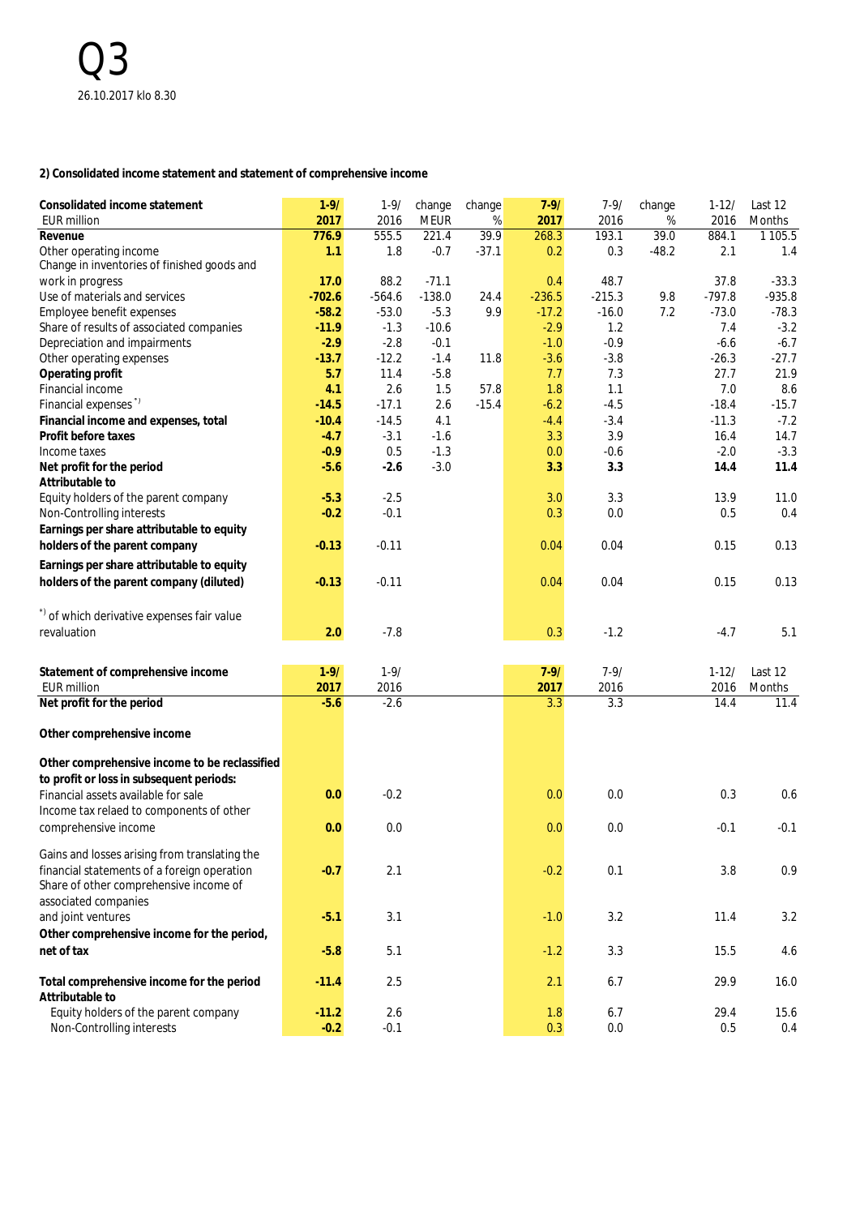Q3

26.10.2017 klo 8.30

**2) Consolidated income statement and statement of comprehensive income**

| Consolidated income statement<br>EUR million | 1-9/<br>2017 | 1-9/<br>2016 | change<br>MEUR | change<br>% | 7-9/<br>2017 | 7-9/<br>2016 | change<br>% | 1-12/<br>2016 | Last 12<br>Months |
|---|---|---|---|---|---|---|---|---|---|
| **Revenue** | **776.9** | 555.5 | 221.4 | 39.9 | 268.3 | 193.1 | 39.0 | 884.1 | 1 105.5 |
| Other operating income | **1.1** | 1.8 | -0.7 | -37.1 | 0.2 | 0.3 | -48.2 | 2.1 | 1.4 |
| Change in inventories of finished goods and work in progress | **17.0** | 88.2 | -71.1 | | 0.4 | 48.7 | | 37.8 | -33.3 |
| Use of materials and services | **-702.6** | -564.6 | -138.0 | 24.4 | -236.5 | -215.3 | 9.8 | -797.8 | -935.8 |
| Employee benefit expenses | **-58.2** | -53.0 | -5.3 | 9.9 | -17.2 | -16.0 | 7.2 | -73.0 | -78.3 |
| Share of results of associated companies | **-11.9** | -1.3 | -10.6 | | -2.9 | 1.2 | | 7.4 | -3.2 |
| Depreciation and impairments | **-2.9** | -2.8 | -0.1 | | -1.0 | -0.9 | | -6.6 | -6.7 |
| Other operating expenses | **-13.7** | -12.2 | -1.4 | 11.8 | -3.6 | -3.8 | | -26.3 | -27.7 |
| **Operating profit** | **5.7** | 11.4 | -5.8 | | 7.7 | 7.3 | | 27.7 | 21.9 |
| Financial income | **4.1** | 2.6 | 1.5 | 57.8 | 1.8 | 1.1 | | 7.0 | 8.6 |
| Financial expenses [*)] | **-14.5** | -17.1 | 2.6 | -15.4 | -6.2 | -4.5 | | -18.4 | -15.7 |
| **Financial income and expenses, total** | **-10.4** | -14.5 | 4.1 | | -4.4 | -3.4 | | -11.3 | -7.2 |
| **Profit before taxes** | **-4.7** | -3.1 | -1.6 | | 3.3 | 3.9 | | 16.4 | 14.7 |
| Income taxes | **-0.9** | 0.5 | -1.3 | | 0.0 | -0.6 | | -2.0 | -3.3 |
| **Net profit for the period** | **-5.6** | **-2.6** | -3.0 | | **3.3** | **3.3** | | **14.4** | **11.4** |
| **Attributable to** | | | | | | | | | |
| Equity holders of the parent company | **-5.3** | -2.5 | | | 3.0 | 3.3 | | 13.9 | 11.0 |
| Non-Controlling interests | **-0.2** | -0.1 | | | 0.3 | 0.0 | | 0.5 | 0.4 |
| **Earnings per share attributable to equity holders of the parent company** | **-0.13** | -0.11 | | | 0.04 | 0.04 | | 0.15 | 0.13 |
| **Earnings per share attributable to equity holders of the parent company (diluted)** | **-0.13** | -0.11 | | | 0.04 | 0.04 | | 0.15 | 0.13 |
| [*)] of which derivative expenses fair value revaluation | **2.0** | -7.8 | | | 0.3 | -1.2 | | -4.7 | 5.1 |

| Statement of comprehensive income<br>EUR million | 1-9/<br>2017 | 1-9/<br>2016 | 7-9/<br>2017 | 7-9/<br>2016 | 1-12/<br>2016 | Last 12<br>Months |
|---|---|---|---|---|---|---|
| **Net profit for the period** | **-5.6** | -2.6 | 3.3 | 3.3 | 14.4 | 11.4 |
| **Other comprehensive income** | | | | | | |
| **Other comprehensive income to be reclassified to profit or loss in subsequent periods:** | | | | | | |
| Financial assets available for sale | **0.0** | -0.2 | 0.0 | 0.0 | 0.3 | 0.6 |
| Income tax relaed to components of other comprehensive income | **0.0** | 0.0 | 0.0 | 0.0 | -0.1 | -0.1 |
| Gains and losses arising from translating the financial statements of a foreign operation | **-0.7** | 2.1 | -0.2 | 0.1 | 3.8 | 0.9 |
| Share of other comprehensive income of associated companies and joint ventures | **-5.1** | 3.1 | -1.0 | 3.2 | 11.4 | 3.2 |
| **Other comprehensive income for the period, net of tax** | **-5.8** | 5.1 | -1.2 | 3.3 | 15.5 | 4.6 |
| **Total comprehensive income for the period** | **-11.4** | 2.5 | 2.1 | 6.7 | 29.9 | 16.0 |
| **Attributable to** | | | | | | |
| Equity holders of the parent company | **-11.2** | 2.6 | 1.8 | 6.7 | 29.4 | 15.6 |
| Non-Controlling interests | **-0.2** | -0.1 | 0.3 | 0.0 | 0.5 | 0.4 |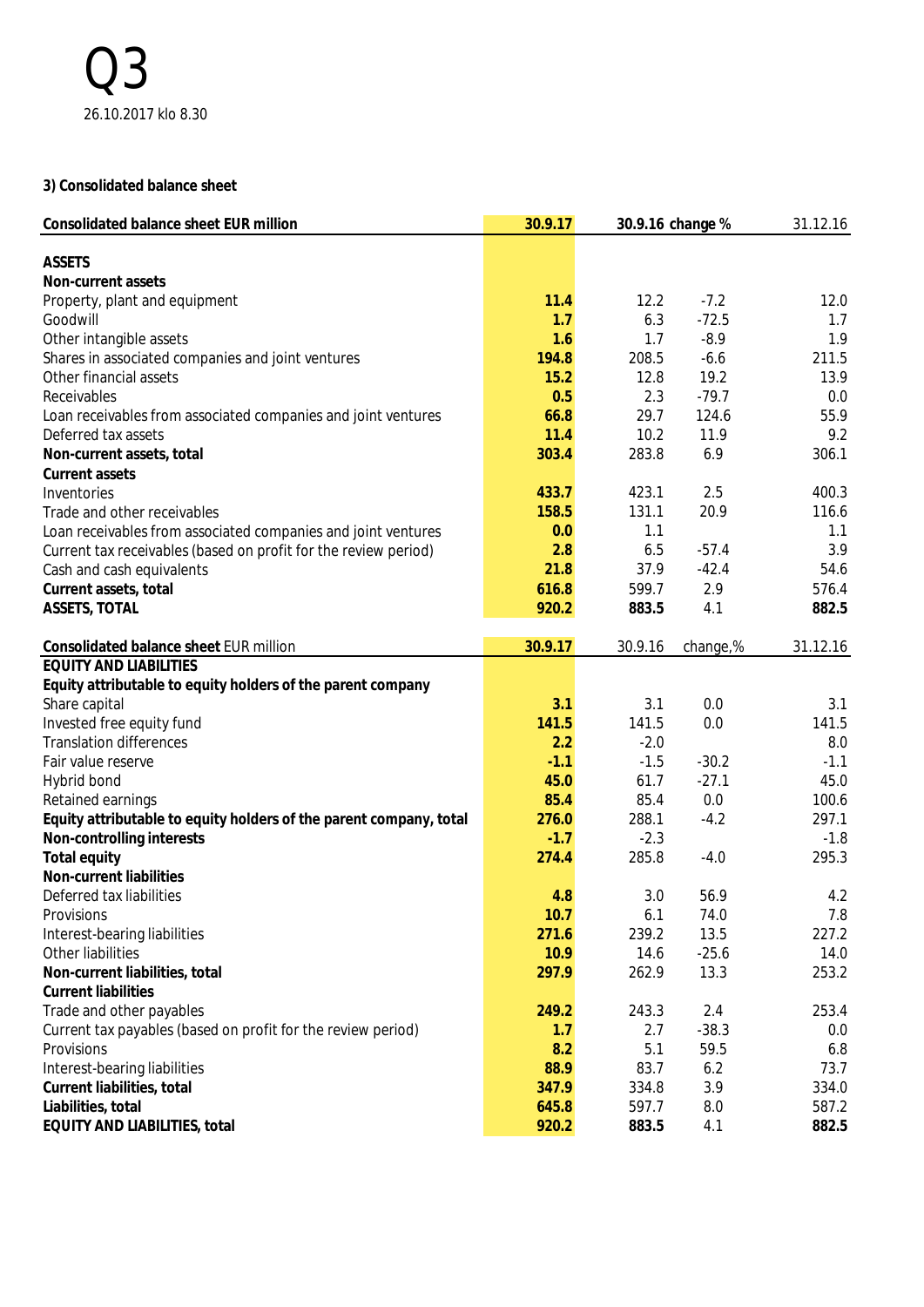# Q3

26.10.2017 klo 8.30

### 3) Consolidated balance sheet

| **Consolidated balance sheet EUR million** | **30.9.17** | 30.9.16 | change % | 31.12.16 |
|---|---|---|---|---|
| **ASSETS** | | | | |
| **Non-current assets** | | | | |
| Property, plant and equipment | **11.4** | 12.2 | -7.2 | 12.0 |
| Goodwill | **1.7** | 6.3 | -72.5 | 1.7 |
| Other intangible assets | **1.6** | 1.7 | -8.9 | 1.9 |
| Shares in associated companies and joint ventures | **194.8** | 208.5 | -6.6 | 211.5 |
| Other financial assets | **15.2** | 12.8 | 19.2 | 13.9 |
| Receivables | **0.5** | 2.3 | -79.7 | 0.0 |
| Loan receivables from associated companies and joint ventures | **66.8** | 29.7 | 124.6 | 55.9 |
| Deferred tax assets | **11.4** | 10.2 | 11.9 | 9.2 |
| **Non-current assets, total** | **303.4** | 283.8 | 6.9 | 306.1 |
| **Current assets** | | | | |
| Inventories | **433.7** | 423.1 | 2.5 | 400.3 |
| Trade and other receivables | **158.5** | 131.1 | 20.9 | 116.6 |
| Loan receivables from associated companies and joint ventures | **0.0** | 1.1 | | 1.1 |
| Current tax receivables (based on profit for the review period) | **2.8** | 6.5 | -57.4 | 3.9 |
| Cash and cash equivalents | **21.8** | 37.9 | -42.4 | 54.6 |
| **Current assets, total** | **616.8** | 599.7 | 2.9 | 576.4 |
| **ASSETS, TOTAL** | **920.2** | **883.5** | 4.1 | **882.5** |

| **Consolidated balance sheet** EUR million | **30.9.17** | 30.9.16 | change,% | 31.12.16 |
|---|---|---|---|---|
| **EQUITY AND LIABILITIES** | | | | |
| **Equity attributable to equity holders of the parent company** | | | | |
| Share capital | **3.1** | 3.1 | 0.0 | 3.1 |
| Invested free equity fund | **141.5** | 141.5 | 0.0 | 141.5 |
| Translation differences | **2.2** | -2.0 | | 8.0 |
| Fair value reserve | **-1.1** | -1.5 | -30.2 | -1.1 |
| Hybrid bond | **45.0** | 61.7 | -27.1 | 45.0 |
| Retained earnings | **85.4** | 85.4 | 0.0 | 100.6 |
| **Equity attributable to equity holders of the parent company, total** | **276.0** | 288.1 | -4.2 | 297.1 |
| **Non-controlling interests** | **-1.7** | -2.3 | | -1.8 |
| **Total equity** | **274.4** | 285.8 | -4.0 | 295.3 |
| **Non-current liabilities** | | | | |
| Deferred tax liabilities | **4.8** | 3.0 | 56.9 | 4.2 |
| Provisions | **10.7** | 6.1 | 74.0 | 7.8 |
| Interest-bearing liabilities | **271.6** | 239.2 | 13.5 | 227.2 |
| Other liabilities | **10.9** | 14.6 | -25.6 | 14.0 |
| **Non-current liabilities, total** | **297.9** | 262.9 | 13.3 | 253.2 |
| **Current liabilities** | | | | |
| Trade and other payables | **249.2** | 243.3 | 2.4 | 253.4 |
| Current tax payables (based on profit for the review period) | **1.7** | 2.7 | -38.3 | 0.0 |
| Provisions | **8.2** | 5.1 | 59.5 | 6.8 |
| Interest-bearing liabilities | **88.9** | 83.7 | 6.2 | 73.7 |
| **Current liabilities, total** | **347.9** | 334.8 | 3.9 | 334.0 |
| **Liabilities, total** | **645.8** | 597.7 | 8.0 | 587.2 |
| **EQUITY AND LIABILITIES, total** | **920.2** | **883.5** | 4.1 | **882.5** |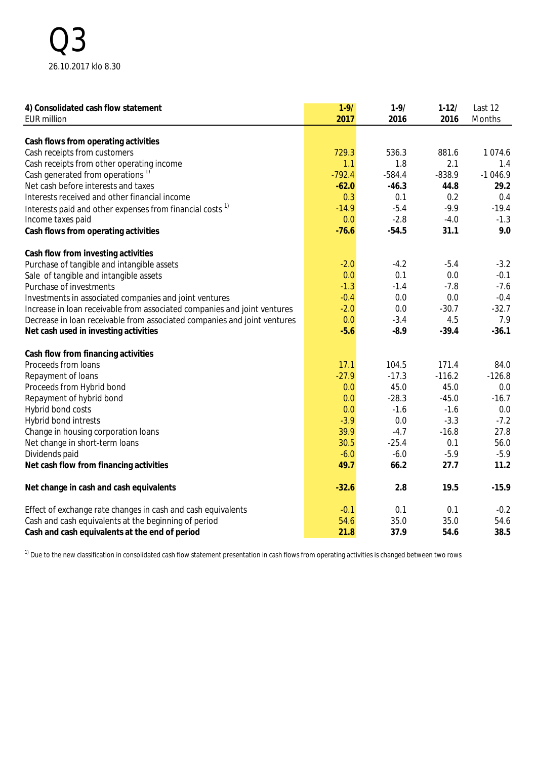# Q3

26.10.2017 klo 8.30

| **4) Consolidated cash flow statement** EUR million | **1-9/ 2017** | 1-9/ 2016 | 1-12/ 2016 | Last 12 Months |
|---|---|---|---|---|
| **Cash flows from operating activities** | | | | |
| Cash receipts from customers | 729.3 | 536.3 | 881.6 | 1 074.6 |
| Cash receipts from other operating income | 1.1 | 1.8 | 2.1 | 1.4 |
| Cash generated from operations [1] | -792.4 | -584.4 | -838.9 | -1 046.9 |
| Net cash before interests and taxes | **-62.0** | **-46.3** | **44.8** | **29.2** |
| Interests received and other financial income | 0.3 | 0.1 | 0.2 | 0.4 |
| Interests paid and other expenses from financial costs [1] | -14.9 | -5.4 | -9.9 | -19.4 |
| Income taxes paid | 0.0 | -2.8 | -4.0 | -1.3 |
| **Cash flows from operating activities** | **-76.6** | **-54.5** | **31.1** | **9.0** |
| | | | | |
| **Cash flow from investing activities** | | | | |
| Purchase of tangible and intangible assets | -2.0 | -4.2 | -5.4 | -3.2 |
| Sale of tangible and intangible assets | 0.0 | 0.1 | 0.0 | -0.1 |
| Purchase of investments | -1.3 | -1.4 | -7.8 | -7.6 |
| Investments in associated companies and joint ventures | -0.4 | 0.0 | 0.0 | -0.4 |
| Increase in loan receivable from associated companies and joint ventures | -2.0 | 0.0 | -30.7 | -32.7 |
| Decrease in loan receivable from associated companies and joint ventures | 0.0 | -3.4 | 4.5 | 7.9 |
| **Net cash used in investing activities** | **-5.6** | **-8.9** | **-39.4** | **-36.1** |
| | | | | |
| **Cash flow from financing activities** | | | | |
| Proceeds from loans | 17.1 | 104.5 | 171.4 | 84.0 |
| Repayment of loans | -27.9 | -17.3 | -116.2 | -126.8 |
| Proceeds from Hybrid bond | 0.0 | 45.0 | 45.0 | 0.0 |
| Repayment of hybrid bond | 0.0 | -28.3 | -45.0 | -16.7 |
| Hybrid bond costs | 0.0 | -1.6 | -1.6 | 0.0 |
| Hybrid bond intrests | -3.9 | 0.0 | -3.3 | -7.2 |
| Change in housing corporation loans | 39.9 | -4.7 | -16.8 | 27.8 |
| Net change in short-term loans | 30.5 | -25.4 | 0.1 | 56.0 |
| Dividends paid | -6.0 | -6.0 | -5.9 | -5.9 |
| **Net cash flow from financing activities** | **49.7** | **66.2** | **27.7** | **11.2** |
| | | | | |
| **Net change in cash and cash equivalents** | **-32.6** | **2.8** | **19.5** | **-15.9** |
| | | | | |
| Effect of exchange rate changes in cash and cash equivalents | -0.1 | 0.1 | 0.1 | -0.2 |
| Cash and cash equivalents at the beginning of period | 54.6 | 35.0 | 35.0 | 54.6 |
| **Cash and cash equivalents at the end of period** | **21.8** | **37.9** | **54.6** | **38.5** |

[1] Due to the new classification in consolidated cash flow statement presentation in cash flows from operating activities is changed between two rows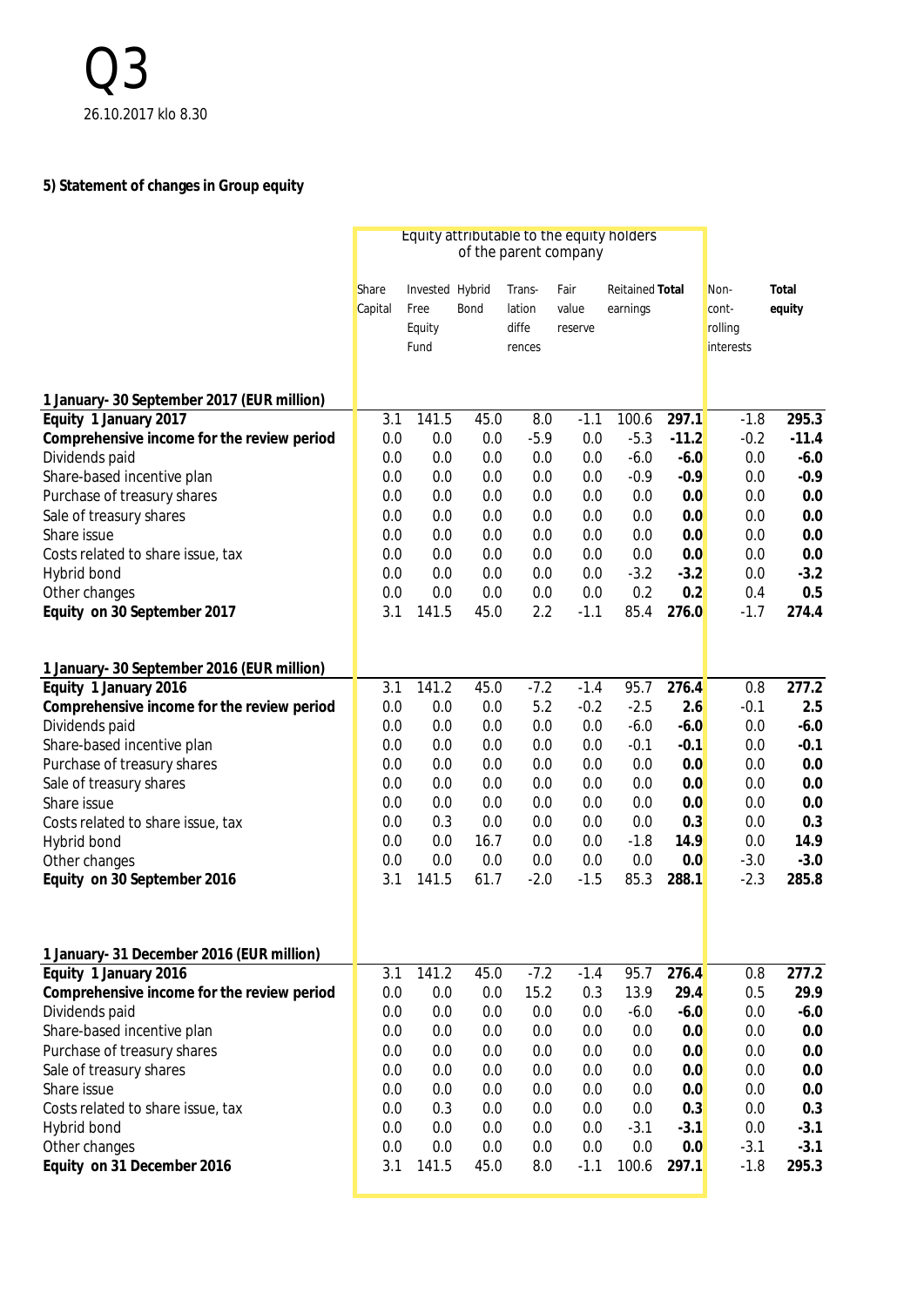# Q3

26.10.2017 klo 8.30

**5) Statement of changes in Group equity**

| | Equity attributable to the equity holders of the parent company | | | | | | | | |
|---|---|---|---|---|---|---|---|---|---|
| | Share Capital | Invested Free Equity Fund | Hybrid Bond | Translation differences | Fair value reserve | Reitained earnings | **Total** | Non-controlling interests | **Total equity** |
| **1 January- 30 September 2017 (EUR million)** | | | | | | | | | |
| **Equity 1 January 2017** | 3.1 | 141.5 | 45.0 | 8.0 | -1.1 | 100.6 | **297.1** | -1.8 | **295.3** |
| **Comprehensive income for the review period** | 0.0 | 0.0 | 0.0 | -5.9 | 0.0 | -5.3 | **-11.2** | -0.2 | **-11.4** |
| Dividends paid | 0.0 | 0.0 | 0.0 | 0.0 | 0.0 | -6.0 | **-6.0** | 0.0 | **-6.0** |
| Share-based incentive plan | 0.0 | 0.0 | 0.0 | 0.0 | 0.0 | -0.9 | **-0.9** | 0.0 | **-0.9** |
| Purchase of treasury shares | 0.0 | 0.0 | 0.0 | 0.0 | 0.0 | 0.0 | **0.0** | 0.0 | **0.0** |
| Sale of treasury shares | 0.0 | 0.0 | 0.0 | 0.0 | 0.0 | 0.0 | **0.0** | 0.0 | **0.0** |
| Share issue | 0.0 | 0.0 | 0.0 | 0.0 | 0.0 | 0.0 | **0.0** | 0.0 | **0.0** |
| Costs related to share issue, tax | 0.0 | 0.0 | 0.0 | 0.0 | 0.0 | 0.0 | **0.0** | 0.0 | **0.0** |
| Hybrid bond | 0.0 | 0.0 | 0.0 | 0.0 | 0.0 | -3.2 | **-3.2** | 0.0 | **-3.2** |
| Other changes | 0.0 | 0.0 | 0.0 | 0.0 | 0.0 | 0.2 | **0.2** | 0.4 | **0.5** |
| **Equity on 30 September 2017** | 3.1 | 141.5 | 45.0 | 2.2 | -1.1 | 85.4 | **276.0** | -1.7 | **274.4** |
| | | | | | | | | | |
| **1 January- 30 September 2016 (EUR million)** | | | | | | | | | |
| **Equity 1 January 2016** | 3.1 | 141.2 | 45.0 | -7.2 | -1.4 | 95.7 | **276.4** | 0.8 | **277.2** |
| **Comprehensive income for the review period** | 0.0 | 0.0 | 0.0 | 5.2 | -0.2 | -2.5 | **2.6** | -0.1 | **2.5** |
| Dividends paid | 0.0 | 0.0 | 0.0 | 0.0 | 0.0 | -6.0 | **-6.0** | 0.0 | **-6.0** |
| Share-based incentive plan | 0.0 | 0.0 | 0.0 | 0.0 | 0.0 | -0.1 | **-0.1** | 0.0 | **-0.1** |
| Purchase of treasury shares | 0.0 | 0.0 | 0.0 | 0.0 | 0.0 | 0.0 | **0.0** | 0.0 | **0.0** |
| Sale of treasury shares | 0.0 | 0.0 | 0.0 | 0.0 | 0.0 | 0.0 | **0.0** | 0.0 | **0.0** |
| Share issue | 0.0 | 0.0 | 0.0 | 0.0 | 0.0 | 0.0 | **0.0** | 0.0 | **0.0** |
| Costs related to share issue, tax | 0.0 | 0.3 | 0.0 | 0.0 | 0.0 | 0.0 | **0.3** | 0.0 | **0.3** |
| Hybrid bond | 0.0 | 0.0 | 16.7 | 0.0 | 0.0 | -1.8 | **14.9** | 0.0 | **14.9** |
| Other changes | 0.0 | 0.0 | 0.0 | 0.0 | 0.0 | 0.0 | **0.0** | -3.0 | **-3.0** |
| **Equity on 30 September 2016** | 3.1 | 141.5 | 61.7 | -2.0 | -1.5 | 85.3 | **288.1** | -2.3 | **285.8** |
| | | | | | | | | | |
| **1 January- 31 December 2016 (EUR million)** | | | | | | | | | |
| **Equity 1 January 2016** | 3.1 | 141.2 | 45.0 | -7.2 | -1.4 | 95.7 | **276.4** | 0.8 | **277.2** |
| **Comprehensive income for the review period** | 0.0 | 0.0 | 0.0 | 15.2 | 0.3 | 13.9 | **29.4** | 0.5 | **29.9** |
| Dividends paid | 0.0 | 0.0 | 0.0 | 0.0 | 0.0 | -6.0 | **-6.0** | 0.0 | **-6.0** |
| Share-based incentive plan | 0.0 | 0.0 | 0.0 | 0.0 | 0.0 | 0.0 | **0.0** | 0.0 | **0.0** |
| Purchase of treasury shares | 0.0 | 0.0 | 0.0 | 0.0 | 0.0 | 0.0 | **0.0** | 0.0 | **0.0** |
| Sale of treasury shares | 0.0 | 0.0 | 0.0 | 0.0 | 0.0 | 0.0 | **0.0** | 0.0 | **0.0** |
| Share issue | 0.0 | 0.0 | 0.0 | 0.0 | 0.0 | 0.0 | **0.0** | 0.0 | **0.0** |
| Costs related to share issue, tax | 0.0 | 0.3 | 0.0 | 0.0 | 0.0 | 0.0 | **0.3** | 0.0 | **0.3** |
| Hybrid bond | 0.0 | 0.0 | 0.0 | 0.0 | 0.0 | -3.1 | **-3.1** | 0.0 | **-3.1** |
| Other changes | 0.0 | 0.0 | 0.0 | 0.0 | 0.0 | 0.0 | **0.0** | -3.1 | **-3.1** |
| **Equity on 31 December 2016** | 3.1 | 141.5 | 45.0 | 8.0 | -1.1 | 100.6 | **297.1** | -1.8 | **295.3** |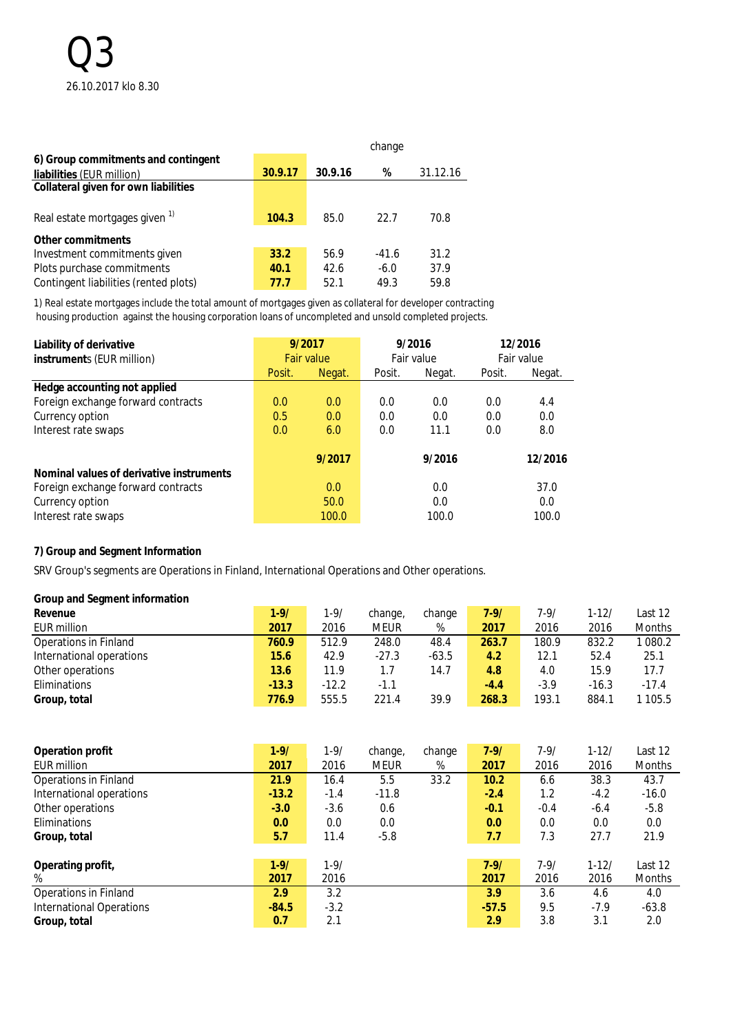Q3

26.10.2017 klo 8.30

| 6) Group commitments and contingent liabilities (EUR million) | 30.9.17 | 30.9.16 | change % | 31.12.16 |
|---|---|---|---|---|
| **Collateral given for own liabilities** | | | | |
| Real estate mortgages given [1] | **104.3** | 85.0 | 22.7 | 70.8 |
| **Other commitments** | | | | |
| Investment commitments given | **33.2** | 56.9 | -41.6 | 31.2 |
| Plots purchase commitments | **40.1** | 42.6 | -6.0 | 37.9 |
| Contingent liabilities (rented plots) | **77.7** | 52.1 | 49.3 | 59.8 |

1) Real estate mortgages include the total amount of mortgages given as collateral for developer contracting housing production against the housing corporation loans of uncompleted and unsold completed projects.

| Liability of derivative instruments (EUR million) | 9/2017 Fair value | | 9/2016 Fair value | | 12/2016 Fair value | |
|---|---|---|---|---|---|---|
| | Posit. | Negat. | Posit. | Negat. | Posit. | Negat. |
| **Hedge accounting not applied** | | | | | | |
| Foreign exchange forward contracts | 0.0 | 0.0 | 0.0 | 0.0 | 0.0 | 4.4 |
| Currency option | 0.5 | 0.0 | 0.0 | 0.0 | 0.0 | 0.0 |
| Interest rate swaps | 0.0 | 6.0 | 0.0 | 11.1 | 0.0 | 8.0 |

| Nominal values of derivative instruments | 9/2017 | 9/2016 | 12/2016 |
|---|---|---|---|
| Foreign exchange forward contracts | 0.0 | 0.0 | 37.0 |
| Currency option | 50.0 | 0.0 | 0.0 |
| Interest rate swaps | 100.0 | 100.0 | 100.0 |

**7) Group and Segment Information**

SRV Group's segments are Operations in Finland, International Operations and Other operations.

**Group and Segment information**

| Revenue EUR million | 1-9/ 2017 | 1-9/ 2016 | change, MEUR | change % | 7-9/ 2017 | 7-9/ 2016 | 1-12/ 2016 | Last 12 Months |
|---|---|---|---|---|---|---|---|---|
| Operations in Finland | **760.9** | 512.9 | 248.0 | 48.4 | **263.7** | 180.9 | 832.2 | 1 080.2 |
| International operations | **15.6** | 42.9 | -27.3 | -63.5 | **4.2** | 12.1 | 52.4 | 25.1 |
| Other operations | **13.6** | 11.9 | 1.7 | 14.7 | **4.8** | 4.0 | 15.9 | 17.7 |
| Eliminations | **-13.3** | -12.2 | -1.1 | | **-4.4** | -3.9 | -16.3 | -17.4 |
| **Group, total** | **776.9** | 555.5 | 221.4 | 39.9 | **268.3** | 193.1 | 884.1 | 1 105.5 |

| Operation profit EUR million | 1-9/ 2017 | 1-9/ 2016 | change, MEUR | change % | 7-9/ 2017 | 7-9/ 2016 | 1-12/ 2016 | Last 12 Months |
|---|---|---|---|---|---|---|---|---|
| Operations in Finland | **21.9** | 16.4 | 5.5 | 33.2 | **10.2** | 6.6 | 38.3 | 43.7 |
| International operations | **-13.2** | -1.4 | -11.8 | | **-2.4** | 1.2 | -4.2 | -16.0 |
| Other operations | **-3.0** | -3.6 | 0.6 | | **-0.1** | -0.4 | -6.4 | -5.8 |
| Eliminations | **0.0** | 0.0 | 0.0 | | **0.0** | 0.0 | 0.0 | 0.0 |
| **Group, total** | **5.7** | 11.4 | -5.8 | | **7.7** | 7.3 | 27.7 | 21.9 |

| Operating profit, % | 1-9/ 2017 | 1-9/ 2016 | 7-9/ 2017 | 7-9/ 2016 | 1-12/ 2016 | Last 12 Months |
|---|---|---|---|---|---|---|
| Operations in Finland | **2.9** | 3.2 | **3.9** | 3.6 | 4.6 | 4.0 |
| International Operations | **-84.5** | -3.2 | **-57.5** | 9.5 | -7.9 | -63.8 |
| **Group, total** | **0.7** | 2.1 | **2.9** | 3.8 | 3.1 | 2.0 |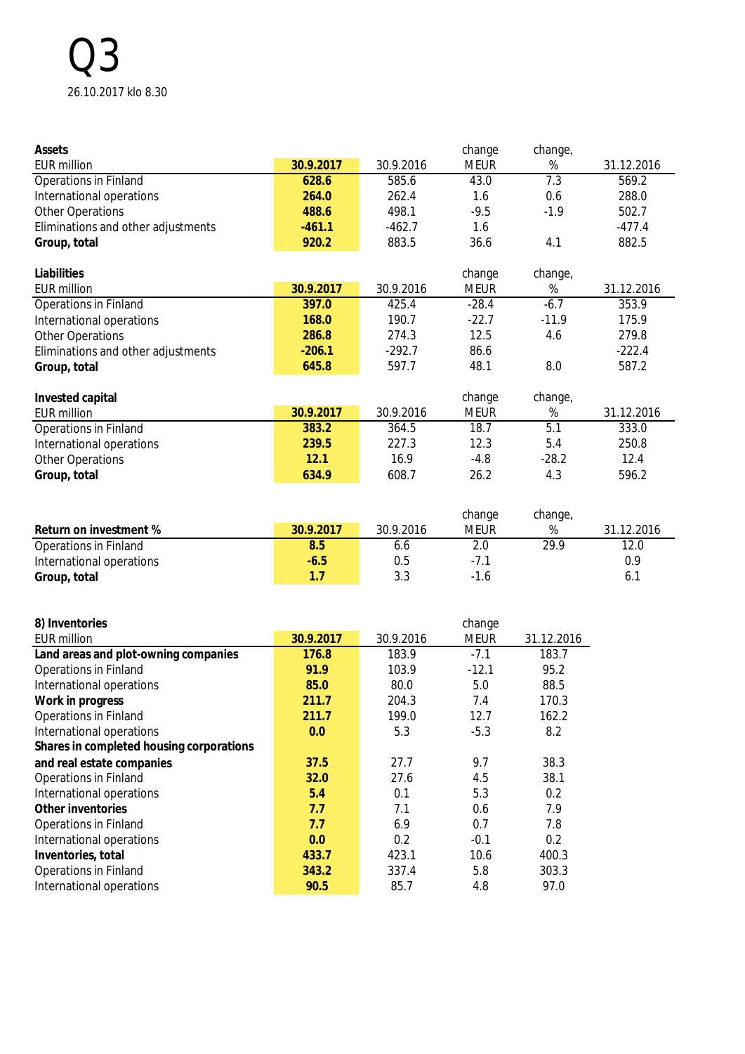# Q3

26.10.2017 klo 8.30

| **Assets**<br>EUR million | **30.9.2017** | 30.9.2016 | change MEUR | change, % | 31.12.2016 |
|---|---|---|---|---|---|
| Operations in Finland | **628.6** | 585.6 | 43.0 | 7.3 | 569.2 |
| International operations | **264.0** | 262.4 | 1.6 | 0.6 | 288.0 |
| Other Operations | **488.6** | 498.1 | -9.5 | -1.9 | 502.7 |
| Eliminations and other adjustments | **-461.1** | -462.7 | 1.6 | | -477.4 |
| **Group, total** | **920.2** | 883.5 | 36.6 | 4.1 | 882.5 |

| **Liabilities**<br>EUR million | **30.9.2017** | 30.9.2016 | change MEUR | change, % | 31.12.2016 |
|---|---|---|---|---|---|
| Operations in Finland | **397.0** | 425.4 | -28.4 | -6.7 | 353.9 |
| International operations | **168.0** | 190.7 | -22.7 | -11.9 | 175.9 |
| Other Operations | **286.8** | 274.3 | 12.5 | 4.6 | 279.8 |
| Eliminations and other adjustments | **-206.1** | -292.7 | 86.6 | | -222.4 |
| **Group, total** | **645.8** | 597.7 | 48.1 | 8.0 | 587.2 |

| **Invested capital**<br>EUR million | **30.9.2017** | 30.9.2016 | change MEUR | change, % | 31.12.2016 |
|---|---|---|---|---|---|
| Operations in Finland | **383.2** | 364.5 | 18.7 | 5.1 | 333.0 |
| International operations | **239.5** | 227.3 | 12.3 | 5.4 | 250.8 |
| Other Operations | **12.1** | 16.9 | -4.8 | -28.2 | 12.4 |
| **Group, total** | **634.9** | 608.7 | 26.2 | 4.3 | 596.2 |

| **Return on investment %** | **30.9.2017** | 30.9.2016 | change MEUR | change, % | 31.12.2016 |
|---|---|---|---|---|---|
| Operations in Finland | **8.5** | 6.6 | 2.0 | 29.9 | 12.0 |
| International operations | **-6.5** | 0.5 | -7.1 | | 0.9 |
| **Group, total** | **1.7** | 3.3 | -1.6 | | 6.1 |

| **8) Inventories**<br>EUR million | **30.9.2017** | 30.9.2016 | change MEUR | 31.12.2016 |
|---|---|---|---|---|
| **Land areas and plot-owning companies** | **176.8** | 183.9 | -7.1 | 183.7 |
| Operations in Finland | **91.9** | 103.9 | -12.1 | 95.2 |
| International operations | **85.0** | 80.0 | 5.0 | 88.5 |
| **Work in progress** | **211.7** | 204.3 | 7.4 | 170.3 |
| Operations in Finland | **211.7** | 199.0 | 12.7 | 162.2 |
| International operations | **0.0** | 5.3 | -5.3 | 8.2 |
| **Shares in completed housing corporations and real estate companies** | **37.5** | 27.7 | 9.7 | 38.3 |
| Operations in Finland | **32.0** | 27.6 | 4.5 | 38.1 |
| International operations | **5.4** | 0.1 | 5.3 | 0.2 |
| **Other inventories** | **7.7** | 7.1 | 0.6 | 7.9 |
| Operations in Finland | **7.7** | 6.9 | 0.7 | 7.8 |
| International operations | **0.0** | 0.2 | -0.1 | 0.2 |
| **Inventories, total** | **433.7** | 423.1 | 10.6 | 400.3 |
| Operations in Finland | **343.2** | 337.4 | 5.8 | 303.3 |
| International operations | **90.5** | 85.7 | 4.8 | 97.0 |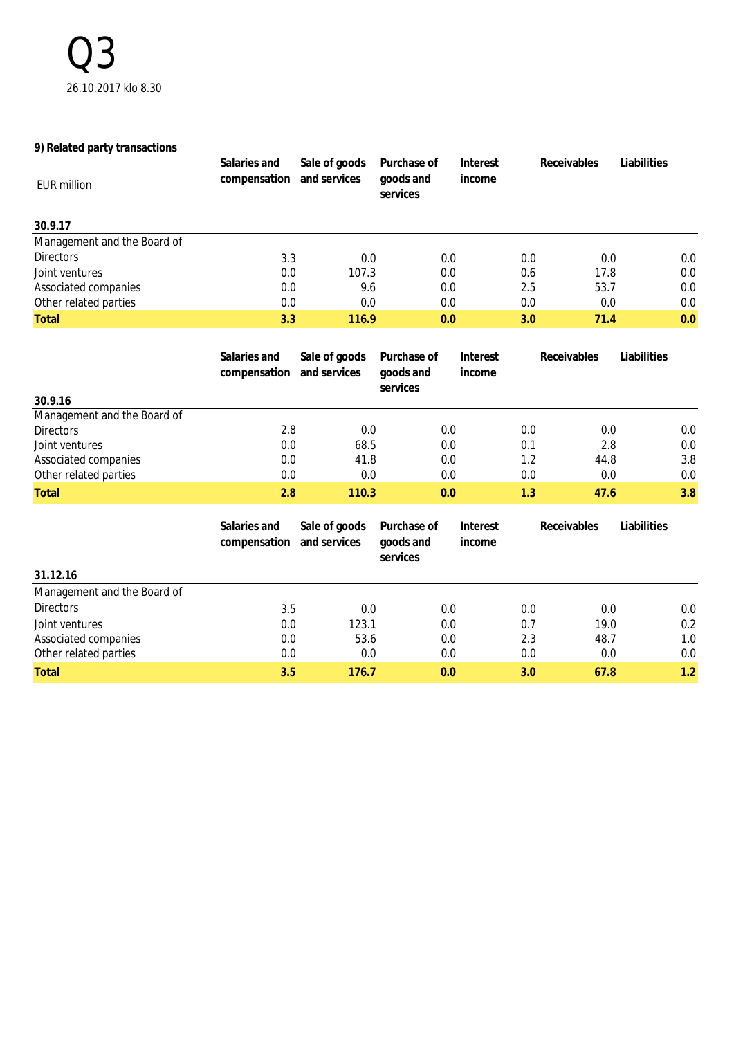Q3

26.10.2017 klo 8.30

**9) Related party transactions**

| EUR million | Salaries and compensation | Sale of goods and services | Purchase of goods and services | Interest income | Receivables | Liabilities |
|---|---|---|---|---|---|---|
| **30.9.17** | | | | | | |
| Management and the Board of Directors | 3.3 | 0.0 | 0.0 | 0.0 | 0.0 | 0.0 |
| Joint ventures | 0.0 | 107.3 | 0.0 | 0.6 | 17.8 | 0.0 |
| Associated companies | 0.0 | 9.6 | 0.0 | 2.5 | 53.7 | 0.0 |
| Other related parties | 0.0 | 0.0 | 0.0 | 0.0 | 0.0 | 0.0 |
| **Total** | **3.3** | **116.9** | **0.0** | **3.0** | **71.4** | **0.0** |

| | Salaries and compensation | Sale of goods and services | Purchase of goods and services | Interest income | Receivables | Liabilities |
|---|---|---|---|---|---|---|
| **30.9.16** | | | | | | |
| Management and the Board of Directors | 2.8 | 0.0 | 0.0 | 0.0 | 0.0 | 0.0 |
| Joint ventures | 0.0 | 68.5 | 0.0 | 0.1 | 2.8 | 0.0 |
| Associated companies | 0.0 | 41.8 | 0.0 | 1.2 | 44.8 | 3.8 |
| Other related parties | 0.0 | 0.0 | 0.0 | 0.0 | 0.0 | 0.0 |
| **Total** | **2.8** | **110.3** | **0.0** | **1.3** | **47.6** | **3.8** |

| | Salaries and compensation | Sale of goods and services | Purchase of goods and services | Interest income | Receivables | Liabilities |
|---|---|---|---|---|---|---|
| **31.12.16** | | | | | | |
| Management and the Board of Directors | 3.5 | 0.0 | 0.0 | 0.0 | 0.0 | 0.0 |
| Joint ventures | 0.0 | 123.1 | 0.0 | 0.7 | 19.0 | 0.2 |
| Associated companies | 0.0 | 53.6 | 0.0 | 2.3 | 48.7 | 1.0 |
| Other related parties | 0.0 | 0.0 | 0.0 | 0.0 | 0.0 | 0.0 |
| **Total** | **3.5** | **176.7** | **0.0** | **3.0** | **67.8** | **1.2** |